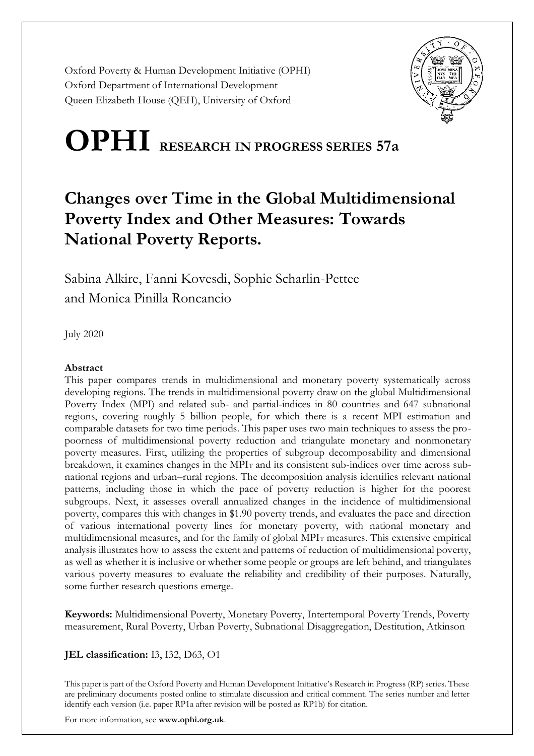Oxford Poverty & Human Development Initiative (OPHI)
Oxford Department of International Development
Queen Elizabeth House (QEH), University of Oxford

# OPHI RESEARCH IN PROGRESS SERIES 57a

## Changes over Time in the Global Multidimensional Poverty Index and Other Measures: Towards National Poverty Reports.

Sabina Alkire, Fanni Kovesdi, Sophie Scharlin-Pettee and Monica Pinilla Roncancio

July 2020

**Abstract**

This paper compares trends in multidimensional and monetary poverty systematically across developing regions. The trends in multidimensional poverty draw on the global Multidimensional Poverty Index (MPI) and related sub- and partial-indices in 80 countries and 647 subnational regions, covering roughly 5 billion people, for which there is a recent MPI estimation and comparable datasets for two time periods. This paper uses two main techniques to assess the pro-poorness of multidimensional poverty reduction and triangulate monetary and nonmonetary poverty measures. First, utilizing the properties of subgroup decomposability and dimensional breakdown, it examines changes in the $MPI_T$ and its consistent sub-indices over time across sub-national regions and urban–rural regions. The decomposition analysis identifies relevant national patterns, including those in which the pace of poverty reduction is higher for the poorest subgroups. Next, it assesses overall annualized changes in the incidence of multidimensional poverty, compares this with changes in \$1.90 poverty trends, and evaluates the pace and direction of various international poverty lines for monetary poverty, with national monetary and multidimensional measures, and for the family of global $MPI_T$ measures. This extensive empirical analysis illustrates how to assess the extent and patterns of reduction of multidimensional poverty, as well as whether it is inclusive or whether some people or groups are left behind, and triangulates various poverty measures to evaluate the reliability and credibility of their purposes. Naturally, some further research questions emerge.

**Keywords:** Multidimensional Poverty, Monetary Poverty, Intertemporal Poverty Trends, Poverty measurement, Rural Poverty, Urban Poverty, Subnational Disaggregation, Destitution, Atkinson

**JEL classification:** I3, I32, D63, O1

This paper is part of the Oxford Poverty and Human Development Initiative's Research in Progress (RP) series. These are preliminary documents posted online to stimulate discussion and critical comment. The series number and letter identify each version (i.e. paper RP1a after revision will be posted as RP1b) for citation.

For more information, see **www.ophi.org.uk**.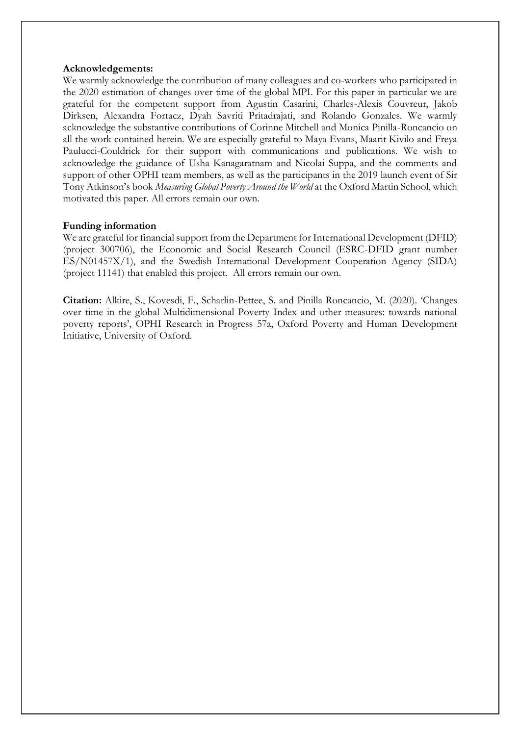**Acknowledgements:**

We warmly acknowledge the contribution of many colleagues and co-workers who participated in the 2020 estimation of changes over time of the global MPI. For this paper in particular we are grateful for the competent support from Agustin Casarini, Charles-Alexis Couvreur, Jakob Dirksen, Alexandra Fortacz, Dyah Savriti Pritadrajati, and Rolando Gonzales. We warmly acknowledge the substantive contributions of Corinne Mitchell and Monica Pinilla-Roncancio on all the work contained herein. We are especially grateful to Maya Evans, Maarit Kivilo and Freya Paulucci-Couldrick for their support with communications and publications. We wish to acknowledge the guidance of Usha Kanagaratnam and Nicolai Suppa, and the comments and support of other OPHI team members, as well as the participants in the 2019 launch event of Sir Tony Atkinson's book *Measuring Global Poverty Around the World* at the Oxford Martin School, which motivated this paper. All errors remain our own.

**Funding information**

We are grateful for financial support from the Department for International Development (DFID) (project 300706), the Economic and Social Research Council (ESRC-DFID grant number ES/N01457X/1), and the Swedish International Development Cooperation Agency (SIDA) (project 11141) that enabled this project. All errors remain our own.

**Citation:** Alkire, S., Kovesdi, F., Scharlin-Pettee, S. and Pinilla Roncancio, M. (2020). 'Changes over time in the global Multidimensional Poverty Index and other measures: towards national poverty reports', OPHI Research in Progress 57a, Oxford Poverty and Human Development Initiative, University of Oxford.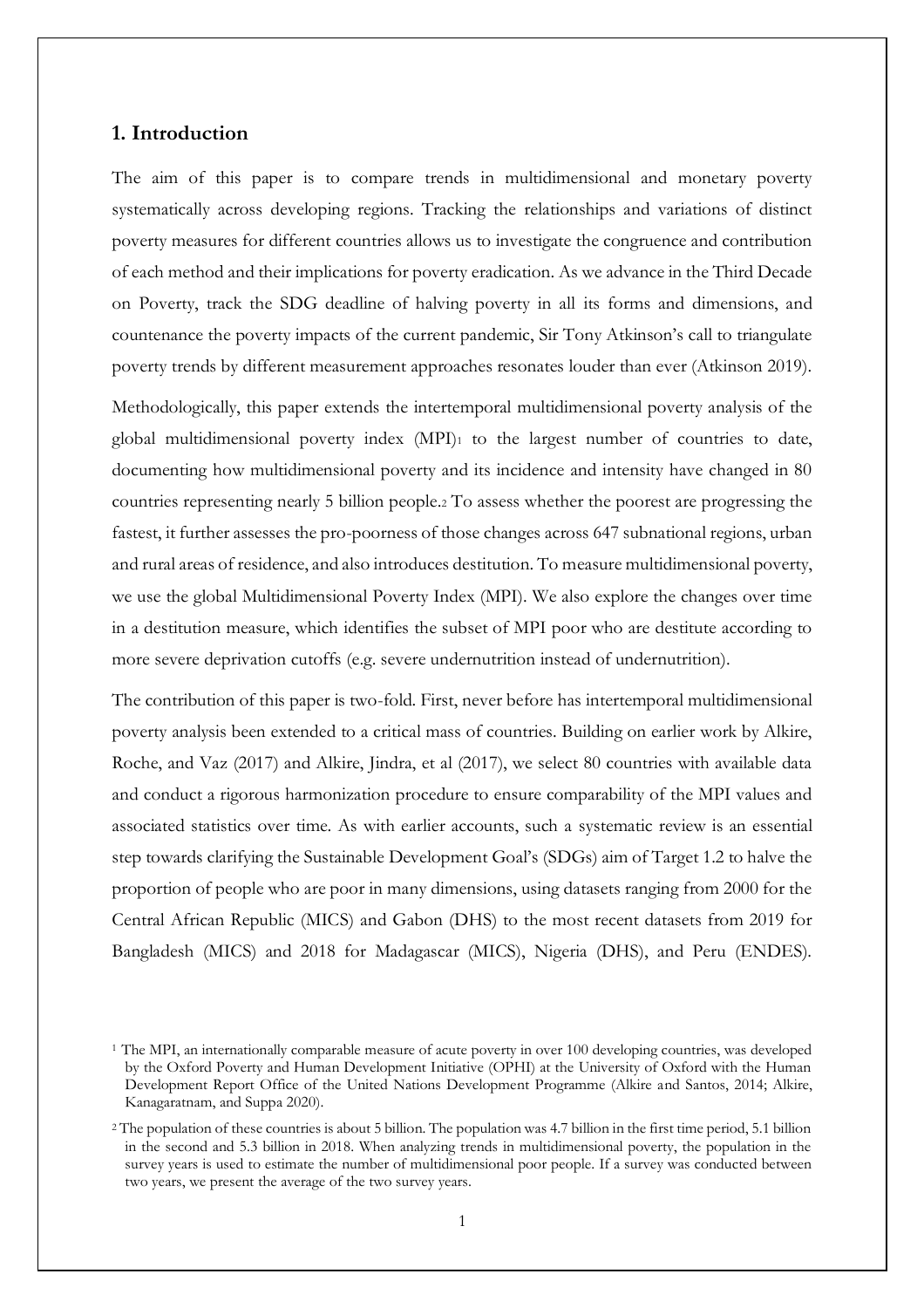## 1. Introduction

The aim of this paper is to compare trends in multidimensional and monetary poverty systematically across developing regions. Tracking the relationships and variations of distinct poverty measures for different countries allows us to investigate the congruence and contribution of each method and their implications for poverty eradication. As we advance in the Third Decade on Poverty, track the SDG deadline of halving poverty in all its forms and dimensions, and countenance the poverty impacts of the current pandemic, Sir Tony Atkinson's call to triangulate poverty trends by different measurement approaches resonates louder than ever (Atkinson 2019).

Methodologically, this paper extends the intertemporal multidimensional poverty analysis of the global multidimensional poverty index (MPI)[1] to the largest number of countries to date, documenting how multidimensional poverty and its incidence and intensity have changed in 80 countries representing nearly 5 billion people.[2] To assess whether the poorest are progressing the fastest, it further assesses the pro-poorness of those changes across 647 subnational regions, urban and rural areas of residence, and also introduces destitution. To measure multidimensional poverty, we use the global Multidimensional Poverty Index (MPI). We also explore the changes over time in a destitution measure, which identifies the subset of MPI poor who are destitute according to more severe deprivation cutoffs (e.g. severe undernutrition instead of undernutrition).

The contribution of this paper is two-fold. First, never before has intertemporal multidimensional poverty analysis been extended to a critical mass of countries. Building on earlier work by Alkire, Roche, and Vaz (2017) and Alkire, Jindra, et al (2017), we select 80 countries with available data and conduct a rigorous harmonization procedure to ensure comparability of the MPI values and associated statistics over time. As with earlier accounts, such a systematic review is an essential step towards clarifying the Sustainable Development Goal's (SDGs) aim of Target 1.2 to halve the proportion of people who are poor in many dimensions, using datasets ranging from 2000 for the Central African Republic (MICS) and Gabon (DHS) to the most recent datasets from 2019 for Bangladesh (MICS) and 2018 for Madagascar (MICS), Nigeria (DHS), and Peru (ENDES).

[1] The MPI, an internationally comparable measure of acute poverty in over 100 developing countries, was developed by the Oxford Poverty and Human Development Initiative (OPHI) at the University of Oxford with the Human Development Report Office of the United Nations Development Programme (Alkire and Santos, 2014; Alkire, Kanagaratnam, and Suppa 2020).

[2] The population of these countries is about 5 billion. The population was 4.7 billion in the first time period, 5.1 billion in the second and 5.3 billion in 2018. When analyzing trends in multidimensional poverty, the population in the survey years is used to estimate the number of multidimensional poor people. If a survey was conducted between two years, we present the average of the two survey years.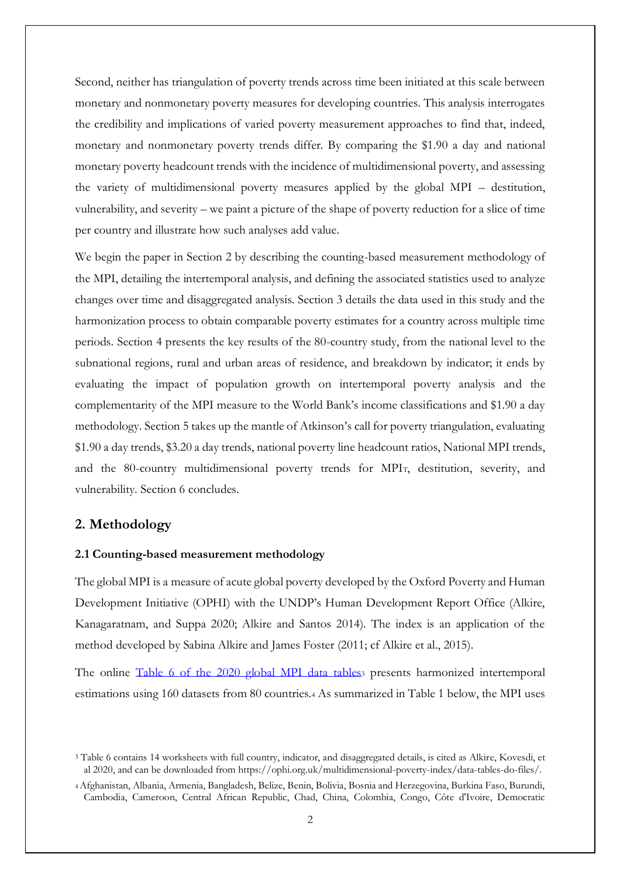Second, neither has triangulation of poverty trends across time been initiated at this scale between monetary and nonmonetary poverty measures for developing countries. This analysis interrogates the credibility and implications of varied poverty measurement approaches to find that, indeed, monetary and nonmonetary poverty trends differ. By comparing the \$1.90 a day and national monetary poverty headcount trends with the incidence of multidimensional poverty, and assessing the variety of multidimensional poverty measures applied by the global MPI – destitution, vulnerability, and severity – we paint a picture of the shape of poverty reduction for a slice of time per country and illustrate how such analyses add value.

We begin the paper in Section 2 by describing the counting-based measurement methodology of the MPI, detailing the intertemporal analysis, and defining the associated statistics used to analyze changes over time and disaggregated analysis. Section 3 details the data used in this study and the harmonization process to obtain comparable poverty estimates for a country across multiple time periods. Section 4 presents the key results of the 80-country study, from the national level to the subnational regions, rural and urban areas of residence, and breakdown by indicator; it ends by evaluating the impact of population growth on intertemporal poverty analysis and the complementarity of the MPI measure to the World Bank's income classifications and \$1.90 a day methodology. Section 5 takes up the mantle of Atkinson's call for poverty triangulation, evaluating \$1.90 a day trends, \$3.20 a day trends, national poverty line headcount ratios, National MPI trends, and the 80-country multidimensional poverty trends for $MPI_T$, destitution, severity, and vulnerability. Section 6 concludes.

## 2. Methodology

### 2.1 Counting-based measurement methodology

The global MPI is a measure of acute global poverty developed by the Oxford Poverty and Human Development Initiative (OPHI) with the UNDP's Human Development Report Office (Alkire, Kanagaratnam, and Suppa 2020; Alkire and Santos 2014). The index is an application of the method developed by Sabina Alkire and James Foster (2011; cf Alkire et al., 2015).

The online Table 6 of the 2020 global MPI data tables[3] presents harmonized intertemporal estimations using 160 datasets from 80 countries.[4] As summarized in Table 1 below, the MPI uses

[3] Table 6 contains 14 worksheets with full country, indicator, and disaggregated details, is cited as Alkire, Kovesdi, et al 2020, and can be downloaded from https://ophi.org.uk/multidimensional-poverty-index/data-tables-do-files/.

[4] Afghanistan, Albania, Armenia, Bangladesh, Belize, Benin, Bolivia, Bosnia and Herzegovina, Burkina Faso, Burundi, Cambodia, Cameroon, Central African Republic, Chad, China, Colombia, Congo, Côte d'Ivoire, Democratic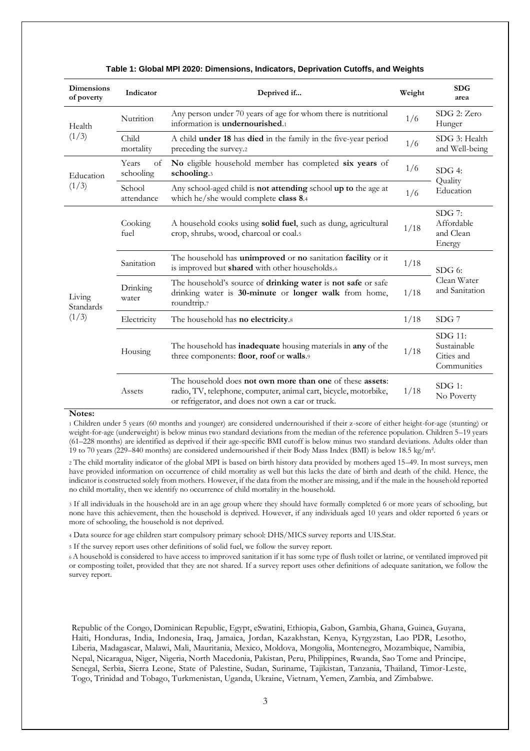**Table 1: Global MPI 2020: Dimensions, Indicators, Deprivation Cutoffs, and Weights**

| Dimensions of poverty | Indicator | Deprived if... | Weight | SDG area |
|---|---|---|---|---|
| Health (1/3) | Nutrition | Any person under 70 years of age for whom there is nutritional information is **undernourished**.[1] | 1/6 | SDG 2: Zero Hunger |
| | Child mortality | A child **under 18** has **died** in the family in the five-year period preceding the survey.[2] | 1/6 | SDG 3: Health and Well-being |
| Education (1/3) | Years of schooling | **No** eligible household member has completed **six years** of **schooling**.[3] | 1/6 | SDG 4: Quality Education |
| | School attendance | Any school-aged child is **not attending** school **up to** the age at which he/she would complete **class 8**.[4] | 1/6 | |
| Living Standards (1/3) | Cooking fuel | A household cooks using **solid fuel**, such as dung, agricultural crop, shrubs, wood, charcoal or coal.[5] | 1/18 | SDG 7: Affordable and Clean Energy |
| | Sanitation | The household has **unimproved** or **no** sanitation **facility** or it is improved but **shared** with other households.[6] | 1/18 | SDG 6: Clean Water and Sanitation |
| | Drinking water | The household's source of **drinking water** is **not safe** or safe drinking water is **30-minute** or **longer walk** from home, roundtrip.[7] | 1/18 | |
| | Electricity | The household has **no electricity**.[8] | 1/18 | SDG 7 |
| | Housing | The household has **inadequate** housing materials in **any** of the three components: **floor**, **roof** or **walls**.[9] | 1/18 | SDG 11: Sustainable Cities and Communities |
| | Assets | The household does **not own more than one** of these **assets**: radio, TV, telephone, computer, animal cart, bicycle, motorbike, or refrigerator, and does not own a car or truck. | 1/18 | SDG 1: No Poverty |

**Notes:**

[1] Children under 5 years (60 months and younger) are considered undernourished if their z-score of either height-for-age (stunting) or weight-for-age (underweight) is below minus two standard deviations from the median of the reference population. Children 5–19 years (61–228 months) are identified as deprived if their age-specific BMI cutoff is below minus two standard deviations. Adults older than 19 to 70 years (229–840 months) are considered undernourished if their Body Mass Index (BMI) is below 18.5 kg/m².

[2] The child mortality indicator of the global MPI is based on birth history data provided by mothers aged 15–49. In most surveys, men have provided information on occurrence of child mortality as well but this lacks the date of birth and death of the child. Hence, the indicator is constructed solely from mothers. However, if the data from the mother are missing, and if the male in the household reported no child mortality, then we identify no occurrence of child mortality in the household.

[3] If all individuals in the household are in an age group where they should have formally completed 6 or more years of schooling, but none have this achievement, then the household is deprived. However, if any individuals aged 10 years and older reported 6 years or more of schooling, the household is not deprived.

[4] Data source for age children start compulsory primary school: DHS/MICS survey reports and UIS.Stat.

[5] If the survey report uses other definitions of solid fuel, we follow the survey report.

[6] A household is considered to have access to improved sanitation if it has some type of flush toilet or latrine, or ventilated improved pit or composting toilet, provided that they are not shared. If a survey report uses other definitions of adequate sanitation, we follow the survey report.

Republic of the Congo, Dominican Republic, Egypt, eSwatini, Ethiopia, Gabon, Gambia, Ghana, Guinea, Guyana, Haiti, Honduras, India, Indonesia, Iraq, Jamaica, Jordan, Kazakhstan, Kenya, Kyrgyzstan, Lao PDR, Lesotho, Liberia, Madagascar, Malawi, Mali, Mauritania, Mexico, Moldova, Mongolia, Montenegro, Mozambique, Namibia, Nepal, Nicaragua, Niger, Nigeria, North Macedonia, Pakistan, Peru, Philippines, Rwanda, Sao Tome and Principe, Senegal, Serbia, Sierra Leone, State of Palestine, Sudan, Suriname, Tajikistan, Tanzania, Thailand, Timor-Leste, Togo, Trinidad and Tobago, Turkmenistan, Uganda, Ukraine, Vietnam, Yemen, Zambia, and Zimbabwe.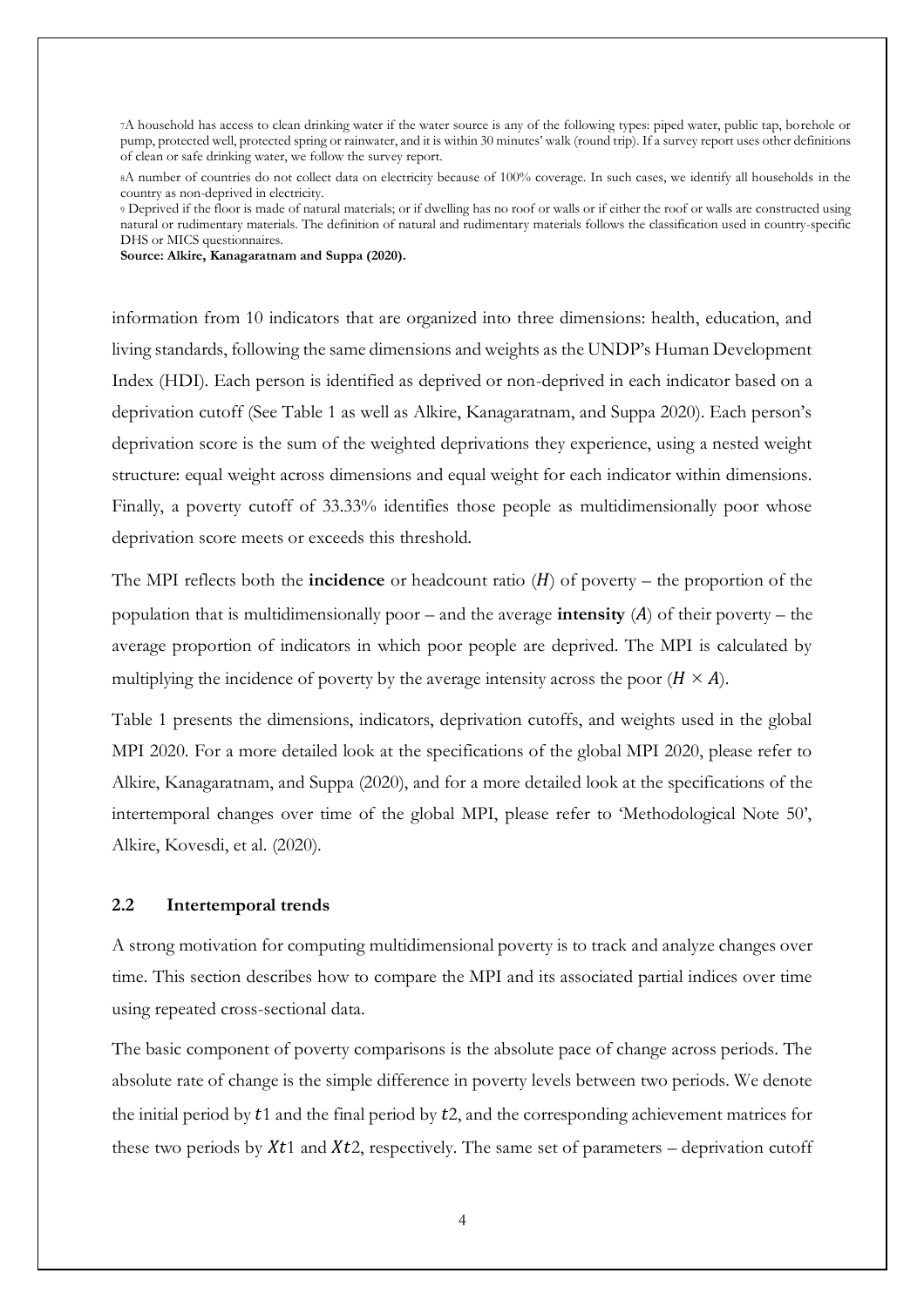[7]A household has access to clean drinking water if the water source is any of the following types: piped water, public tap, borehole or pump, protected well, protected spring or rainwater, and it is within 30 minutes' walk (round trip). If a survey report uses other definitions of clean or safe drinking water, we follow the survey report.

[8]A number of countries do not collect data on electricity because of 100% coverage. In such cases, we identify all households in the country as non-deprived in electricity.

[9] Deprived if the floor is made of natural materials; or if dwelling has no roof or walls or if either the roof or walls are constructed using natural or rudimentary materials. The definition of natural and rudimentary materials follows the classification used in country-specific DHS or MICS questionnaires.

**Source: Alkire, Kanagaratnam and Suppa (2020).**

information from 10 indicators that are organized into three dimensions: health, education, and living standards, following the same dimensions and weights as the UNDP's Human Development Index (HDI). Each person is identified as deprived or non-deprived in each indicator based on a deprivation cutoff (See Table 1 as well as Alkire, Kanagaratnam, and Suppa 2020). Each person's deprivation score is the sum of the weighted deprivations they experience, using a nested weight structure: equal weight across dimensions and equal weight for each indicator within dimensions. Finally, a poverty cutoff of 33.33% identifies those people as multidimensionally poor whose deprivation score meets or exceeds this threshold.

The MPI reflects both the **incidence** or headcount ratio ($H$) of poverty – the proportion of the population that is multidimensionally poor – and the average **intensity** ($A$) of their poverty – the average proportion of indicators in which poor people are deprived. The MPI is calculated by multiplying the incidence of poverty by the average intensity across the poor ($H \times A$).

Table 1 presents the dimensions, indicators, deprivation cutoffs, and weights used in the global MPI 2020. For a more detailed look at the specifications of the global MPI 2020, please refer to Alkire, Kanagaratnam, and Suppa (2020), and for a more detailed look at the specifications of the intertemporal changes over time of the global MPI, please refer to 'Methodological Note 50', Alkire, Kovesdi, et al. (2020).

### 2.2 Intertemporal trends

A strong motivation for computing multidimensional poverty is to track and analyze changes over time. This section describes how to compare the MPI and its associated partial indices over time using repeated cross-sectional data.

The basic component of poverty comparisons is the absolute pace of change across periods. The absolute rate of change is the simple difference in poverty levels between two periods. We denote the initial period by $t1$ and the final period by $t2$, and the corresponding achievement matrices for these two periods by $Xt1$ and $Xt2$, respectively. The same set of parameters – deprivation cutoff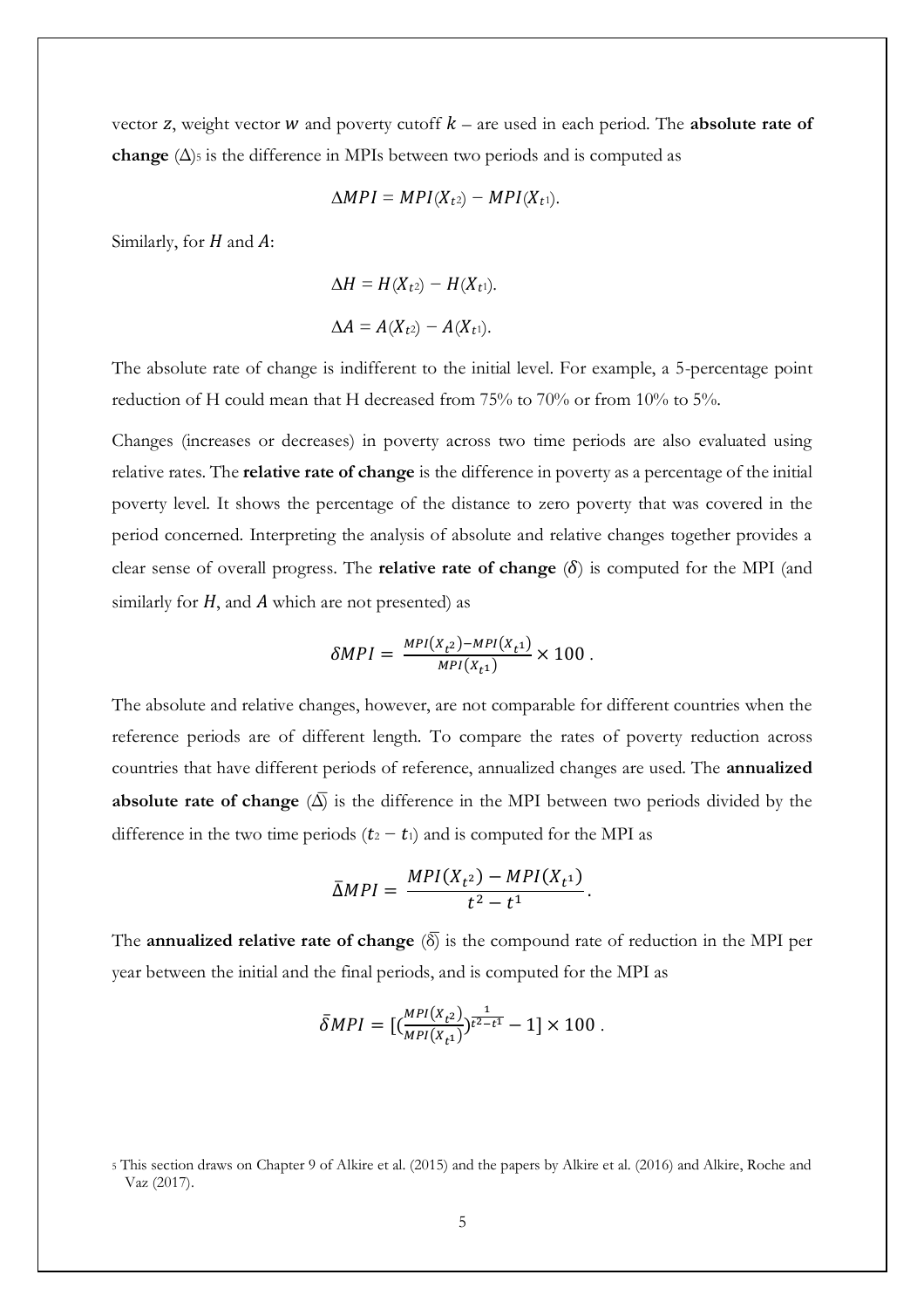vector $z$, weight vector $w$ and poverty cutoff $k$ – are used in each period. The **absolute rate of change** ($\Delta$)[5] is the difference in MPIs between two periods and is computed as

$$\Delta MPI = MPI(X_{t^2}) - MPI(X_{t^1}).$$

Similarly, for $H$ and $A$:

$$\Delta H = H(X_{t^2}) - H(X_{t^1}).$$

$$\Delta A = A(X_{t^2}) - A(X_{t^1}).$$

The absolute rate of change is indifferent to the initial level. For example, a 5-percentage point reduction of H could mean that H decreased from 75% to 70% or from 10% to 5%.

Changes (increases or decreases) in poverty across two time periods are also evaluated using relative rates. The **relative rate of change** is the difference in poverty as a percentage of the initial poverty level. It shows the percentage of the distance to zero poverty that was covered in the period concerned. Interpreting the analysis of absolute and relative changes together provides a clear sense of overall progress. The **relative rate of change** ($\delta$) is computed for the MPI (and similarly for $H$, and $A$ which are not presented) as

$$\delta MPI = \frac{MPI(X_{t^2}) - MPI(X_{t^1})}{MPI(X_{t^1})} \times 100 .$$

The absolute and relative changes, however, are not comparable for different countries when the reference periods are of different length. To compare the rates of poverty reduction across countries that have different periods of reference, annualized changes are used. The **annualized absolute rate of change** ($\bar{\Delta}$) is the difference in the MPI between two periods divided by the difference in the two time periods ($t_2 - t_1$) and is computed for the MPI as

$$\bar{\Delta} MPI = \frac{MPI(X_{t^2}) - MPI(X_{t^1})}{t^2 - t^1}.$$

The **annualized relative rate of change** ($\bar{\delta}$) is the compound rate of reduction in the MPI per year between the initial and the final periods, and is computed for the MPI as

$$\bar{\delta} MPI = \left[\left(\frac{MPI(X_{t^2})}{MPI(X_{t^1})}\right)^{\frac{1}{t^2 - t^1}} - 1\right] \times 100 .$$

[5] This section draws on Chapter 9 of Alkire et al. (2015) and the papers by Alkire et al. (2016) and Alkire, Roche and Vaz (2017).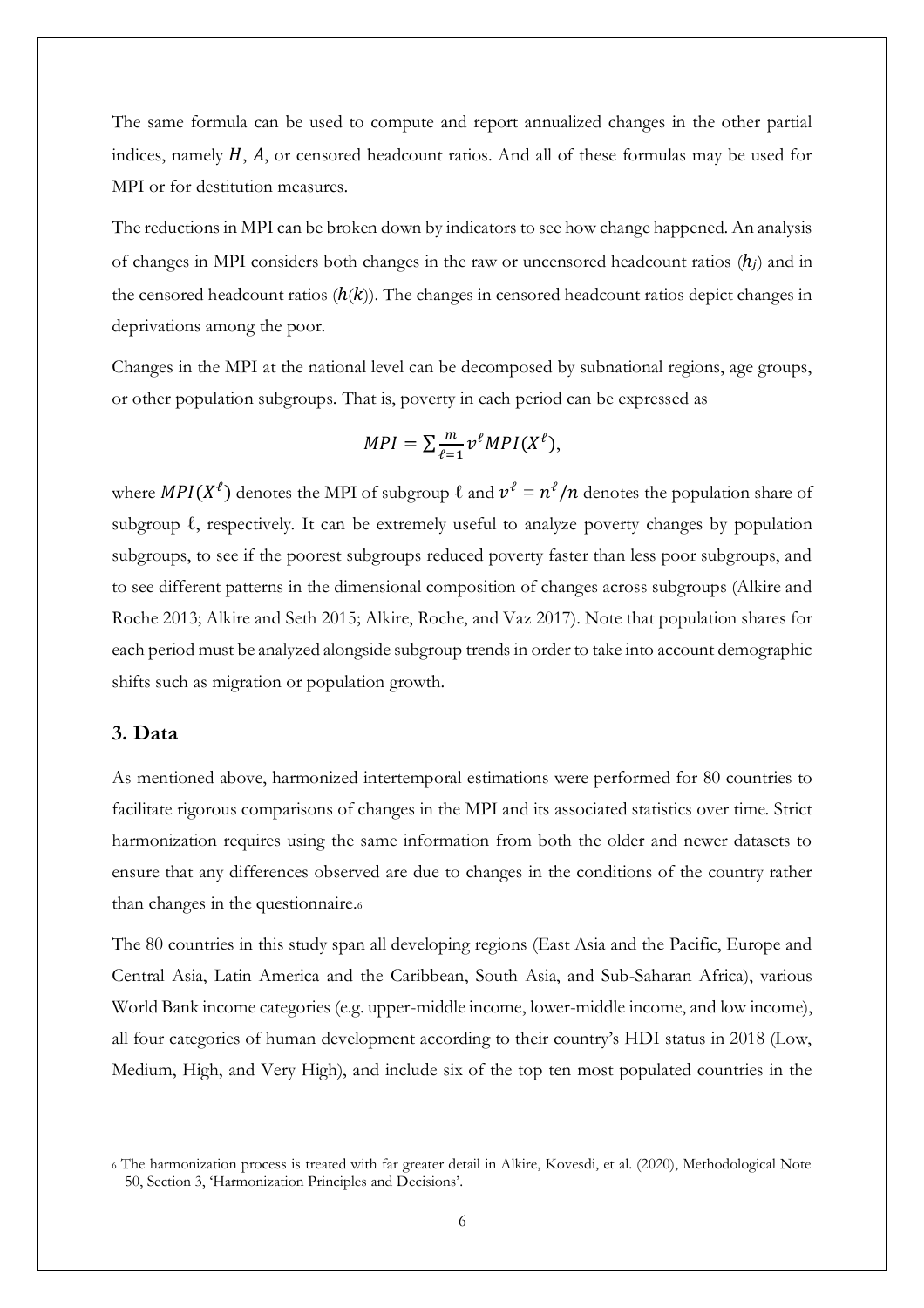The same formula can be used to compute and report annualized changes in the other partial indices, namely $H$, $A$, or censored headcount ratios. And all of these formulas may be used for MPI or for destitution measures.

The reductions in MPI can be broken down by indicators to see how change happened. An analysis of changes in MPI considers both changes in the raw or uncensored headcount ratios ($h_j$) and in the censored headcount ratios ($h(k)$). The changes in censored headcount ratios depict changes in deprivations among the poor.

Changes in the MPI at the national level can be decomposed by subnational regions, age groups, or other population subgroups. That is, poverty in each period can be expressed as

$$MPI = \sum_{\ell=1}^{m} v^{\ell} MPI(X^{\ell}),$$

where $MPI(X^{\ell})$ denotes the MPI of subgroup $\ell$ and $v^{\ell} = n^{\ell}/n$ denotes the population share of subgroup $\ell$, respectively. It can be extremely useful to analyze poverty changes by population subgroups, to see if the poorest subgroups reduced poverty faster than less poor subgroups, and to see different patterns in the dimensional composition of changes across subgroups (Alkire and Roche 2013; Alkire and Seth 2015; Alkire, Roche, and Vaz 2017). Note that population shares for each period must be analyzed alongside subgroup trends in order to take into account demographic shifts such as migration or population growth.

## 3. Data

As mentioned above, harmonized intertemporal estimations were performed for 80 countries to facilitate rigorous comparisons of changes in the MPI and its associated statistics over time. Strict harmonization requires using the same information from both the older and newer datasets to ensure that any differences observed are due to changes in the conditions of the country rather than changes in the questionnaire.[6]

The 80 countries in this study span all developing regions (East Asia and the Pacific, Europe and Central Asia, Latin America and the Caribbean, South Asia, and Sub-Saharan Africa), various World Bank income categories (e.g. upper-middle income, lower-middle income, and low income), all four categories of human development according to their country's HDI status in 2018 (Low, Medium, High, and Very High), and include six of the top ten most populated countries in the

[6] The harmonization process is treated with far greater detail in Alkire, Kovesdi, et al. (2020), Methodological Note 50, Section 3, 'Harmonization Principles and Decisions'.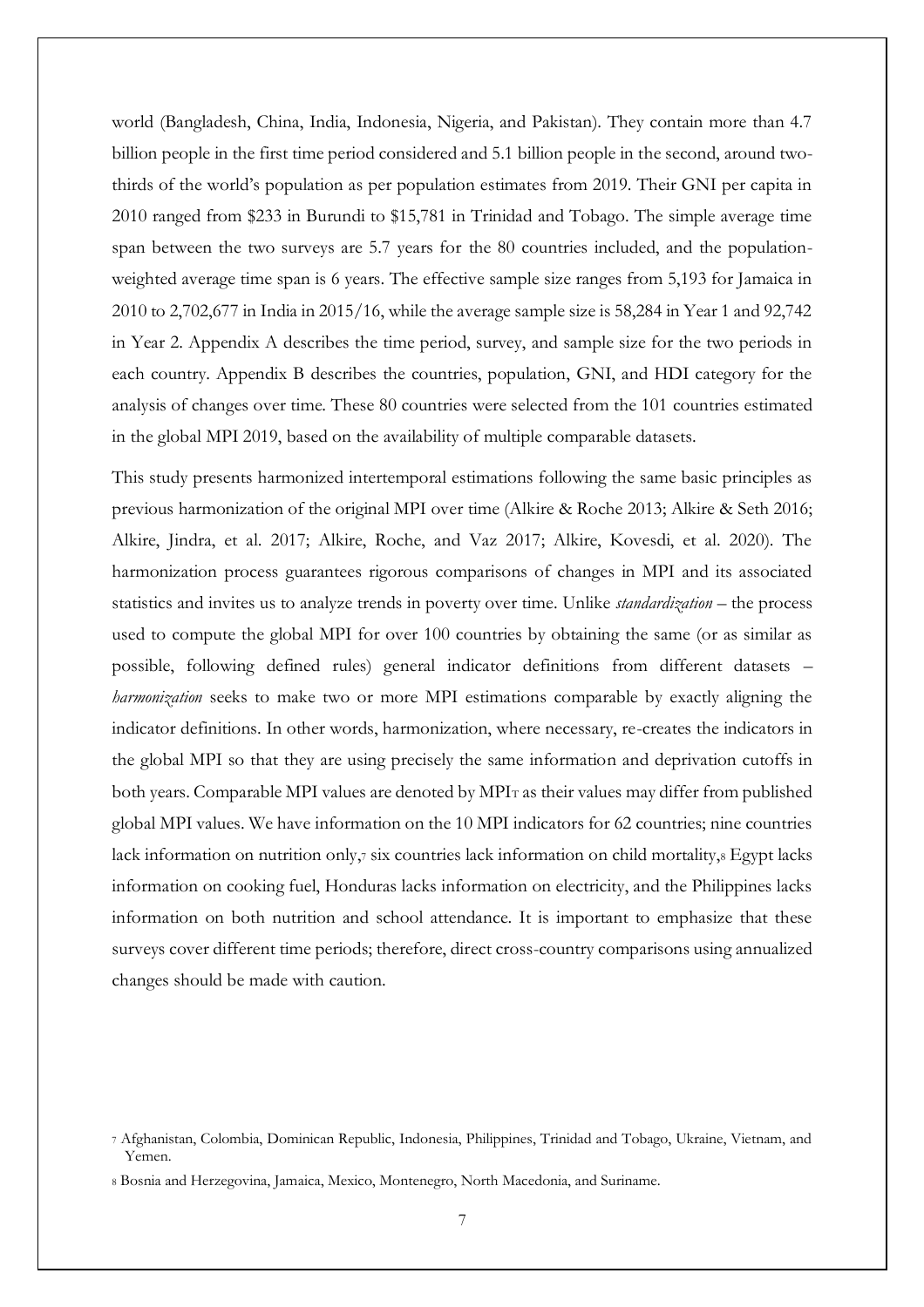world (Bangladesh, China, India, Indonesia, Nigeria, and Pakistan). They contain more than 4.7 billion people in the first time period considered and 5.1 billion people in the second, around two-thirds of the world's population as per population estimates from 2019. Their GNI per capita in 2010 ranged from $233 in Burundi to $15,781 in Trinidad and Tobago. The simple average time span between the two surveys are 5.7 years for the 80 countries included, and the population-weighted average time span is 6 years. The effective sample size ranges from 5,193 for Jamaica in 2010 to 2,702,677 in India in 2015/16, while the average sample size is 58,284 in Year 1 and 92,742 in Year 2. Appendix A describes the time period, survey, and sample size for the two periods in each country. Appendix B describes the countries, population, GNI, and HDI category for the analysis of changes over time. These 80 countries were selected from the 101 countries estimated in the global MPI 2019, based on the availability of multiple comparable datasets.

This study presents harmonized intertemporal estimations following the same basic principles as previous harmonization of the original MPI over time (Alkire & Roche 2013; Alkire & Seth 2016; Alkire, Jindra, et al. 2017; Alkire, Roche, and Vaz 2017; Alkire, Kovesdi, et al. 2020). The harmonization process guarantees rigorous comparisons of changes in MPI and its associated statistics and invites us to analyze trends in poverty over time. Unlike *standardization* – the process used to compute the global MPI for over 100 countries by obtaining the same (or as similar as possible, following defined rules) general indicator definitions from different datasets – *harmonization* seeks to make two or more MPI estimations comparable by exactly aligning the indicator definitions. In other words, harmonization, where necessary, re-creates the indicators in the global MPI so that they are using precisely the same information and deprivation cutoffs in both years. Comparable MPI values are denoted by $MPI_T$ as their values may differ from published global MPI values. We have information on the 10 MPI indicators for 62 countries; nine countries lack information on nutrition only,[7] six countries lack information on child mortality,[8] Egypt lacks information on cooking fuel, Honduras lacks information on electricity, and the Philippines lacks information on both nutrition and school attendance. It is important to emphasize that these surveys cover different time periods; therefore, direct cross-country comparisons using annualized changes should be made with caution.

[7] Afghanistan, Colombia, Dominican Republic, Indonesia, Philippines, Trinidad and Tobago, Ukraine, Vietnam, and Yemen.

[8] Bosnia and Herzegovina, Jamaica, Mexico, Montenegro, North Macedonia, and Suriname.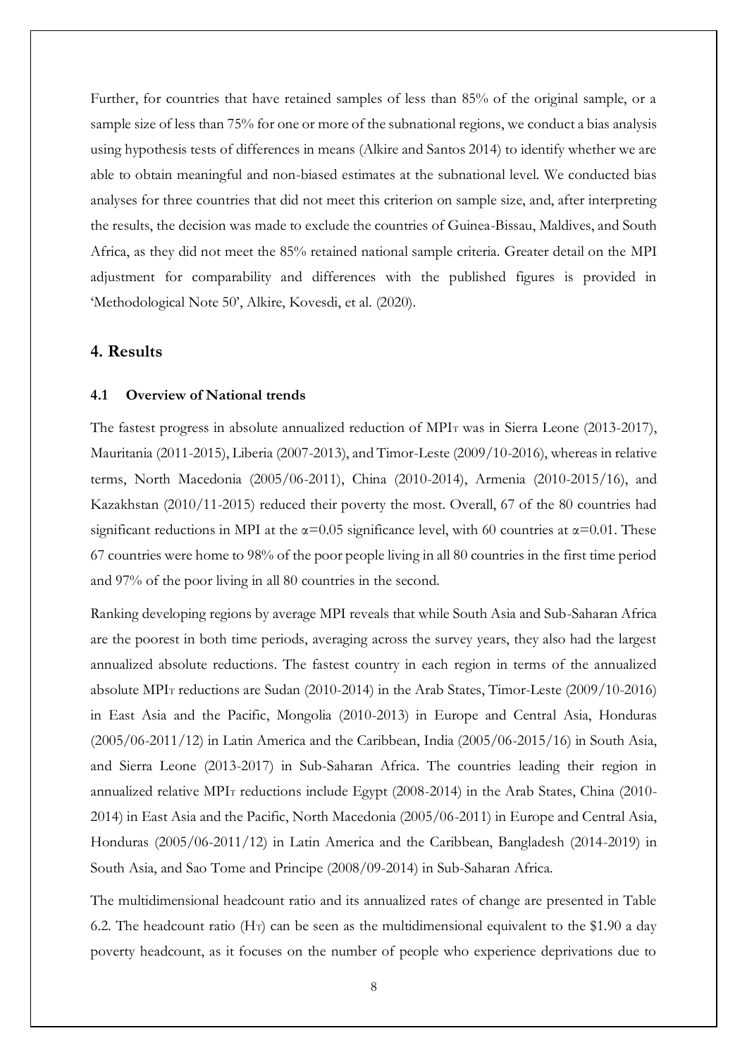Further, for countries that have retained samples of less than 85% of the original sample, or a sample size of less than 75% for one or more of the subnational regions, we conduct a bias analysis using hypothesis tests of differences in means (Alkire and Santos 2014) to identify whether we are able to obtain meaningful and non-biased estimates at the subnational level. We conducted bias analyses for three countries that did not meet this criterion on sample size, and, after interpreting the results, the decision was made to exclude the countries of Guinea-Bissau, Maldives, and South Africa, as they did not meet the 85% retained national sample criteria. Greater detail on the MPI adjustment for comparability and differences with the published figures is provided in 'Methodological Note 50', Alkire, Kovesdi, et al. (2020).

## 4. Results

### 4.1 Overview of National trends

The fastest progress in absolute annualized reduction of $MPI_T$ was in Sierra Leone (2013-2017), Mauritania (2011-2015), Liberia (2007-2013), and Timor-Leste (2009/10-2016), whereas in relative terms, North Macedonia (2005/06-2011), China (2010-2014), Armenia (2010-2015/16), and Kazakhstan (2010/11-2015) reduced their poverty the most. Overall, 67 of the 80 countries had significant reductions in MPI at the $\alpha$=0.05 significance level, with 60 countries at $\alpha$=0.01. These 67 countries were home to 98% of the poor people living in all 80 countries in the first time period and 97% of the poor living in all 80 countries in the second.

Ranking developing regions by average MPI reveals that while South Asia and Sub-Saharan Africa are the poorest in both time periods, averaging across the survey years, they also had the largest annualized absolute reductions. The fastest country in each region in terms of the annualized absolute $MPI_T$ reductions are Sudan (2010-2014) in the Arab States, Timor-Leste (2009/10-2016) in East Asia and the Pacific, Mongolia (2010-2013) in Europe and Central Asia, Honduras (2005/06-2011/12) in Latin America and the Caribbean, India (2005/06-2015/16) in South Asia, and Sierra Leone (2013-2017) in Sub-Saharan Africa. The countries leading their region in annualized relative $MPI_T$ reductions include Egypt (2008-2014) in the Arab States, China (2010-2014) in East Asia and the Pacific, North Macedonia (2005/06-2011) in Europe and Central Asia, Honduras (2005/06-2011/12) in Latin America and the Caribbean, Bangladesh (2014-2019) in South Asia, and Sao Tome and Principe (2008/09-2014) in Sub-Saharan Africa.

The multidimensional headcount ratio and its annualized rates of change are presented in Table 6.2. The headcount ratio ($H_T$) can be seen as the multidimensional equivalent to the \$1.90 a day poverty headcount, as it focuses on the number of people who experience deprivations due to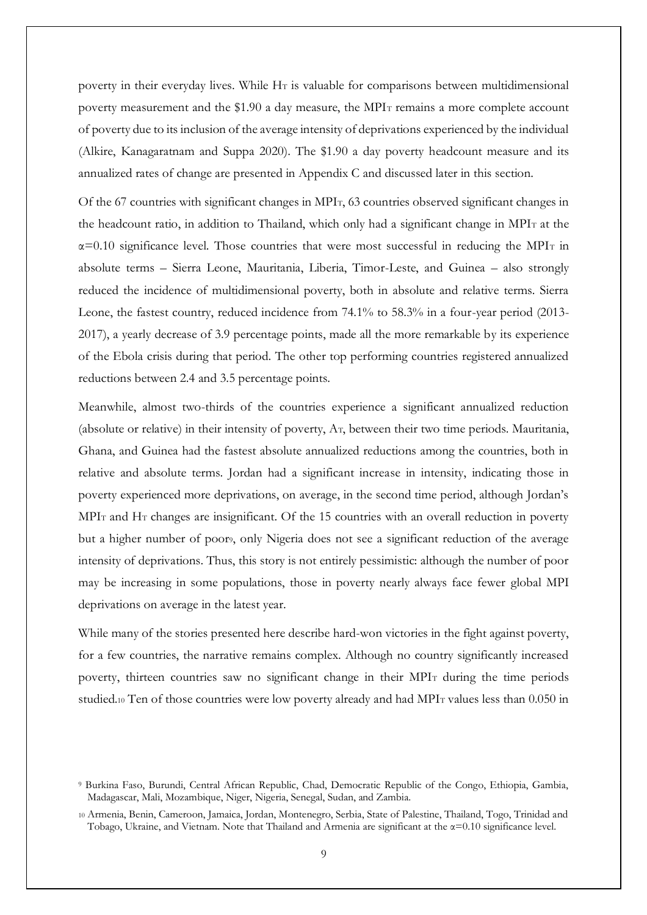poverty in their everyday lives. While $H_T$ is valuable for comparisons between multidimensional poverty measurement and the $1.90 a day measure, the $MPI_T$ remains a more complete account of poverty due to its inclusion of the average intensity of deprivations experienced by the individual (Alkire, Kanagaratnam and Suppa 2020). The $1.90 a day poverty headcount measure and its annualized rates of change are presented in Appendix C and discussed later in this section.

Of the 67 countries with significant changes in $MPI_T$, 63 countries observed significant changes in the headcount ratio, in addition to Thailand, which only had a significant change in $MPI_T$ at the $\alpha$=0.10 significance level. Those countries that were most successful in reducing the $MPI_T$ in absolute terms – Sierra Leone, Mauritania, Liberia, Timor-Leste, and Guinea – also strongly reduced the incidence of multidimensional poverty, both in absolute and relative terms. Sierra Leone, the fastest country, reduced incidence from 74.1% to 58.3% in a four-year period (2013-2017), a yearly decrease of 3.9 percentage points, made all the more remarkable by its experience of the Ebola crisis during that period. The other top performing countries registered annualized reductions between 2.4 and 3.5 percentage points.

Meanwhile, almost two-thirds of the countries experience a significant annualized reduction (absolute or relative) in their intensity of poverty, $A_T$, between their two time periods. Mauritania, Ghana, and Guinea had the fastest absolute annualized reductions among the countries, both in relative and absolute terms. Jordan had a significant increase in intensity, indicating those in poverty experienced more deprivations, on average, in the second time period, although Jordan's $MPI_T$ and $H_T$ changes are insignificant. Of the 15 countries with an overall reduction in poverty but a higher number of poor[9], only Nigeria does not see a significant reduction of the average intensity of deprivations. Thus, this story is not entirely pessimistic: although the number of poor may be increasing in some populations, those in poverty nearly always face fewer global MPI deprivations on average in the latest year.

While many of the stories presented here describe hard-won victories in the fight against poverty, for a few countries, the narrative remains complex. Although no country significantly increased poverty, thirteen countries saw no significant change in their $MPI_T$ during the time periods studied.[10] Ten of those countries were low poverty already and had $MPI_T$ values less than 0.050 in

[9] Burkina Faso, Burundi, Central African Republic, Chad, Democratic Republic of the Congo, Ethiopia, Gambia, Madagascar, Mali, Mozambique, Niger, Nigeria, Senegal, Sudan, and Zambia.

[10] Armenia, Benin, Cameroon, Jamaica, Jordan, Montenegro, Serbia, State of Palestine, Thailand, Togo, Trinidad and Tobago, Ukraine, and Vietnam. Note that Thailand and Armenia are significant at the $\alpha$=0.10 significance level.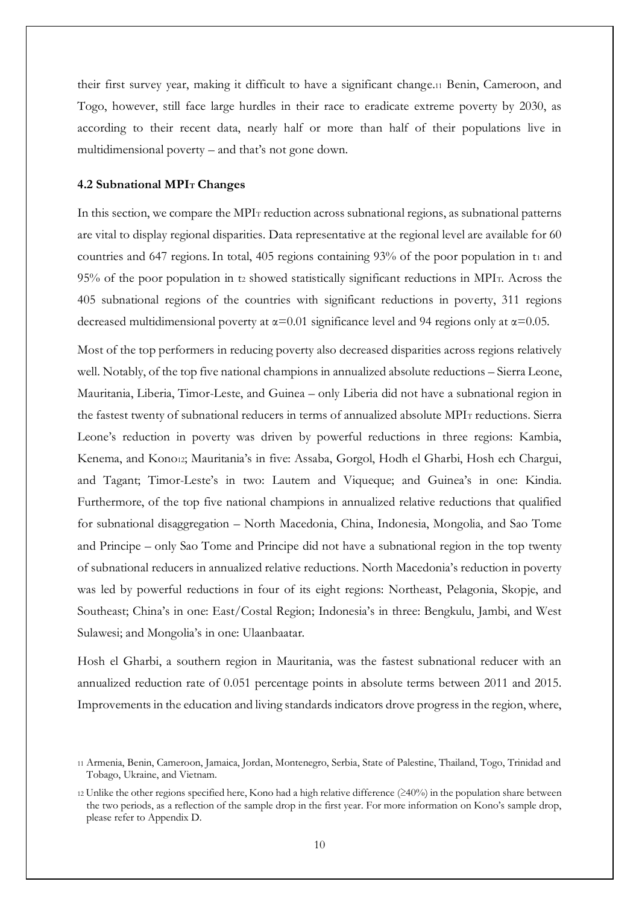their first survey year, making it difficult to have a significant change.[11] Benin, Cameroon, and Togo, however, still face large hurdles in their race to eradicate extreme poverty by 2030, as according to their recent data, nearly half or more than half of their populations live in multidimensional poverty – and that's not gone down.

### 4.2 Subnational $MPI_T$ Changes

In this section, we compare the $MPI_T$ reduction across subnational regions, as subnational patterns are vital to display regional disparities. Data representative at the regional level are available for 60 countries and 647 regions. In total, 405 regions containing 93% of the poor population in $t_1$ and 95% of the poor population in $t_2$ showed statistically significant reductions in $MPI_T$. Across the 405 subnational regions of the countries with significant reductions in poverty, 311 regions decreased multidimensional poverty at $\alpha$=0.01 significance level and 94 regions only at $\alpha$=0.05.

Most of the top performers in reducing poverty also decreased disparities across regions relatively well. Notably, of the top five national champions in annualized absolute reductions – Sierra Leone, Mauritania, Liberia, Timor-Leste, and Guinea – only Liberia did not have a subnational region in the fastest twenty of subnational reducers in terms of annualized absolute $MPI_T$ reductions. Sierra Leone's reduction in poverty was driven by powerful reductions in three regions: Kambia, Kenema, and Kono[12]; Mauritania's in five: Assaba, Gorgol, Hodh el Gharbi, Hosh ech Chargui, and Tagant; Timor-Leste's in two: Lautem and Viqueque; and Guinea's in one: Kindia. Furthermore, of the top five national champions in annualized relative reductions that qualified for subnational disaggregation – North Macedonia, China, Indonesia, Mongolia, and Sao Tome and Principe – only Sao Tome and Principe did not have a subnational region in the top twenty of subnational reducers in annualized relative reductions. North Macedonia's reduction in poverty was led by powerful reductions in four of its eight regions: Northeast, Pelagonia, Skopje, and Southeast; China's in one: East/Costal Region; Indonesia's in three: Bengkulu, Jambi, and West Sulawesi; and Mongolia's in one: Ulaanbaatar.

Hosh el Gharbi, a southern region in Mauritania, was the fastest subnational reducer with an annualized reduction rate of 0.051 percentage points in absolute terms between 2011 and 2015. Improvements in the education and living standards indicators drove progress in the region, where,

[11] Armenia, Benin, Cameroon, Jamaica, Jordan, Montenegro, Serbia, State of Palestine, Thailand, Togo, Trinidad and Tobago, Ukraine, and Vietnam.

[12] Unlike the other regions specified here, Kono had a high relative difference (≥40%) in the population share between the two periods, as a reflection of the sample drop in the first year. For more information on Kono's sample drop, please refer to Appendix D.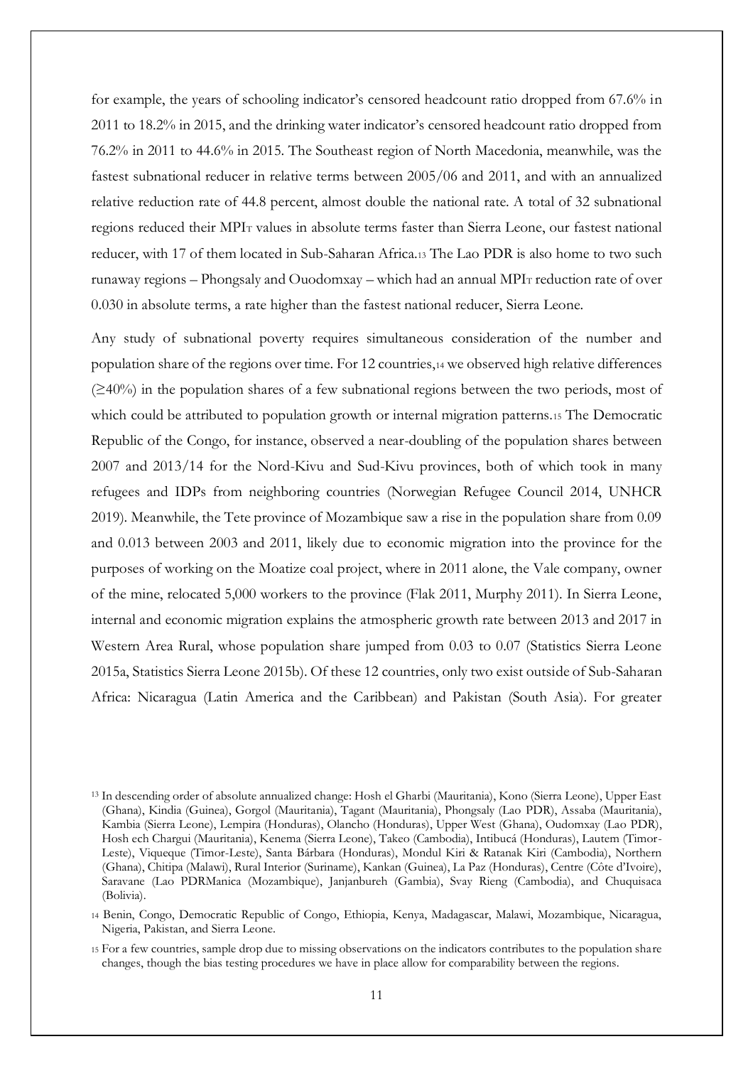for example, the years of schooling indicator's censored headcount ratio dropped from 67.6% in 2011 to 18.2% in 2015, and the drinking water indicator's censored headcount ratio dropped from 76.2% in 2011 to 44.6% in 2015. The Southeast region of North Macedonia, meanwhile, was the fastest subnational reducer in relative terms between 2005/06 and 2011, and with an annualized relative reduction rate of 44.8 percent, almost double the national rate. A total of 32 subnational regions reduced their $MPI_T$ values in absolute terms faster than Sierra Leone, our fastest national reducer, with 17 of them located in Sub-Saharan Africa.[13] The Lao PDR is also home to two such runaway regions – Phongsaly and Ouodomxay – which had an annual $MPI_T$ reduction rate of over 0.030 in absolute terms, a rate higher than the fastest national reducer, Sierra Leone.

Any study of subnational poverty requires simultaneous consideration of the number and population share of the regions over time. For 12 countries,[14] we observed high relative differences (≥40%) in the population shares of a few subnational regions between the two periods, most of which could be attributed to population growth or internal migration patterns.[15] The Democratic Republic of the Congo, for instance, observed a near-doubling of the population shares between 2007 and 2013/14 for the Nord-Kivu and Sud-Kivu provinces, both of which took in many refugees and IDPs from neighboring countries (Norwegian Refugee Council 2014, UNHCR 2019). Meanwhile, the Tete province of Mozambique saw a rise in the population share from 0.09 and 0.013 between 2003 and 2011, likely due to economic migration into the province for the purposes of working on the Moatize coal project, where in 2011 alone, the Vale company, owner of the mine, relocated 5,000 workers to the province (Flak 2011, Murphy 2011). In Sierra Leone, internal and economic migration explains the atmospheric growth rate between 2013 and 2017 in Western Area Rural, whose population share jumped from 0.03 to 0.07 (Statistics Sierra Leone 2015a, Statistics Sierra Leone 2015b). Of these 12 countries, only two exist outside of Sub-Saharan Africa: Nicaragua (Latin America and the Caribbean) and Pakistan (South Asia). For greater

[13] In descending order of absolute annualized change: Hosh el Gharbi (Mauritania), Kono (Sierra Leone), Upper East (Ghana), Kindia (Guinea), Gorgol (Mauritania), Tagant (Mauritania), Phongsaly (Lao PDR), Assaba (Mauritania), Kambia (Sierra Leone), Lempira (Honduras), Olancho (Honduras), Upper West (Ghana), Oudomxay (Lao PDR), Hosh ech Chargui (Mauritania), Kenema (Sierra Leone), Takeo (Cambodia), Intibucá (Honduras), Lautem (Timor-Leste), Viqueque (Timor-Leste), Santa Bárbara (Honduras), Mondul Kiri & Ratanak Kiri (Cambodia), Northern (Ghana), Chitipa (Malawi), Rural Interior (Suriname), Kankan (Guinea), La Paz (Honduras), Centre (Côte d'Ivoire), Saravane (Lao PDRManica (Mozambique), Janjanbureh (Gambia), Svay Rieng (Cambodia), and Chuquisaca (Bolivia).

[14] Benin, Congo, Democratic Republic of Congo, Ethiopia, Kenya, Madagascar, Malawi, Mozambique, Nicaragua, Nigeria, Pakistan, and Sierra Leone.

[15] For a few countries, sample drop due to missing observations on the indicators contributes to the population share changes, though the bias testing procedures we have in place allow for comparability between the regions.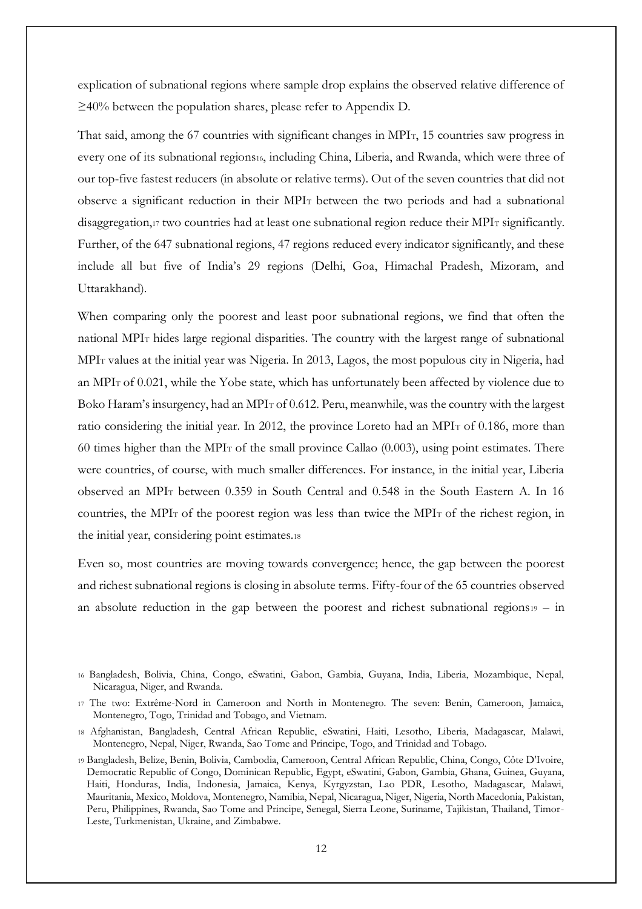explication of subnational regions where sample drop explains the observed relative difference of ≥40% between the population shares, please refer to Appendix D.

That said, among the 67 countries with significant changes in $MPI_T$, 15 countries saw progress in every one of its subnational regions[16], including China, Liberia, and Rwanda, which were three of our top-five fastest reducers (in absolute or relative terms). Out of the seven countries that did not observe a significant reduction in their $MPI_T$ between the two periods and had a subnational disaggregation,[17] two countries had at least one subnational region reduce their $MPI_T$ significantly. Further, of the 647 subnational regions, 47 regions reduced every indicator significantly, and these include all but five of India's 29 regions (Delhi, Goa, Himachal Pradesh, Mizoram, and Uttarakhand).

When comparing only the poorest and least poor subnational regions, we find that often the national $MPI_T$ hides large regional disparities. The country with the largest range of subnational $MPI_T$ values at the initial year was Nigeria. In 2013, Lagos, the most populous city in Nigeria, had an $MPI_T$ of 0.021, while the Yobe state, which has unfortunately been affected by violence due to Boko Haram's insurgency, had an $MPI_T$ of 0.612. Peru, meanwhile, was the country with the largest ratio considering the initial year. In 2012, the province Loreto had an $MPI_T$ of 0.186, more than 60 times higher than the $MPI_T$ of the small province Callao (0.003), using point estimates. There were countries, of course, with much smaller differences. For instance, in the initial year, Liberia observed an $MPI_T$ between 0.359 in South Central and 0.548 in the South Eastern A. In 16 countries, the $MPI_T$ of the poorest region was less than twice the $MPI_T$ of the richest region, in the initial year, considering point estimates.[18]

Even so, most countries are moving towards convergence; hence, the gap between the poorest and richest subnational regions is closing in absolute terms. Fifty-four of the 65 countries observed an absolute reduction in the gap between the poorest and richest subnational regions[19] – in

[16] Bangladesh, Bolivia, China, Congo, eSwatini, Gabon, Gambia, Guyana, India, Liberia, Mozambique, Nepal, Nicaragua, Niger, and Rwanda.

[17] The two: Extrême-Nord in Cameroon and North in Montenegro. The seven: Benin, Cameroon, Jamaica, Montenegro, Togo, Trinidad and Tobago, and Vietnam.

[18] Afghanistan, Bangladesh, Central African Republic, eSwatini, Haiti, Lesotho, Liberia, Madagascar, Malawi, Montenegro, Nepal, Niger, Rwanda, Sao Tome and Principe, Togo, and Trinidad and Tobago.

[19] Bangladesh, Belize, Benin, Bolivia, Cambodia, Cameroon, Central African Republic, China, Congo, Côte D'Ivoire, Democratic Republic of Congo, Dominican Republic, Egypt, eSwatini, Gabon, Gambia, Ghana, Guinea, Guyana, Haiti, Honduras, India, Indonesia, Jamaica, Kenya, Kyrgyzstan, Lao PDR, Lesotho, Madagascar, Malawi, Mauritania, Mexico, Moldova, Montenegro, Namibia, Nepal, Nicaragua, Niger, Nigeria, North Macedonia, Pakistan, Peru, Philippines, Rwanda, Sao Tome and Principe, Senegal, Sierra Leone, Suriname, Tajikistan, Thailand, Timor-Leste, Turkmenistan, Ukraine, and Zimbabwe.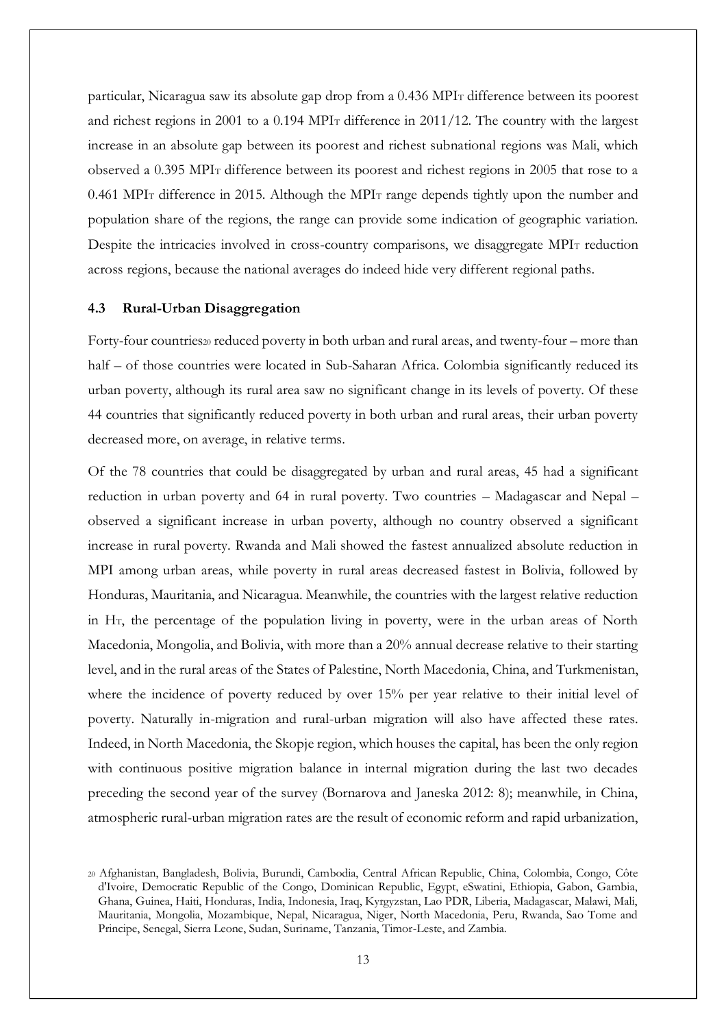particular, Nicaragua saw its absolute gap drop from a 0.436 $MPI_T$ difference between its poorest and richest regions in 2001 to a 0.194 $MPI_T$ difference in 2011/12. The country with the largest increase in an absolute gap between its poorest and richest subnational regions was Mali, which observed a 0.395 $MPI_T$ difference between its poorest and richest regions in 2005 that rose to a 0.461 $MPI_T$ difference in 2015. Although the $MPI_T$ range depends tightly upon the number and population share of the regions, the range can provide some indication of geographic variation. Despite the intricacies involved in cross-country comparisons, we disaggregate $MPI_T$ reduction across regions, because the national averages do indeed hide very different regional paths.

### 4.3 Rural-Urban Disaggregation

Forty-four countries[20] reduced poverty in both urban and rural areas, and twenty-four – more than half – of those countries were located in Sub-Saharan Africa. Colombia significantly reduced its urban poverty, although its rural area saw no significant change in its levels of poverty. Of these 44 countries that significantly reduced poverty in both urban and rural areas, their urban poverty decreased more, on average, in relative terms.

Of the 78 countries that could be disaggregated by urban and rural areas, 45 had a significant reduction in urban poverty and 64 in rural poverty. Two countries – Madagascar and Nepal – observed a significant increase in urban poverty, although no country observed a significant increase in rural poverty. Rwanda and Mali showed the fastest annualized absolute reduction in MPI among urban areas, while poverty in rural areas decreased fastest in Bolivia, followed by Honduras, Mauritania, and Nicaragua. Meanwhile, the countries with the largest relative reduction in $H_T$, the percentage of the population living in poverty, were in the urban areas of North Macedonia, Mongolia, and Bolivia, with more than a 20% annual decrease relative to their starting level, and in the rural areas of the States of Palestine, North Macedonia, China, and Turkmenistan, where the incidence of poverty reduced by over 15% per year relative to their initial level of poverty. Naturally in-migration and rural-urban migration will also have affected these rates. Indeed, in North Macedonia, the Skopje region, which houses the capital, has been the only region with continuous positive migration balance in internal migration during the last two decades preceding the second year of the survey (Bornarova and Janeska 2012: 8); meanwhile, in China, atmospheric rural-urban migration rates are the result of economic reform and rapid urbanization,

[20] Afghanistan, Bangladesh, Bolivia, Burundi, Cambodia, Central African Republic, China, Colombia, Congo, Côte d'Ivoire, Democratic Republic of the Congo, Dominican Republic, Egypt, eSwatini, Ethiopia, Gabon, Gambia, Ghana, Guinea, Haiti, Honduras, India, Indonesia, Iraq, Kyrgyzstan, Lao PDR, Liberia, Madagascar, Malawi, Mali, Mauritania, Mongolia, Mozambique, Nepal, Nicaragua, Niger, North Macedonia, Peru, Rwanda, Sao Tome and Principe, Senegal, Sierra Leone, Sudan, Suriname, Tanzania, Timor-Leste, and Zambia.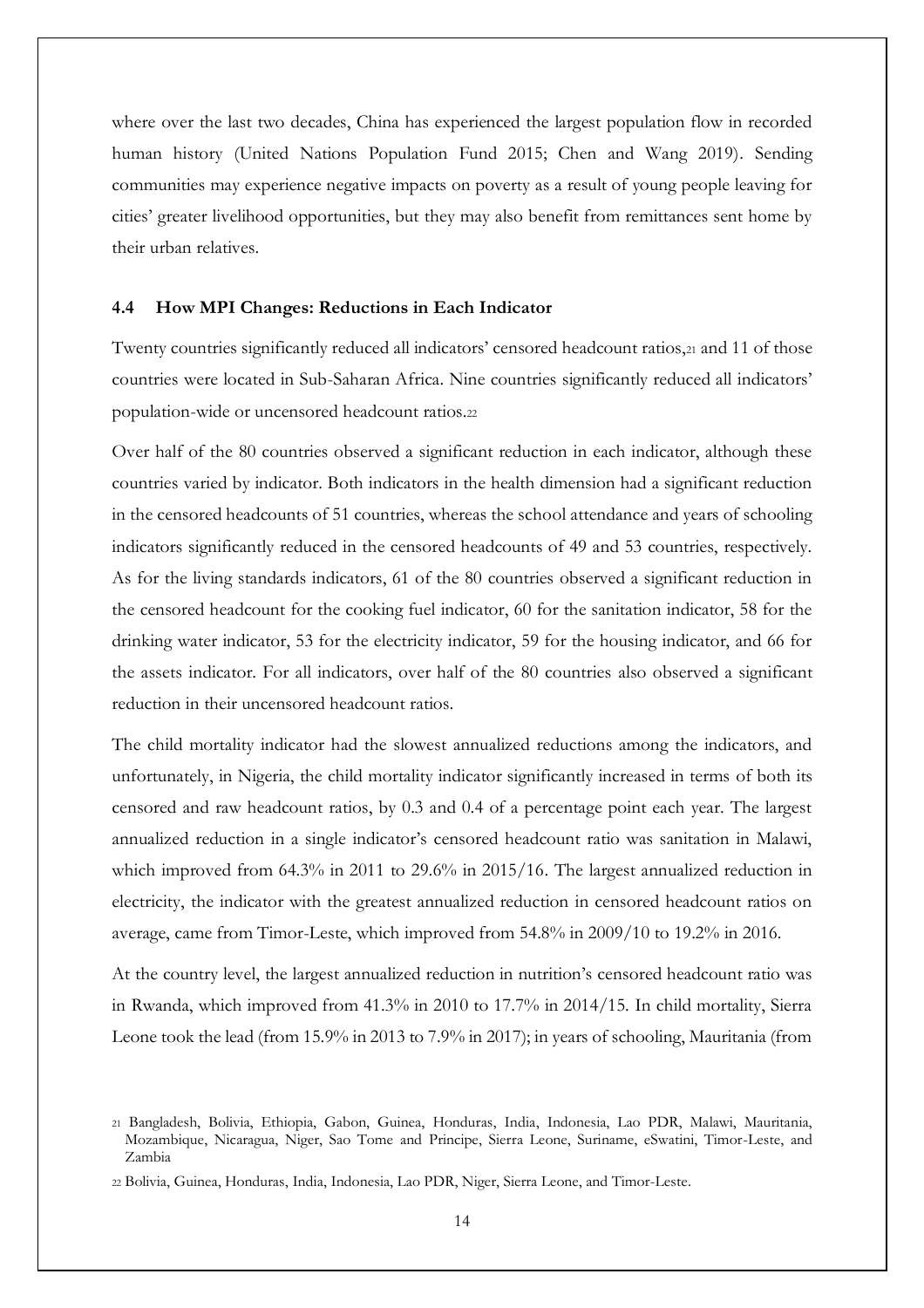where over the last two decades, China has experienced the largest population flow in recorded human history (United Nations Population Fund 2015; Chen and Wang 2019). Sending communities may experience negative impacts on poverty as a result of young people leaving for cities' greater livelihood opportunities, but they may also benefit from remittances sent home by their urban relatives.

### 4.4 How MPI Changes: Reductions in Each Indicator

Twenty countries significantly reduced all indicators' censored headcount ratios,[21] and 11 of those countries were located in Sub-Saharan Africa. Nine countries significantly reduced all indicators' population-wide or uncensored headcount ratios.[22]

Over half of the 80 countries observed a significant reduction in each indicator, although these countries varied by indicator. Both indicators in the health dimension had a significant reduction in the censored headcounts of 51 countries, whereas the school attendance and years of schooling indicators significantly reduced in the censored headcounts of 49 and 53 countries, respectively. As for the living standards indicators, 61 of the 80 countries observed a significant reduction in the censored headcount for the cooking fuel indicator, 60 for the sanitation indicator, 58 for the drinking water indicator, 53 for the electricity indicator, 59 for the housing indicator, and 66 for the assets indicator. For all indicators, over half of the 80 countries also observed a significant reduction in their uncensored headcount ratios.

The child mortality indicator had the slowest annualized reductions among the indicators, and unfortunately, in Nigeria, the child mortality indicator significantly increased in terms of both its censored and raw headcount ratios, by 0.3 and 0.4 of a percentage point each year. The largest annualized reduction in a single indicator's censored headcount ratio was sanitation in Malawi, which improved from 64.3% in 2011 to 29.6% in 2015/16. The largest annualized reduction in electricity, the indicator with the greatest annualized reduction in censored headcount ratios on average, came from Timor-Leste, which improved from 54.8% in 2009/10 to 19.2% in 2016.

At the country level, the largest annualized reduction in nutrition's censored headcount ratio was in Rwanda, which improved from 41.3% in 2010 to 17.7% in 2014/15. In child mortality, Sierra Leone took the lead (from 15.9% in 2013 to 7.9% in 2017); in years of schooling, Mauritania (from

---

[21] Bangladesh, Bolivia, Ethiopia, Gabon, Guinea, Honduras, India, Indonesia, Lao PDR, Malawi, Mauritania, Mozambique, Nicaragua, Niger, Sao Tome and Principe, Sierra Leone, Suriname, eSwatini, Timor-Leste, and Zambia

[22] Bolivia, Guinea, Honduras, India, Indonesia, Lao PDR, Niger, Sierra Leone, and Timor-Leste.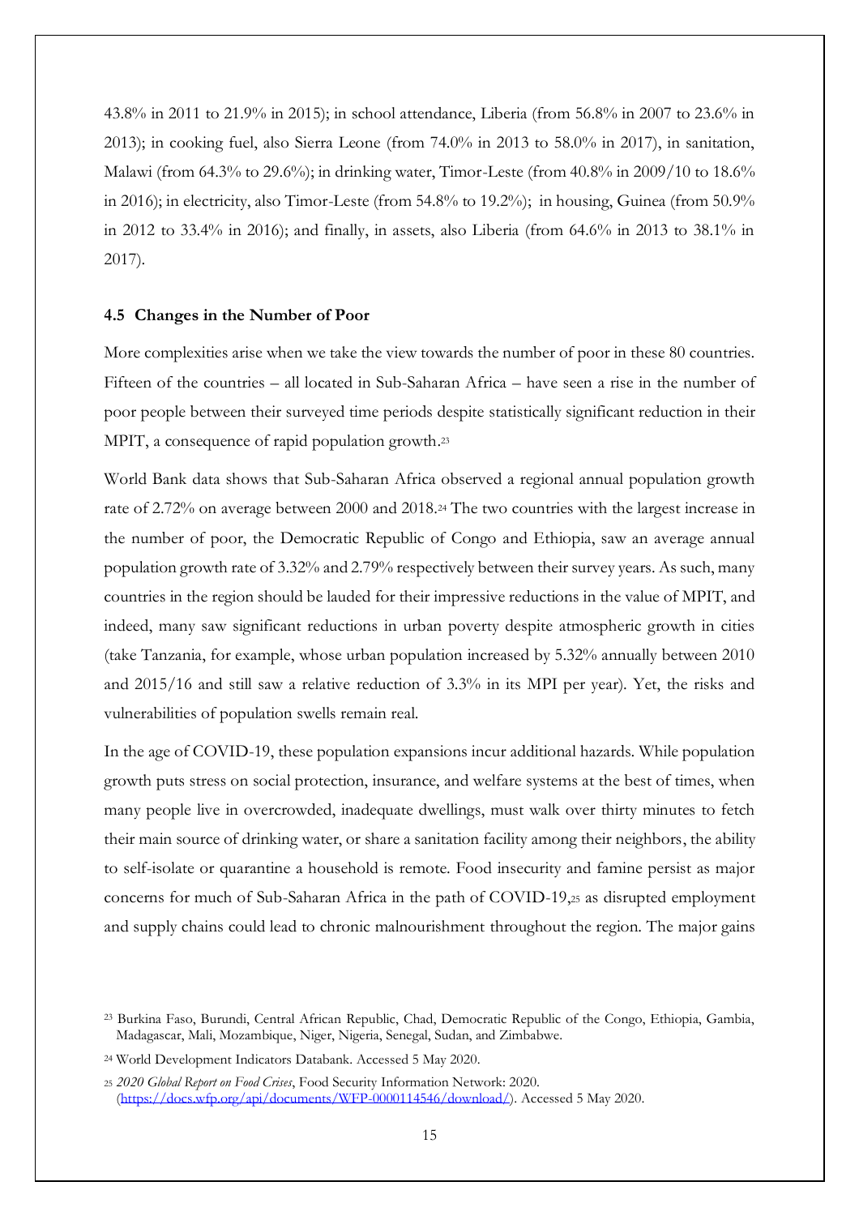43.8% in 2011 to 21.9% in 2015); in school attendance, Liberia (from 56.8% in 2007 to 23.6% in 2013); in cooking fuel, also Sierra Leone (from 74.0% in 2013 to 58.0% in 2017), in sanitation, Malawi (from 64.3% to 29.6%); in drinking water, Timor-Leste (from 40.8% in 2009/10 to 18.6% in 2016); in electricity, also Timor-Leste (from 54.8% to 19.2%); in housing, Guinea (from 50.9% in 2012 to 33.4% in 2016); and finally, in assets, also Liberia (from 64.6% in 2013 to 38.1% in 2017).

### 4.5 Changes in the Number of Poor

More complexities arise when we take the view towards the number of poor in these 80 countries. Fifteen of the countries – all located in Sub-Saharan Africa – have seen a rise in the number of poor people between their surveyed time periods despite statistically significant reduction in their MPIT, a consequence of rapid population growth.[23]

World Bank data shows that Sub-Saharan Africa observed a regional annual population growth rate of 2.72% on average between 2000 and 2018.[24] The two countries with the largest increase in the number of poor, the Democratic Republic of Congo and Ethiopia, saw an average annual population growth rate of 3.32% and 2.79% respectively between their survey years. As such, many countries in the region should be lauded for their impressive reductions in the value of MPIT, and indeed, many saw significant reductions in urban poverty despite atmospheric growth in cities (take Tanzania, for example, whose urban population increased by 5.32% annually between 2010 and 2015/16 and still saw a relative reduction of 3.3% in its MPI per year). Yet, the risks and vulnerabilities of population swells remain real.

In the age of COVID-19, these population expansions incur additional hazards. While population growth puts stress on social protection, insurance, and welfare systems at the best of times, when many people live in overcrowded, inadequate dwellings, must walk over thirty minutes to fetch their main source of drinking water, or share a sanitation facility among their neighbors, the ability to self-isolate or quarantine a household is remote. Food insecurity and famine persist as major concerns for much of Sub-Saharan Africa in the path of COVID-19,[25] as disrupted employment and supply chains could lead to chronic malnourishment throughout the region. The major gains

[23] Burkina Faso, Burundi, Central African Republic, Chad, Democratic Republic of the Congo, Ethiopia, Gambia, Madagascar, Mali, Mozambique, Niger, Nigeria, Senegal, Sudan, and Zimbabwe.

[24] World Development Indicators Databank. Accessed 5 May 2020.

[25] *2020 Global Report on Food Crises*, Food Security Information Network: 2020. (https://docs.wfp.org/api/documents/WFP-0000114546/download/). Accessed 5 May 2020.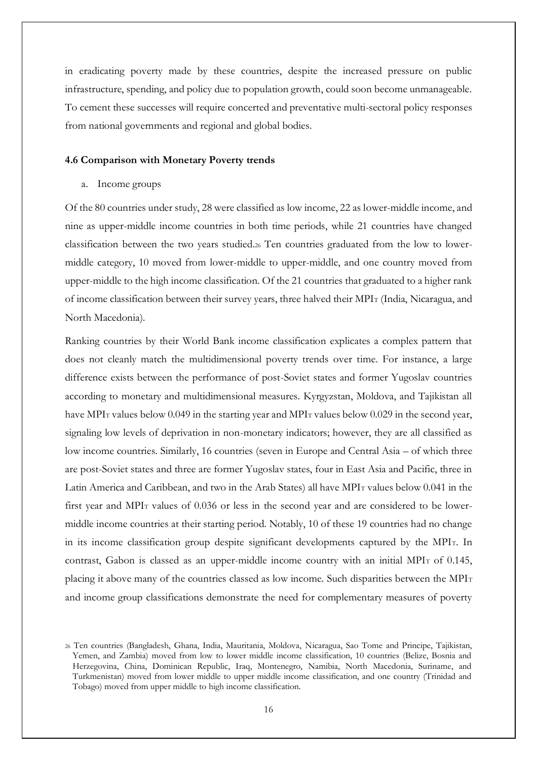in eradicating poverty made by these countries, despite the increased pressure on public infrastructure, spending, and policy due to population growth, could soon become unmanageable. To cement these successes will require concerted and preventative multi-sectoral policy responses from national governments and regional and global bodies.

### 4.6 Comparison with Monetary Poverty trends

a. Income groups

Of the 80 countries under study, 28 were classified as low income, 22 as lower-middle income, and nine as upper-middle income countries in both time periods, while 21 countries have changed classification between the two years studied.[26] Ten countries graduated from the low to lower-middle category, 10 moved from lower-middle to upper-middle, and one country moved from upper-middle to the high income classification. Of the 21 countries that graduated to a higher rank of income classification between their survey years, three halved their $MPI_T$ (India, Nicaragua, and North Macedonia).

Ranking countries by their World Bank income classification explicates a complex pattern that does not cleanly match the multidimensional poverty trends over time. For instance, a large difference exists between the performance of post-Soviet states and former Yugoslav countries according to monetary and multidimensional measures. Kyrgyzstan, Moldova, and Tajikistan all have $MPI_T$ values below 0.049 in the starting year and $MPI_T$ values below 0.029 in the second year, signaling low levels of deprivation in non-monetary indicators; however, they are all classified as low income countries. Similarly, 16 countries (seven in Europe and Central Asia – of which three are post-Soviet states and three are former Yugoslav states, four in East Asia and Pacific, three in Latin America and Caribbean, and two in the Arab States) all have $MPI_T$ values below 0.041 in the first year and $MPI_T$ values of 0.036 or less in the second year and are considered to be lower-middle income countries at their starting period. Notably, 10 of these 19 countries had no change in its income classification group despite significant developments captured by the $MPI_T$. In contrast, Gabon is classed as an upper-middle income country with an initial $MPI_T$ of 0.145, placing it above many of the countries classed as low income. Such disparities between the $MPI_T$ and income group classifications demonstrate the need for complementary measures of poverty

[26] Ten countries (Bangladesh, Ghana, India, Mauritania, Moldova, Nicaragua, Sao Tome and Principe, Tajikistan, Yemen, and Zambia) moved from low to lower middle income classification, 10 countries (Belize, Bosnia and Herzegovina, China, Dominican Republic, Iraq, Montenegro, Namibia, North Macedonia, Suriname, and Turkmenistan) moved from lower middle to upper middle income classification, and one country (Trinidad and Tobago) moved from upper middle to high income classification.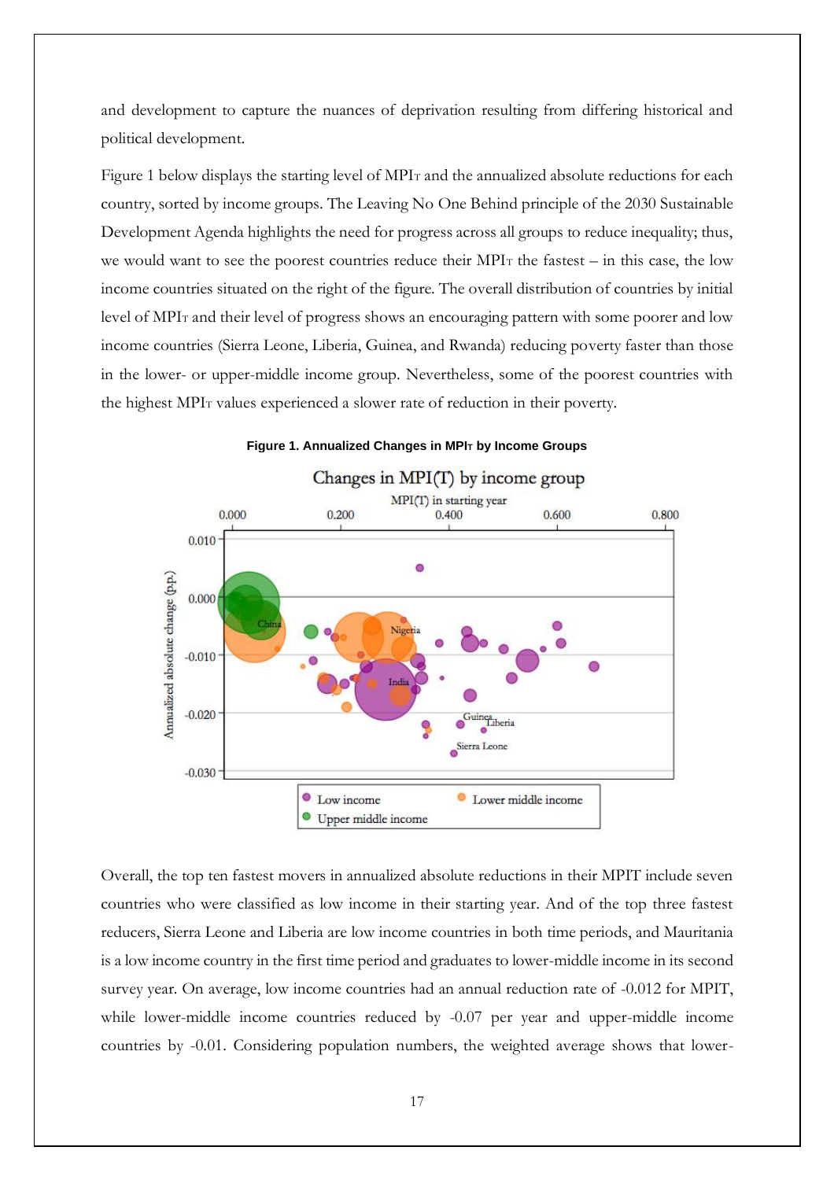and development to capture the nuances of deprivation resulting from differing historical and political development.

Figure 1 below displays the starting level of $MPI_T$ and the annualized absolute reductions for each country, sorted by income groups. The Leaving No One Behind principle of the 2030 Sustainable Development Agenda highlights the need for progress across all groups to reduce inequality; thus, we would want to see the poorest countries reduce their $MPI_T$ the fastest – in this case, the low income countries situated on the right of the figure. The overall distribution of countries by initial level of $MPI_T$ and their level of progress shows an encouraging pattern with some poorer and low income countries (Sierra Leone, Liberia, Guinea, and Rwanda) reducing poverty faster than those in the lower- or upper-middle income group. Nevertheless, some of the poorest countries with the highest $MPI_T$ values experienced a slower rate of reduction in their poverty.

**Figure 1. Annualized Changes in $MPI_T$ by Income Groups**

Overall, the top ten fastest movers in annualized absolute reductions in their MPIT include seven countries who were classified as low income in their starting year. And of the top three fastest reducers, Sierra Leone and Liberia are low income countries in both time periods, and Mauritania is a low income country in the first time period and graduates to lower-middle income in its second survey year. On average, low income countries had an annual reduction rate of -0.012 for MPIT, while lower-middle income countries reduced by -0.07 per year and upper-middle income countries by -0.01. Considering population numbers, the weighted average shows that lower-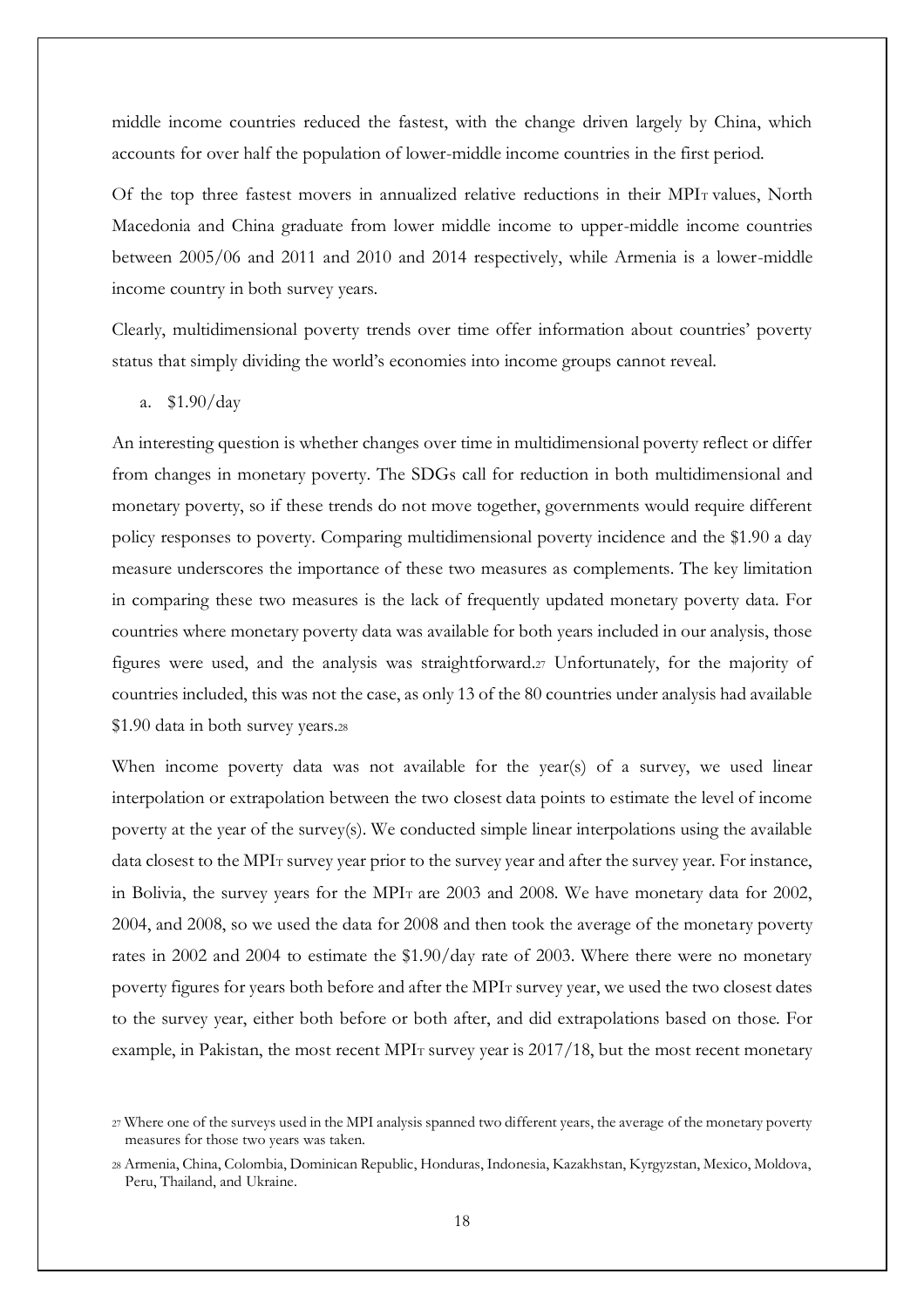middle income countries reduced the fastest, with the change driven largely by China, which accounts for over half the population of lower-middle income countries in the first period.

Of the top three fastest movers in annualized relative reductions in their $MPI_T$ values, North Macedonia and China graduate from lower middle income to upper-middle income countries between 2005/06 and 2011 and 2010 and 2014 respectively, while Armenia is a lower-middle income country in both survey years.

Clearly, multidimensional poverty trends over time offer information about countries' poverty status that simply dividing the world's economies into income groups cannot reveal.

a. $1.90/day

An interesting question is whether changes over time in multidimensional poverty reflect or differ from changes in monetary poverty. The SDGs call for reduction in both multidimensional and monetary poverty, so if these trends do not move together, governments would require different policy responses to poverty. Comparing multidimensional poverty incidence and the $1.90 a day measure underscores the importance of these two measures as complements. The key limitation in comparing these two measures is the lack of frequently updated monetary poverty data. For countries where monetary poverty data was available for both years included in our analysis, those figures were used, and the analysis was straightforward.[27] Unfortunately, for the majority of countries included, this was not the case, as only 13 of the 80 countries under analysis had available $1.90 data in both survey years.[28]

When income poverty data was not available for the year(s) of a survey, we used linear interpolation or extrapolation between the two closest data points to estimate the level of income poverty at the year of the survey(s). We conducted simple linear interpolations using the available data closest to the $MPI_T$ survey year prior to the survey year and after the survey year. For instance, in Bolivia, the survey years for the $MPI_T$ are 2003 and 2008. We have monetary data for 2002, 2004, and 2008, so we used the data for 2008 and then took the average of the monetary poverty rates in 2002 and 2004 to estimate the $1.90/day rate of 2003. Where there were no monetary poverty figures for years both before and after the $MPI_T$ survey year, we used the two closest dates to the survey year, either both before or both after, and did extrapolations based on those. For example, in Pakistan, the most recent $MPI_T$ survey year is 2017/18, but the most recent monetary

[27] Where one of the surveys used in the MPI analysis spanned two different years, the average of the monetary poverty measures for those two years was taken.

[28] Armenia, China, Colombia, Dominican Republic, Honduras, Indonesia, Kazakhstan, Kyrgyzstan, Mexico, Moldova, Peru, Thailand, and Ukraine.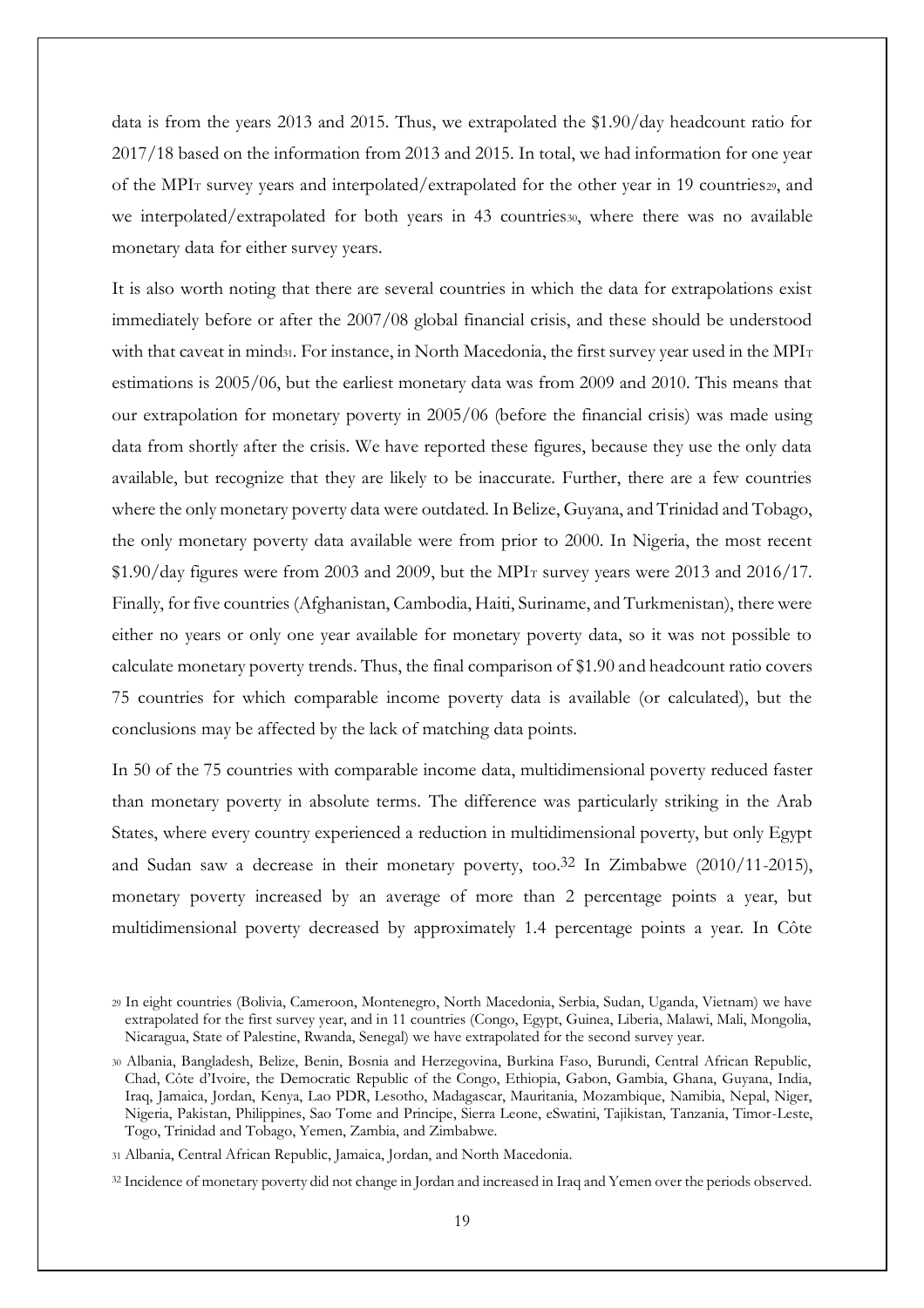data is from the years 2013 and 2015. Thus, we extrapolated the $1.90/day headcount ratio for 2017/18 based on the information from 2013 and 2015. In total, we had information for one year of the $MPI_T$ survey years and interpolated/extrapolated for the other year in 19 countries[29], and we interpolated/extrapolated for both years in 43 countries[30], where there was no available monetary data for either survey years.

It is also worth noting that there are several countries in which the data for extrapolations exist immediately before or after the 2007/08 global financial crisis, and these should be understood with that caveat in mind[31]. For instance, in North Macedonia, the first survey year used in the $MPI_T$ estimations is 2005/06, but the earliest monetary data was from 2009 and 2010. This means that our extrapolation for monetary poverty in 2005/06 (before the financial crisis) was made using data from shortly after the crisis. We have reported these figures, because they use the only data available, but recognize that they are likely to be inaccurate. Further, there are a few countries where the only monetary poverty data were outdated. In Belize, Guyana, and Trinidad and Tobago, the only monetary poverty data available were from prior to 2000. In Nigeria, the most recent $1.90/day figures were from 2003 and 2009, but the $MPI_T$ survey years were 2013 and 2016/17. Finally, for five countries (Afghanistan, Cambodia, Haiti, Suriname, and Turkmenistan), there were either no years or only one year available for monetary poverty data, so it was not possible to calculate monetary poverty trends. Thus, the final comparison of $1.90 and headcount ratio covers 75 countries for which comparable income poverty data is available (or calculated), but the conclusions may be affected by the lack of matching data points.

In 50 of the 75 countries with comparable income data, multidimensional poverty reduced faster than monetary poverty in absolute terms. The difference was particularly striking in the Arab States, where every country experienced a reduction in multidimensional poverty, but only Egypt and Sudan saw a decrease in their monetary poverty, too.[32] In Zimbabwe (2010/11-2015), monetary poverty increased by an average of more than 2 percentage points a year, but multidimensional poverty decreased by approximately 1.4 percentage points a year. In Côte

[29] In eight countries (Bolivia, Cameroon, Montenegro, North Macedonia, Serbia, Sudan, Uganda, Vietnam) we have extrapolated for the first survey year, and in 11 countries (Congo, Egypt, Guinea, Liberia, Malawi, Mali, Mongolia, Nicaragua, State of Palestine, Rwanda, Senegal) we have extrapolated for the second survey year.

[30] Albania, Bangladesh, Belize, Benin, Bosnia and Herzegovina, Burkina Faso, Burundi, Central African Republic, Chad, Côte d'Ivoire, the Democratic Republic of the Congo, Ethiopia, Gabon, Gambia, Ghana, Guyana, India, Iraq, Jamaica, Jordan, Kenya, Lao PDR, Lesotho, Madagascar, Mauritania, Mozambique, Namibia, Nepal, Niger, Nigeria, Pakistan, Philippines, Sao Tome and Principe, Sierra Leone, eSwatini, Tajikistan, Tanzania, Timor-Leste, Togo, Trinidad and Tobago, Yemen, Zambia, and Zimbabwe.

[31] Albania, Central African Republic, Jamaica, Jordan, and North Macedonia.

[32] Incidence of monetary poverty did not change in Jordan and increased in Iraq and Yemen over the periods observed.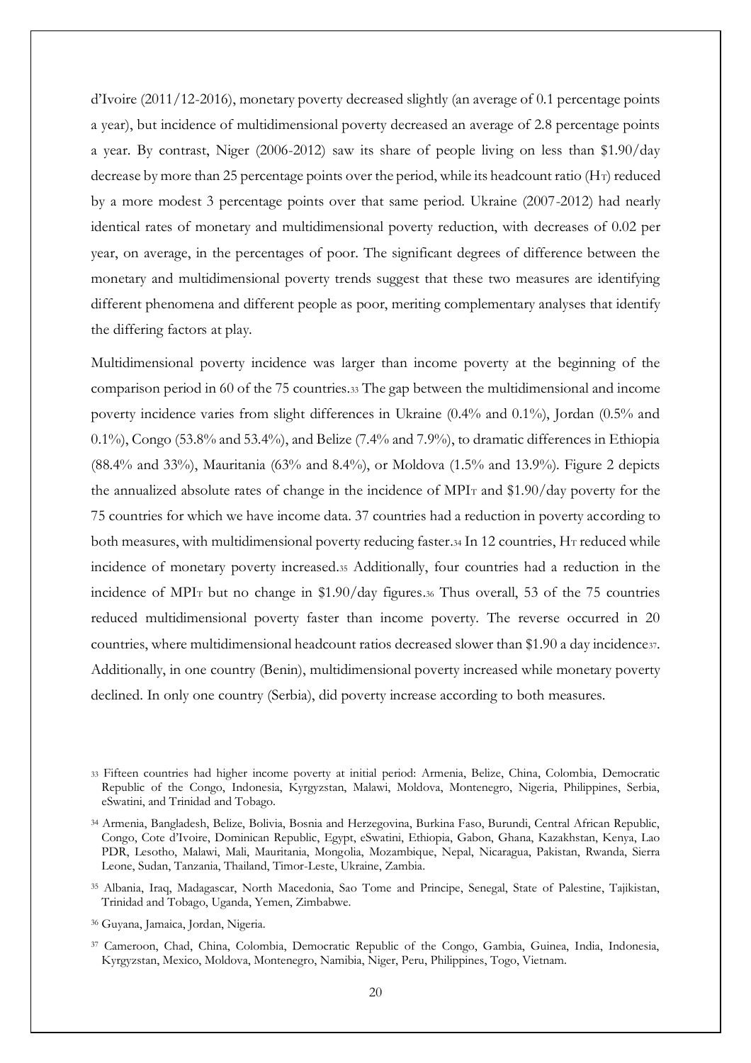d'Ivoire (2011/12-2016), monetary poverty decreased slightly (an average of 0.1 percentage points a year), but incidence of multidimensional poverty decreased an average of 2.8 percentage points a year. By contrast, Niger (2006-2012) saw its share of people living on less than \$1.90/day decrease by more than 25 percentage points over the period, while its headcount ratio ($H_T$) reduced by a more modest 3 percentage points over that same period. Ukraine (2007-2012) had nearly identical rates of monetary and multidimensional poverty reduction, with decreases of 0.02 per year, on average, in the percentages of poor. The significant degrees of difference between the monetary and multidimensional poverty trends suggest that these two measures are identifying different phenomena and different people as poor, meriting complementary analyses that identify the differing factors at play.

Multidimensional poverty incidence was larger than income poverty at the beginning of the comparison period in 60 of the 75 countries.[33] The gap between the multidimensional and income poverty incidence varies from slight differences in Ukraine (0.4% and 0.1%), Jordan (0.5% and 0.1%), Congo (53.8% and 53.4%), and Belize (7.4% and 7.9%), to dramatic differences in Ethiopia (88.4% and 33%), Mauritania (63% and 8.4%), or Moldova (1.5% and 13.9%). Figure 2 depicts the annualized absolute rates of change in the incidence of $MPI_T$ and \$1.90/day poverty for the 75 countries for which we have income data. 37 countries had a reduction in poverty according to both measures, with multidimensional poverty reducing faster.[34] In 12 countries, $H_T$ reduced while incidence of monetary poverty increased.[35] Additionally, four countries had a reduction in the incidence of $MPI_T$ but no change in \$1.90/day figures.[36] Thus overall, 53 of the 75 countries reduced multidimensional poverty faster than income poverty. The reverse occurred in 20 countries, where multidimensional headcount ratios decreased slower than \$1.90 a day incidence[37]. Additionally, in one country (Benin), multidimensional poverty increased while monetary poverty declined. In only one country (Serbia), did poverty increase according to both measures.

[33] Fifteen countries had higher income poverty at initial period: Armenia, Belize, China, Colombia, Democratic Republic of the Congo, Indonesia, Kyrgyzstan, Malawi, Moldova, Montenegro, Nigeria, Philippines, Serbia, eSwatini, and Trinidad and Tobago.

[34] Armenia, Bangladesh, Belize, Bolivia, Bosnia and Herzegovina, Burkina Faso, Burundi, Central African Republic, Congo, Cote d'Ivoire, Dominican Republic, Egypt, eSwatini, Ethiopia, Gabon, Ghana, Kazakhstan, Kenya, Lao PDR, Lesotho, Malawi, Mali, Mauritania, Mongolia, Mozambique, Nepal, Nicaragua, Pakistan, Rwanda, Sierra Leone, Sudan, Tanzania, Thailand, Timor-Leste, Ukraine, Zambia.

[35] Albania, Iraq, Madagascar, North Macedonia, Sao Tome and Principe, Senegal, State of Palestine, Tajikistan, Trinidad and Tobago, Uganda, Yemen, Zimbabwe.

[36] Guyana, Jamaica, Jordan, Nigeria.

[37] Cameroon, Chad, China, Colombia, Democratic Republic of the Congo, Gambia, Guinea, India, Indonesia, Kyrgyzstan, Mexico, Moldova, Montenegro, Namibia, Niger, Peru, Philippines, Togo, Vietnam.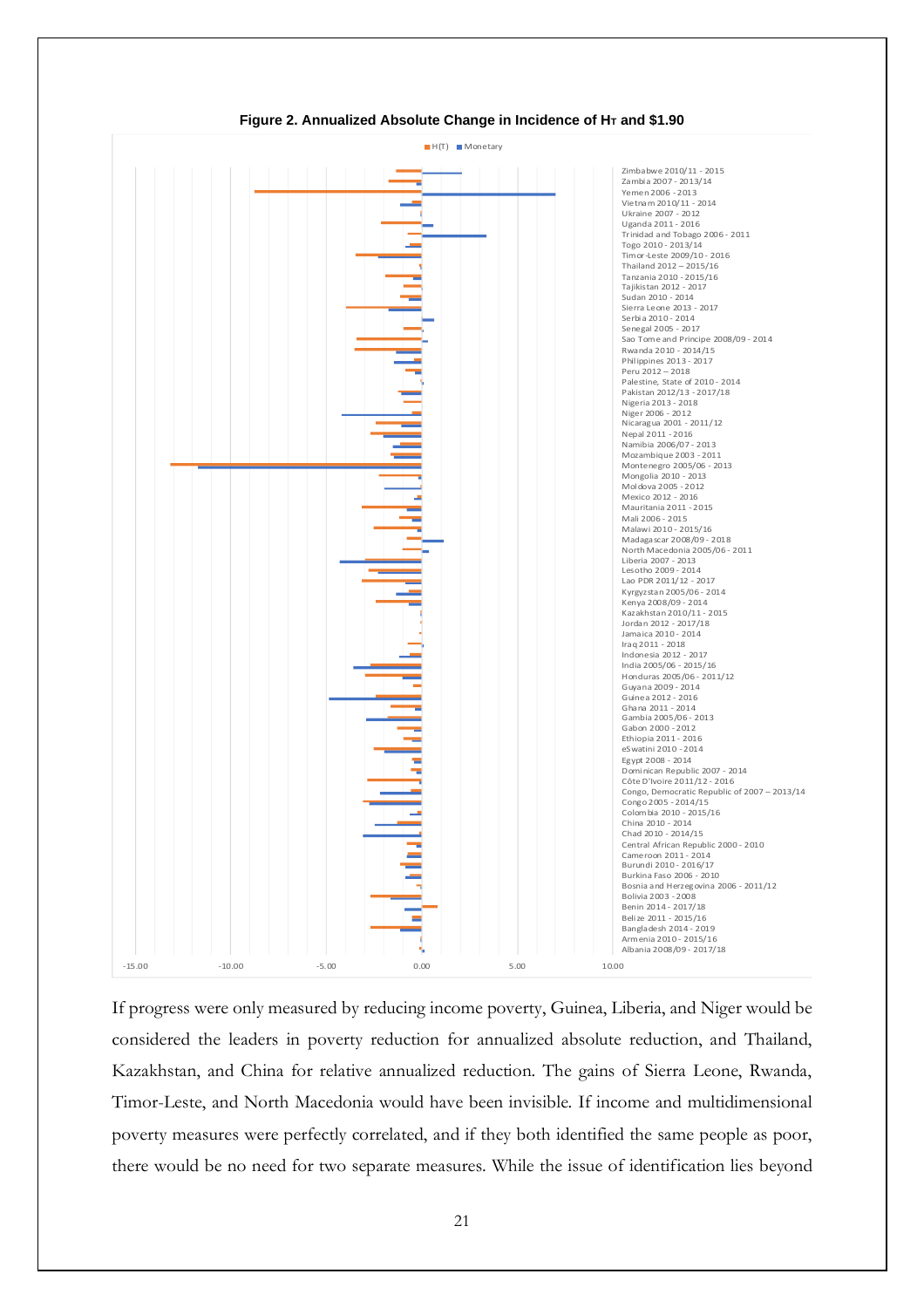**Figure 2. Annualized Absolute Change in Incidence of $H_T$ and \$1.90**

H(T) ■ Monetary

Zimbabwe 2010/11 - 2015
Zambia 2007 - 2013/14
Yemen 2006 - 2013
Vietnam 2010/11 - 2014
Ukraine 2007 - 2012
Uganda 2011 - 2016
Trinidad and Tobago 2006 - 2011
Togo 2010 - 2013/14
Timor-Leste 2009/10 - 2016
Thailand 2012 – 2015/16
Tanzania 2010 - 2015/16
Tajikistan 2012 - 2017
Sudan 2010 - 2014
Sierra Leone 2013 - 2017
Serbia 2010 - 2014
Senegal 2005 - 2017
Sao Tome and Principe 2008/09 - 2014
Rwanda 2010 - 2014/15
Philippines 2013 - 2017
Peru 2012 – 2018
Palestine, State of 2010 - 2014
Pakistan 2012/13 - 2017/18
Nigeria 2013 - 2018
Niger 2006 - 2012
Nicaragua 2001 - 2011/12
Nepal 2011 - 2016
Namibia 2006/07 - 2013
Mozambique 2003 - 2011
Montenegro 2005/06 - 2013
Mongolia 2010 - 2013
Moldova 2005 - 2012
Mexico 2012 - 2016
Mauritania 2011 - 2015
Mali 2006 - 2015
Malawi 2010 - 2015/16
Madagascar 2008/09 - 2018
North Macedonia 2005/06 - 2011
Liberia 2007 - 2013
Lesotho 2009 - 2014
Lao PDR 2011/12 - 2017
Kyrgyzstan 2005/06 - 2014
Kenya 2008/09 - 2014
Kazakhstan 2010/11 - 2015
Jordan 2012 - 2017/18
Jamaica 2010 - 2014
Iraq 2011 - 2018
Indonesia 2012 - 2017
India 2005/06 - 2015/16
Honduras 2005/06 - 2011/12
Guyana 2009 - 2014
Guinea 2012 - 2016
Ghana 2011 - 2014
Gambia 2005/06 - 2013
Gabon 2000 - 2012
Ethiopia 2011 - 2016
eSwatini 2010 - 2014
Egypt 2008 - 2014
Dominican Republic 2007 - 2014
Côte D'Ivoire 2011/12 - 2016
Congo, Democratic Republic of 2007 – 2013/14
Congo 2005 - 2014/15
Colombia 2010 - 2015/16
China 2010 - 2014
Chad 2010 - 2014/15
Central African Republic 2000 - 2010
Cameroon 2011 - 2014
Burundi 2010 - 2016/17
Burkina Faso 2006 - 2010
Bosnia and Herzegovina 2006 - 2011/12
Bolivia 2003 - 2008
Benin 2014 - 2017/18
Belize 2011 - 2015/16
Bangladesh 2014 - 2019
Armenia 2010 - 2015/16
Albania 2008/09 - 2017/18

-15.00 -10.00 -5.00 0.00 5.00 10.00

If progress were only measured by reducing income poverty, Guinea, Liberia, and Niger would be considered the leaders in poverty reduction for annualized absolute reduction, and Thailand, Kazakhstan, and China for relative annualized reduction. The gains of Sierra Leone, Rwanda, Timor-Leste, and North Macedonia would have been invisible. If income and multidimensional poverty measures were perfectly correlated, and if they both identified the same people as poor, there would be no need for two separate measures. While the issue of identification lies beyond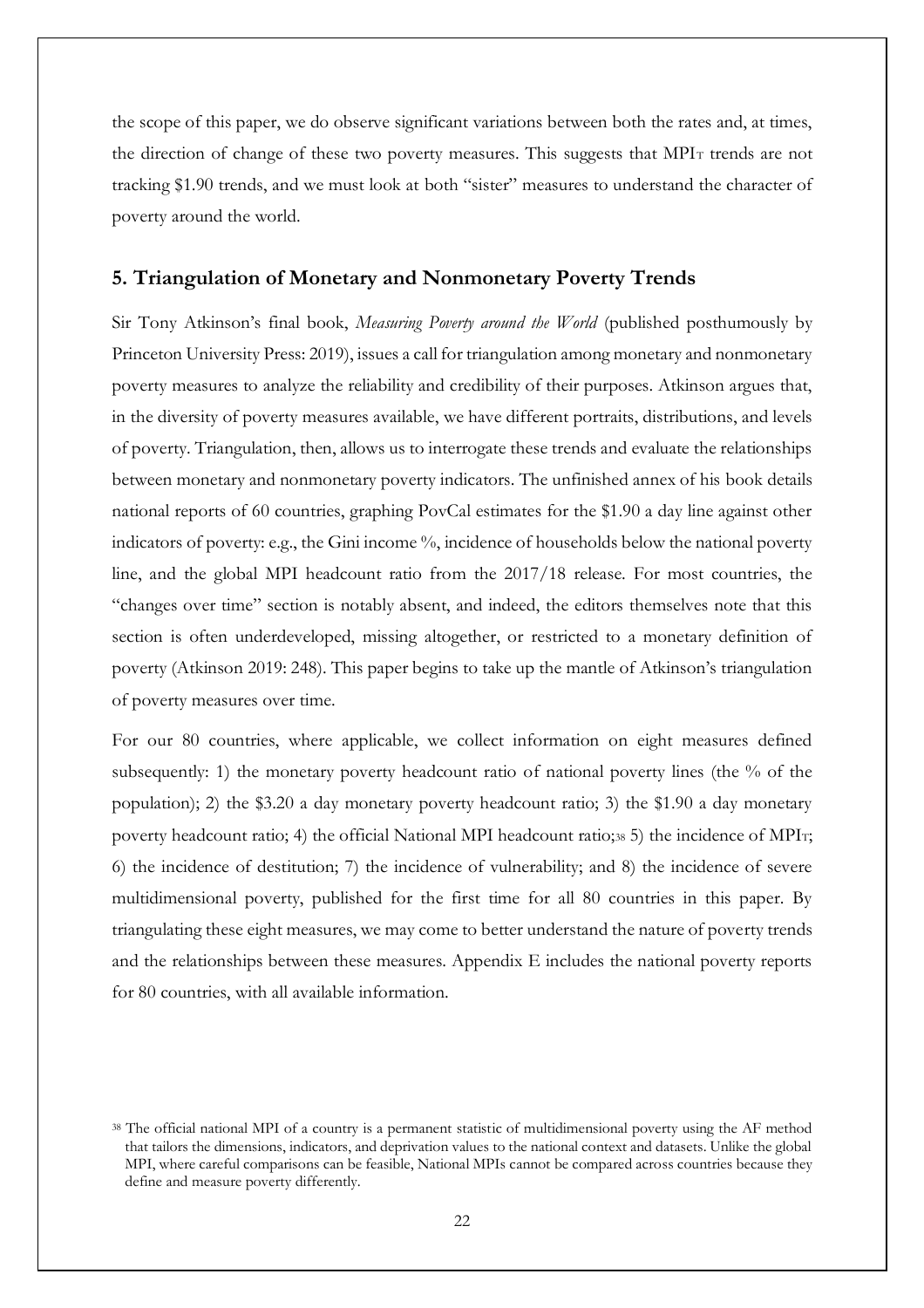the scope of this paper, we do observe significant variations between both the rates and, at times, the direction of change of these two poverty measures. This suggests that $MPI_T$ trends are not tracking $1.90 trends, and we must look at both "sister" measures to understand the character of poverty around the world.

## 5. Triangulation of Monetary and Nonmonetary Poverty Trends

Sir Tony Atkinson's final book, *Measuring Poverty around the World* (published posthumously by Princeton University Press: 2019), issues a call for triangulation among monetary and nonmonetary poverty measures to analyze the reliability and credibility of their purposes. Atkinson argues that, in the diversity of poverty measures available, we have different portraits, distributions, and levels of poverty. Triangulation, then, allows us to interrogate these trends and evaluate the relationships between monetary and nonmonetary poverty indicators. The unfinished annex of his book details national reports of 60 countries, graphing PovCal estimates for the $1.90 a day line against other indicators of poverty: e.g., the Gini income %, incidence of households below the national poverty line, and the global MPI headcount ratio from the 2017/18 release. For most countries, the "changes over time" section is notably absent, and indeed, the editors themselves note that this section is often underdeveloped, missing altogether, or restricted to a monetary definition of poverty (Atkinson 2019: 248). This paper begins to take up the mantle of Atkinson's triangulation of poverty measures over time.

For our 80 countries, where applicable, we collect information on eight measures defined subsequently: 1) the monetary poverty headcount ratio of national poverty lines (the % of the population); 2) the $3.20 a day monetary poverty headcount ratio; 3) the $1.90 a day monetary poverty headcount ratio; 4) the official National MPI headcount ratio;[38] 5) the incidence of $MPI_T$; 6) the incidence of destitution; 7) the incidence of vulnerability; and 8) the incidence of severe multidimensional poverty, published for the first time for all 80 countries in this paper. By triangulating these eight measures, we may come to better understand the nature of poverty trends and the relationships between these measures. Appendix E includes the national poverty reports for 80 countries, with all available information.

[38] The official national MPI of a country is a permanent statistic of multidimensional poverty using the AF method that tailors the dimensions, indicators, and deprivation values to the national context and datasets. Unlike the global MPI, where careful comparisons can be feasible, National MPIs cannot be compared across countries because they define and measure poverty differently.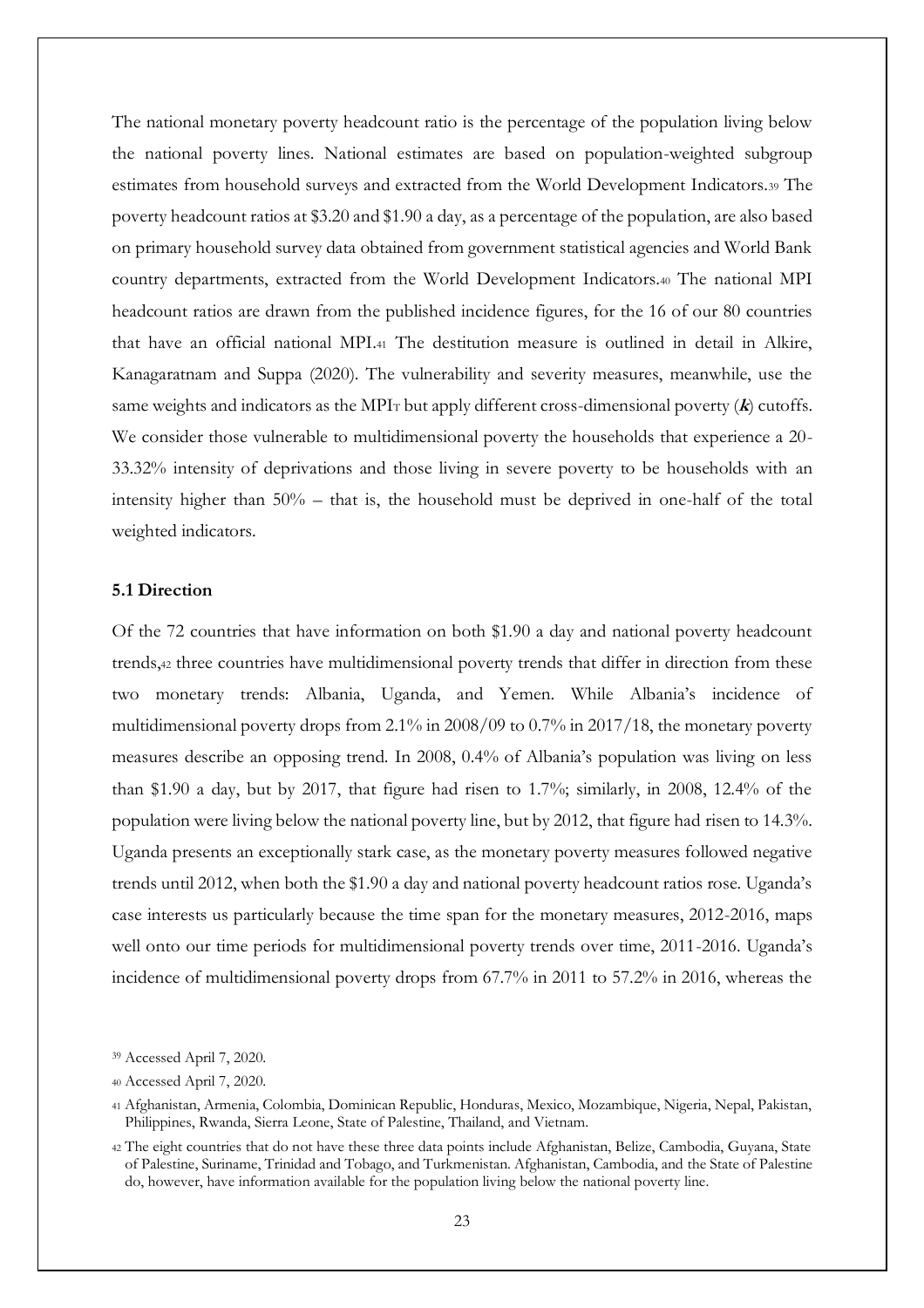The national monetary poverty headcount ratio is the percentage of the population living below the national poverty lines. National estimates are based on population-weighted subgroup estimates from household surveys and extracted from the World Development Indicators.[39] The poverty headcount ratios at $3.20 and $1.90 a day, as a percentage of the population, are also based on primary household survey data obtained from government statistical agencies and World Bank country departments, extracted from the World Development Indicators.[40] The national MPI headcount ratios are drawn from the published incidence figures, for the 16 of our 80 countries that have an official national MPI.[41] The destitution measure is outlined in detail in Alkire, Kanagaratnam and Suppa (2020). The vulnerability and severity measures, meanwhile, use the same weights and indicators as the $MPI_T$ but apply different cross-dimensional poverty (***k***) cutoffs. We consider those vulnerable to multidimensional poverty the households that experience a 20-33.32% intensity of deprivations and those living in severe poverty to be households with an intensity higher than 50% – that is, the household must be deprived in one-half of the total weighted indicators.

### 5.1 Direction

Of the 72 countries that have information on both $1.90 a day and national poverty headcount trends,[42] three countries have multidimensional poverty trends that differ in direction from these two monetary trends: Albania, Uganda, and Yemen. While Albania's incidence of multidimensional poverty drops from 2.1% in 2008/09 to 0.7% in 2017/18, the monetary poverty measures describe an opposing trend. In 2008, 0.4% of Albania's population was living on less than $1.90 a day, but by 2017, that figure had risen to 1.7%; similarly, in 2008, 12.4% of the population were living below the national poverty line, but by 2012, that figure had risen to 14.3%. Uganda presents an exceptionally stark case, as the monetary poverty measures followed negative trends until 2012, when both the $1.90 a day and national poverty headcount ratios rose. Uganda's case interests us particularly because the time span for the monetary measures, 2012-2016, maps well onto our time periods for multidimensional poverty trends over time, 2011-2016. Uganda's incidence of multidimensional poverty drops from 67.7% in 2011 to 57.2% in 2016, whereas the

[39] Accessed April 7, 2020.

[40] Accessed April 7, 2020.

[41] Afghanistan, Armenia, Colombia, Dominican Republic, Honduras, Mexico, Mozambique, Nigeria, Nepal, Pakistan, Philippines, Rwanda, Sierra Leone, State of Palestine, Thailand, and Vietnam.

[42] The eight countries that do not have these three data points include Afghanistan, Belize, Cambodia, Guyana, State of Palestine, Suriname, Trinidad and Tobago, and Turkmenistan. Afghanistan, Cambodia, and the State of Palestine do, however, have information available for the population living below the national poverty line.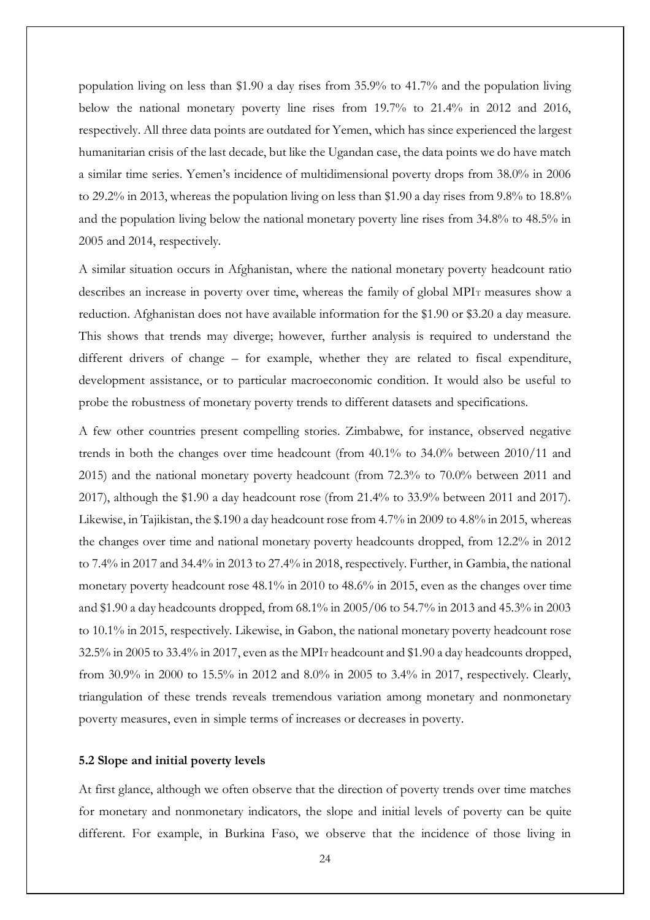population living on less than $1.90 a day rises from 35.9% to 41.7% and the population living below the national monetary poverty line rises from 19.7% to 21.4% in 2012 and 2016, respectively. All three data points are outdated for Yemen, which has since experienced the largest humanitarian crisis of the last decade, but like the Ugandan case, the data points we do have match a similar time series. Yemen's incidence of multidimensional poverty drops from 38.0% in 2006 to 29.2% in 2013, whereas the population living on less than $1.90 a day rises from 9.8% to 18.8% and the population living below the national monetary poverty line rises from 34.8% to 48.5% in 2005 and 2014, respectively.

A similar situation occurs in Afghanistan, where the national monetary poverty headcount ratio describes an increase in poverty over time, whereas the family of global $MPI_T$ measures show a reduction. Afghanistan does not have available information for the $1.90 or $3.20 a day measure. This shows that trends may diverge; however, further analysis is required to understand the different drivers of change – for example, whether they are related to fiscal expenditure, development assistance, or to particular macroeconomic condition. It would also be useful to probe the robustness of monetary poverty trends to different datasets and specifications.

A few other countries present compelling stories. Zimbabwe, for instance, observed negative trends in both the changes over time headcount (from 40.1% to 34.0% between 2010/11 and 2015) and the national monetary poverty headcount (from 72.3% to 70.0% between 2011 and 2017), although the $1.90 a day headcount rose (from 21.4% to 33.9% between 2011 and 2017). Likewise, in Tajikistan, the $.190 a day headcount rose from 4.7% in 2009 to 4.8% in 2015, whereas the changes over time and national monetary poverty headcounts dropped, from 12.2% in 2012 to 7.4% in 2017 and 34.4% in 2013 to 27.4% in 2018, respectively. Further, in Gambia, the national monetary poverty headcount rose 48.1% in 2010 to 48.6% in 2015, even as the changes over time and $1.90 a day headcounts dropped, from 68.1% in 2005/06 to 54.7% in 2013 and 45.3% in 2003 to 10.1% in 2015, respectively. Likewise, in Gabon, the national monetary poverty headcount rose 32.5% in 2005 to 33.4% in 2017, even as the $MPI_T$ headcount and $1.90 a day headcounts dropped, from 30.9% in 2000 to 15.5% in 2012 and 8.0% in 2005 to 3.4% in 2017, respectively. Clearly, triangulation of these trends reveals tremendous variation among monetary and nonmonetary poverty measures, even in simple terms of increases or decreases in poverty.

### 5.2 Slope and initial poverty levels

At first glance, although we often observe that the direction of poverty trends over time matches for monetary and nonmonetary indicators, the slope and initial levels of poverty can be quite different. For example, in Burkina Faso, we observe that the incidence of those living in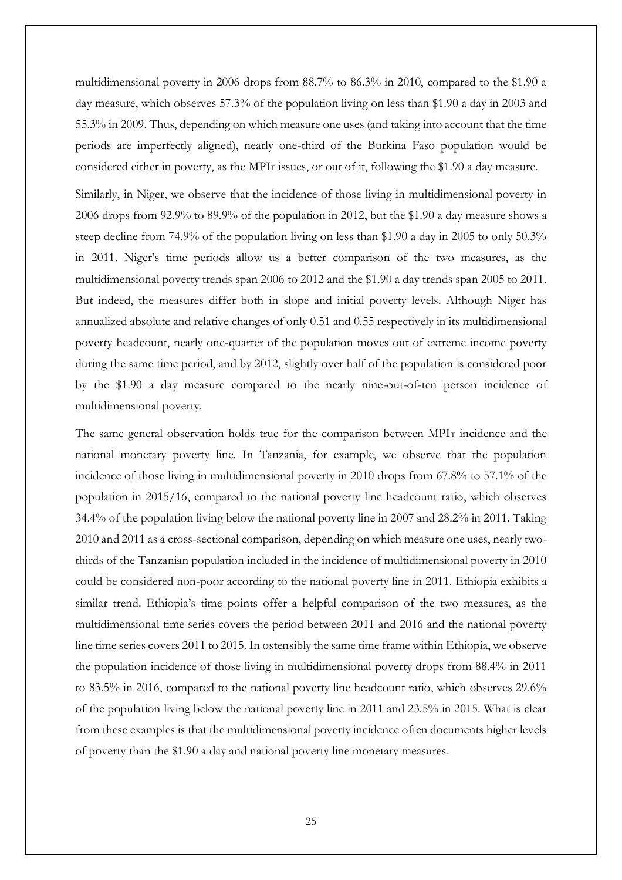multidimensional poverty in 2006 drops from 88.7% to 86.3% in 2010, compared to the $1.90 a day measure, which observes 57.3% of the population living on less than $1.90 a day in 2003 and 55.3% in 2009. Thus, depending on which measure one uses (and taking into account that the time periods are imperfectly aligned), nearly one-third of the Burkina Faso population would be considered either in poverty, as the $MPI_T$ issues, or out of it, following the $1.90 a day measure.

Similarly, in Niger, we observe that the incidence of those living in multidimensional poverty in 2006 drops from 92.9% to 89.9% of the population in 2012, but the $1.90 a day measure shows a steep decline from 74.9% of the population living on less than $1.90 a day in 2005 to only 50.3% in 2011. Niger's time periods allow us a better comparison of the two measures, as the multidimensional poverty trends span 2006 to 2012 and the $1.90 a day trends span 2005 to 2011. But indeed, the measures differ both in slope and initial poverty levels. Although Niger has annualized absolute and relative changes of only 0.51 and 0.55 respectively in its multidimensional poverty headcount, nearly one-quarter of the population moves out of extreme income poverty during the same time period, and by 2012, slightly over half of the population is considered poor by the $1.90 a day measure compared to the nearly nine-out-of-ten person incidence of multidimensional poverty.

The same general observation holds true for the comparison between $MPI_T$ incidence and the national monetary poverty line. In Tanzania, for example, we observe that the population incidence of those living in multidimensional poverty in 2010 drops from 67.8% to 57.1% of the population in 2015/16, compared to the national poverty line headcount ratio, which observes 34.4% of the population living below the national poverty line in 2007 and 28.2% in 2011. Taking 2010 and 2011 as a cross-sectional comparison, depending on which measure one uses, nearly two-thirds of the Tanzanian population included in the incidence of multidimensional poverty in 2010 could be considered non-poor according to the national poverty line in 2011. Ethiopia exhibits a similar trend. Ethiopia's time points offer a helpful comparison of the two measures, as the multidimensional time series covers the period between 2011 and 2016 and the national poverty line time series covers 2011 to 2015. In ostensibly the same time frame within Ethiopia, we observe the population incidence of those living in multidimensional poverty drops from 88.4% in 2011 to 83.5% in 2016, compared to the national poverty line headcount ratio, which observes 29.6% of the population living below the national poverty line in 2011 and 23.5% in 2015. What is clear from these examples is that the multidimensional poverty incidence often documents higher levels of poverty than the $1.90 a day and national poverty line monetary measures.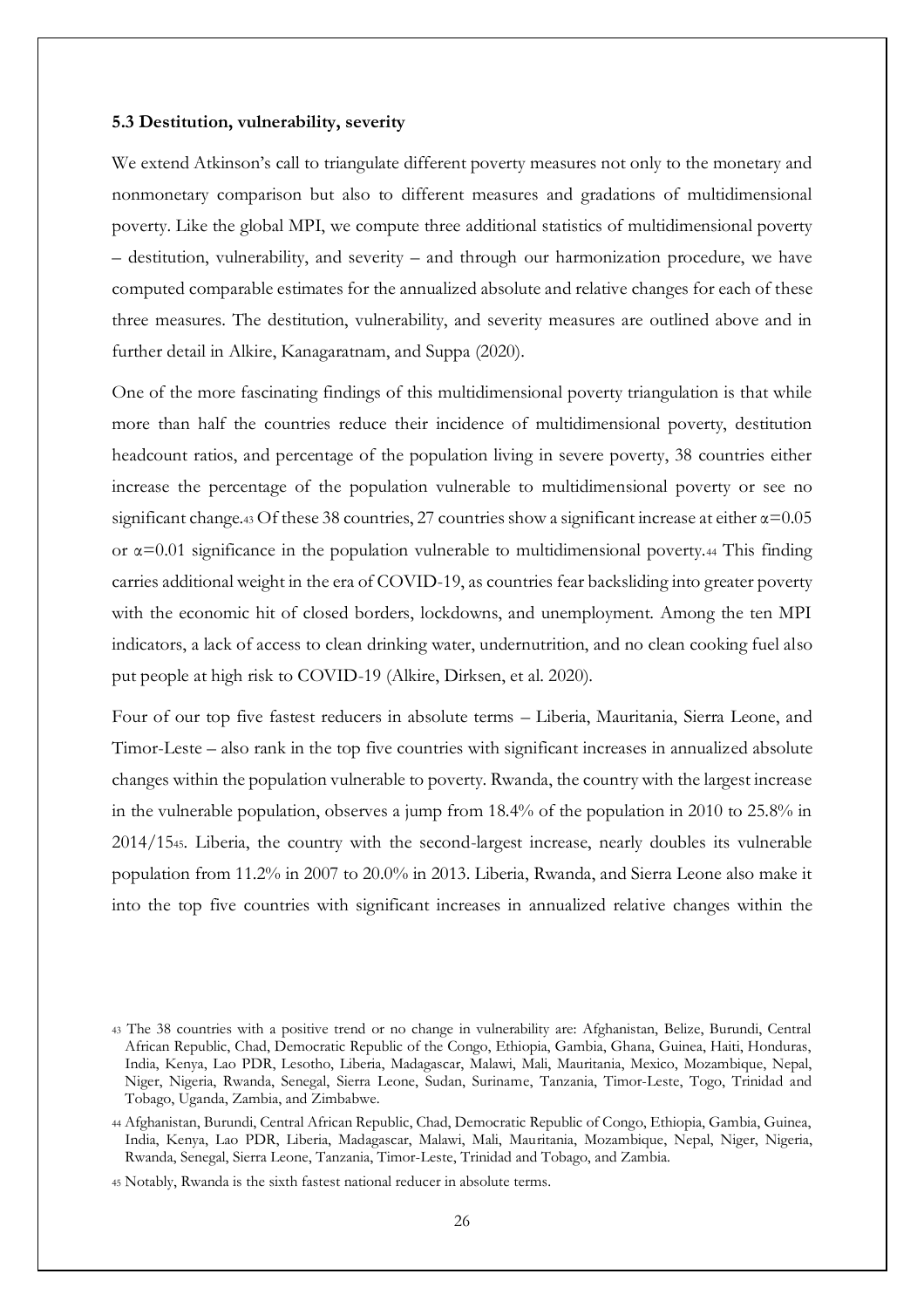### 5.3 Destitution, vulnerability, severity

We extend Atkinson's call to triangulate different poverty measures not only to the monetary and nonmonetary comparison but also to different measures and gradations of multidimensional poverty. Like the global MPI, we compute three additional statistics of multidimensional poverty – destitution, vulnerability, and severity – and through our harmonization procedure, we have computed comparable estimates for the annualized absolute and relative changes for each of these three measures. The destitution, vulnerability, and severity measures are outlined above and in further detail in Alkire, Kanagaratnam, and Suppa (2020).

One of the more fascinating findings of this multidimensional poverty triangulation is that while more than half the countries reduce their incidence of multidimensional poverty, destitution headcount ratios, and percentage of the population living in severe poverty, 38 countries either increase the percentage of the population vulnerable to multidimensional poverty or see no significant change.[43] Of these 38 countries, 27 countries show a significant increase at either $\alpha=0.05$ or $\alpha=0.01$ significance in the population vulnerable to multidimensional poverty.[44] This finding carries additional weight in the era of COVID-19, as countries fear backsliding into greater poverty with the economic hit of closed borders, lockdowns, and unemployment. Among the ten MPI indicators, a lack of access to clean drinking water, undernutrition, and no clean cooking fuel also put people at high risk to COVID-19 (Alkire, Dirksen, et al. 2020).

Four of our top five fastest reducers in absolute terms – Liberia, Mauritania, Sierra Leone, and Timor-Leste – also rank in the top five countries with significant increases in annualized absolute changes within the population vulnerable to poverty. Rwanda, the country with the largest increase in the vulnerable population, observes a jump from 18.4% of the population in 2010 to 25.8% in 2014/15[45]. Liberia, the country with the second-largest increase, nearly doubles its vulnerable population from 11.2% in 2007 to 20.0% in 2013. Liberia, Rwanda, and Sierra Leone also make it into the top five countries with significant increases in annualized relative changes within the

[43] The 38 countries with a positive trend or no change in vulnerability are: Afghanistan, Belize, Burundi, Central African Republic, Chad, Democratic Republic of the Congo, Ethiopia, Gambia, Ghana, Guinea, Haiti, Honduras, India, Kenya, Lao PDR, Lesotho, Liberia, Madagascar, Malawi, Mali, Mauritania, Mexico, Mozambique, Nepal, Niger, Nigeria, Rwanda, Senegal, Sierra Leone, Sudan, Suriname, Tanzania, Timor-Leste, Togo, Trinidad and Tobago, Uganda, Zambia, and Zimbabwe.

[44] Afghanistan, Burundi, Central African Republic, Chad, Democratic Republic of Congo, Ethiopia, Gambia, Guinea, India, Kenya, Lao PDR, Liberia, Madagascar, Malawi, Mali, Mauritania, Mozambique, Nepal, Niger, Nigeria, Rwanda, Senegal, Sierra Leone, Tanzania, Timor-Leste, Trinidad and Tobago, and Zambia.

[45] Notably, Rwanda is the sixth fastest national reducer in absolute terms.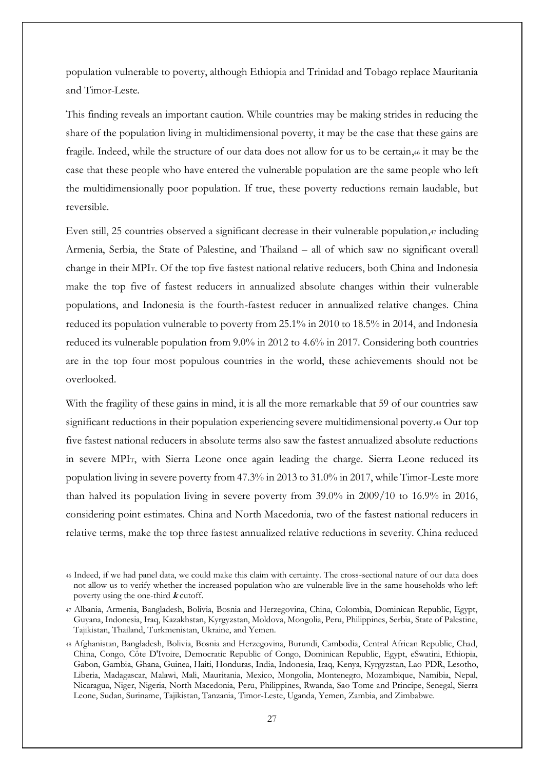population vulnerable to poverty, although Ethiopia and Trinidad and Tobago replace Mauritania and Timor-Leste.

This finding reveals an important caution. While countries may be making strides in reducing the share of the population living in multidimensional poverty, it may be the case that these gains are fragile. Indeed, while the structure of our data does not allow for us to be certain,[46] it may be the case that these people who have entered the vulnerable population are the same people who left the multidimensionally poor population. If true, these poverty reductions remain laudable, but reversible.

Even still, 25 countries observed a significant decrease in their vulnerable population,[47] including Armenia, Serbia, the State of Palestine, and Thailand – all of which saw no significant overall change in their $MPI_T$. Of the top five fastest national relative reducers, both China and Indonesia make the top five of fastest reducers in annualized absolute changes within their vulnerable populations, and Indonesia is the fourth-fastest reducer in annualized relative changes. China reduced its population vulnerable to poverty from 25.1% in 2010 to 18.5% in 2014, and Indonesia reduced its vulnerable population from 9.0% in 2012 to 4.6% in 2017. Considering both countries are in the top four most populous countries in the world, these achievements should not be overlooked.

With the fragility of these gains in mind, it is all the more remarkable that 59 of our countries saw significant reductions in their population experiencing severe multidimensional poverty.[48] Our top five fastest national reducers in absolute terms also saw the fastest annualized absolute reductions in severe $MPI_T$, with Sierra Leone once again leading the charge. Sierra Leone reduced its population living in severe poverty from 47.3% in 2013 to 31.0% in 2017, while Timor-Leste more than halved its population living in severe poverty from 39.0% in 2009/10 to 16.9% in 2016, considering point estimates. China and North Macedonia, two of the fastest national reducers in relative terms, make the top three fastest annualized relative reductions in severity. China reduced

[46] Indeed, if we had panel data, we could make this claim with certainty. The cross-sectional nature of our data does not allow us to verify whether the increased population who are vulnerable live in the same households who left poverty using the one-third $\boldsymbol{k}$ cutoff.

[47] Albania, Armenia, Bangladesh, Bolivia, Bosnia and Herzegovina, China, Colombia, Dominican Republic, Egypt, Guyana, Indonesia, Iraq, Kazakhstan, Kyrgyzstan, Moldova, Mongolia, Peru, Philippines, Serbia, State of Palestine, Tajikistan, Thailand, Turkmenistan, Ukraine, and Yemen.

[48] Afghanistan, Bangladesh, Bolivia, Bosnia and Herzegovina, Burundi, Cambodia, Central African Republic, Chad, China, Congo, Côte D'Ivoire, Democratic Republic of Congo, Dominican Republic, Egypt, eSwatini, Ethiopia, Gabon, Gambia, Ghana, Guinea, Haiti, Honduras, India, Indonesia, Iraq, Kenya, Kyrgyzstan, Lao PDR, Lesotho, Liberia, Madagascar, Malawi, Mali, Mauritania, Mexico, Mongolia, Montenegro, Mozambique, Namibia, Nepal, Nicaragua, Niger, Nigeria, North Macedonia, Peru, Philippines, Rwanda, Sao Tome and Principe, Senegal, Sierra Leone, Sudan, Suriname, Tajikistan, Tanzania, Timor-Leste, Uganda, Yemen, Zambia, and Zimbabwe.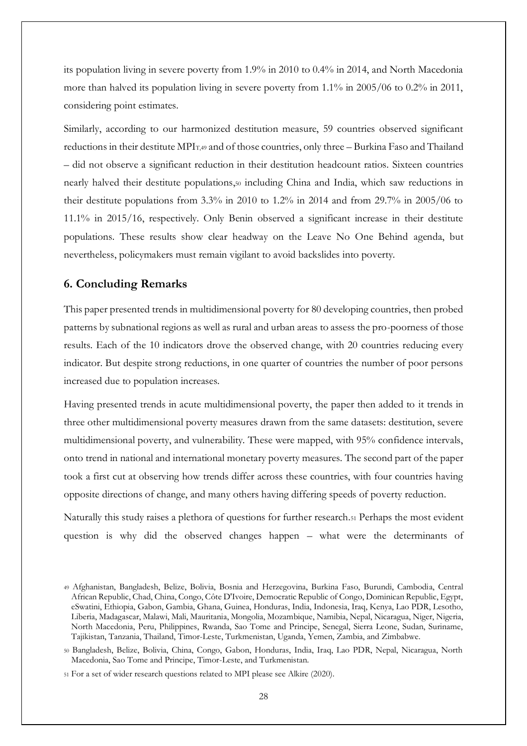its population living in severe poverty from 1.9% in 2010 to 0.4% in 2014, and North Macedonia more than halved its population living in severe poverty from 1.1% in 2005/06 to 0.2% in 2011, considering point estimates.

Similarly, according to our harmonized destitution measure, 59 countries observed significant reductions in their destitute $MPI_T$,[49] and of those countries, only three – Burkina Faso and Thailand – did not observe a significant reduction in their destitution headcount ratios. Sixteen countries nearly halved their destitute populations,[50] including China and India, which saw reductions in their destitute populations from 3.3% in 2010 to 1.2% in 2014 and from 29.7% in 2005/06 to 11.1% in 2015/16, respectively. Only Benin observed a significant increase in their destitute populations. These results show clear headway on the Leave No One Behind agenda, but nevertheless, policymakers must remain vigilant to avoid backslides into poverty.

## 6. Concluding Remarks

This paper presented trends in multidimensional poverty for 80 developing countries, then probed patterns by subnational regions as well as rural and urban areas to assess the pro-poorness of those results. Each of the 10 indicators drove the observed change, with 20 countries reducing every indicator. But despite strong reductions, in one quarter of countries the number of poor persons increased due to population increases.

Having presented trends in acute multidimensional poverty, the paper then added to it trends in three other multidimensional poverty measures drawn from the same datasets: destitution, severe multidimensional poverty, and vulnerability. These were mapped, with 95% confidence intervals, onto trend in national and international monetary poverty measures. The second part of the paper took a first cut at observing how trends differ across these countries, with four countries having opposite directions of change, and many others having differing speeds of poverty reduction.

Naturally this study raises a plethora of questions for further research.[51] Perhaps the most evident question is why did the observed changes happen – what were the determinants of

[49] Afghanistan, Bangladesh, Belize, Bolivia, Bosnia and Herzegovina, Burkina Faso, Burundi, Cambodia, Central African Republic, Chad, China, Congo, Côte D'Ivoire, Democratic Republic of Congo, Dominican Republic, Egypt, eSwatini, Ethiopia, Gabon, Gambia, Ghana, Guinea, Honduras, India, Indonesia, Iraq, Kenya, Lao PDR, Lesotho, Liberia, Madagascar, Malawi, Mali, Mauritania, Mongolia, Mozambique, Namibia, Nepal, Nicaragua, Niger, Nigeria, North Macedonia, Peru, Philippines, Rwanda, Sao Tome and Principe, Senegal, Sierra Leone, Sudan, Suriname, Tajikistan, Tanzania, Thailand, Timor-Leste, Turkmenistan, Uganda, Yemen, Zambia, and Zimbabwe.

[50] Bangladesh, Belize, Bolivia, China, Congo, Gabon, Honduras, India, Iraq, Lao PDR, Nepal, Nicaragua, North Macedonia, Sao Tome and Principe, Timor-Leste, and Turkmenistan.

[51] For a set of wider research questions related to MPI please see Alkire (2020).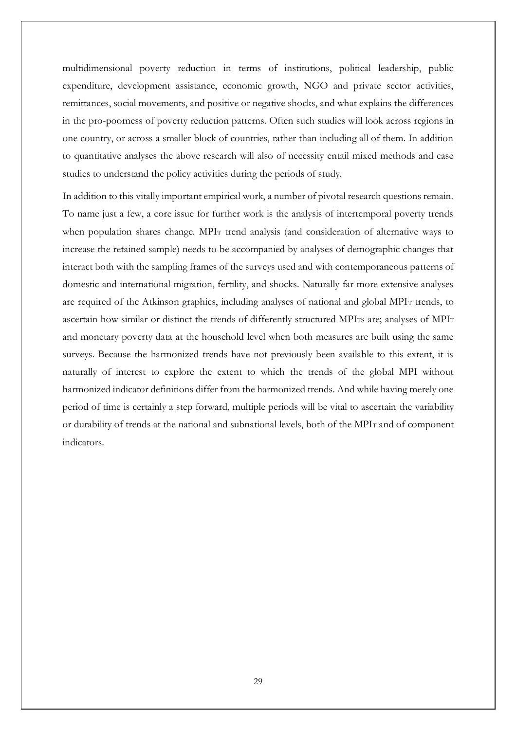multidimensional poverty reduction in terms of institutions, political leadership, public expenditure, development assistance, economic growth, NGO and private sector activities, remittances, social movements, and positive or negative shocks, and what explains the differences in the pro-poorness of poverty reduction patterns. Often such studies will look across regions in one country, or across a smaller block of countries, rather than including all of them. In addition to quantitative analyses the above research will also of necessity entail mixed methods and case studies to understand the policy activities during the periods of study.

In addition to this vitally important empirical work, a number of pivotal research questions remain. To name just a few, a core issue for further work is the analysis of intertemporal poverty trends when population shares change. $MPI_T$ trend analysis (and consideration of alternative ways to increase the retained sample) needs to be accompanied by analyses of demographic changes that interact both with the sampling frames of the surveys used and with contemporaneous patterns of domestic and international migration, fertility, and shocks. Naturally far more extensive analyses are required of the Atkinson graphics, including analyses of national and global $MPI_T$ trends, to ascertain how similar or distinct the trends of differently structured $MPI_T$s are; analyses of $MPI_T$ and monetary poverty data at the household level when both measures are built using the same surveys. Because the harmonized trends have not previously been available to this extent, it is naturally of interest to explore the extent to which the trends of the global MPI without harmonized indicator definitions differ from the harmonized trends. And while having merely one period of time is certainly a step forward, multiple periods will be vital to ascertain the variability or durability of trends at the national and subnational levels, both of the $MPI_T$ and of component indicators.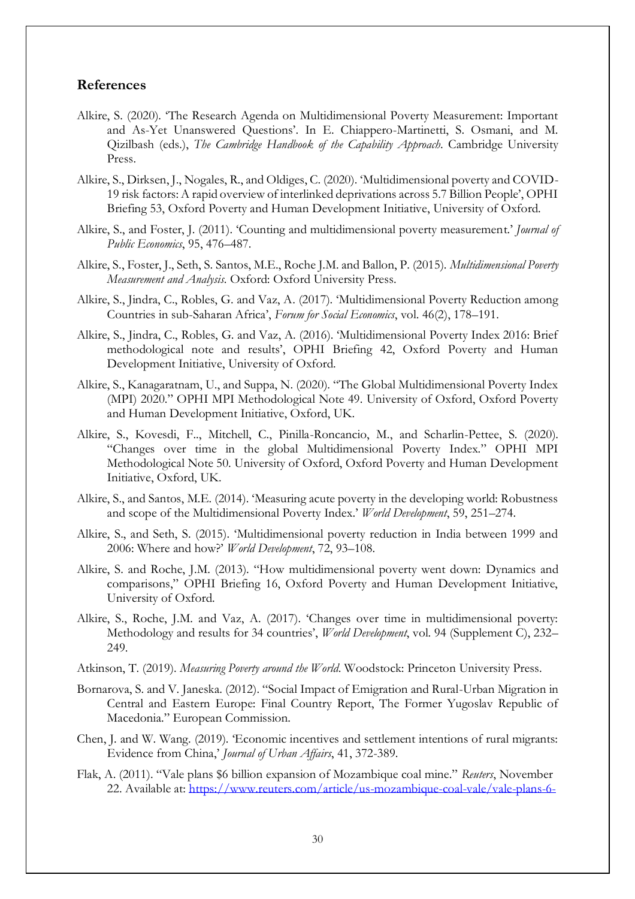## References

Alkire, S. (2020). 'The Research Agenda on Multidimensional Poverty Measurement: Important and As-Yet Unanswered Questions'. In E. Chiappero-Martinetti, S. Osmani, and M. Qizilbash (eds.), *The Cambridge Handbook of the Capability Approach*. Cambridge University Press.

Alkire, S., Dirksen, J., Nogales, R., and Oldiges, C. (2020). 'Multidimensional poverty and COVID-19 risk factors: A rapid overview of interlinked deprivations across 5.7 Billion People', OPHI Briefing 53, Oxford Poverty and Human Development Initiative, University of Oxford.

Alkire, S., and Foster, J. (2011). 'Counting and multidimensional poverty measurement.' *Journal of Public Economics*, 95, 476–487.

Alkire, S., Foster, J., Seth, S. Santos, M.E., Roche J.M. and Ballon, P. (2015). *Multidimensional Poverty Measurement and Analysis*. Oxford: Oxford University Press.

Alkire, S., Jindra, C., Robles, G. and Vaz, A. (2017). 'Multidimensional Poverty Reduction among Countries in sub-Saharan Africa', *Forum for Social Economics*, vol. 46(2), 178–191.

Alkire, S., Jindra, C., Robles, G. and Vaz, A. (2016). 'Multidimensional Poverty Index 2016: Brief methodological note and results', OPHI Briefing 42, Oxford Poverty and Human Development Initiative, University of Oxford.

Alkire, S., Kanagaratnam, U., and Suppa, N. (2020). "The Global Multidimensional Poverty Index (MPI) 2020." OPHI MPI Methodological Note 49. University of Oxford, Oxford Poverty and Human Development Initiative, Oxford, UK.

Alkire, S., Kovesdi, F.., Mitchell, C., Pinilla-Roncancio, M., and Scharlin-Pettee, S. (2020). "Changes over time in the global Multidimensional Poverty Index." OPHI MPI Methodological Note 50. University of Oxford, Oxford Poverty and Human Development Initiative, Oxford, UK.

Alkire, S., and Santos, M.E. (2014). 'Measuring acute poverty in the developing world: Robustness and scope of the Multidimensional Poverty Index.' *World Development*, 59, 251–274.

Alkire, S., and Seth, S. (2015). 'Multidimensional poverty reduction in India between 1999 and 2006: Where and how?' *World Development*, 72, 93–108.

Alkire, S. and Roche, J.M. (2013). "How multidimensional poverty went down: Dynamics and comparisons," OPHI Briefing 16, Oxford Poverty and Human Development Initiative, University of Oxford.

Alkire, S., Roche, J.M. and Vaz, A. (2017). 'Changes over time in multidimensional poverty: Methodology and results for 34 countries', *World Development*, vol. 94 (Supplement C), 232–249.

Atkinson, T. (2019). *Measuring Poverty around the World*. Woodstock: Princeton University Press.

Bornarova, S. and V. Janeska. (2012). "Social Impact of Emigration and Rural-Urban Migration in Central and Eastern Europe: Final Country Report, The Former Yugoslav Republic of Macedonia." European Commission.

Chen, J. and W. Wang. (2019). 'Economic incentives and settlement intentions of rural migrants: Evidence from China,' *Journal of Urban Affairs*, 41, 372-389.

Flak, A. (2011). "Vale plans $6 billion expansion of Mozambique coal mine." *Reuters*, November 22. Available at: https://www.reuters.com/article/us-mozambique-coal-vale/vale-plans-6-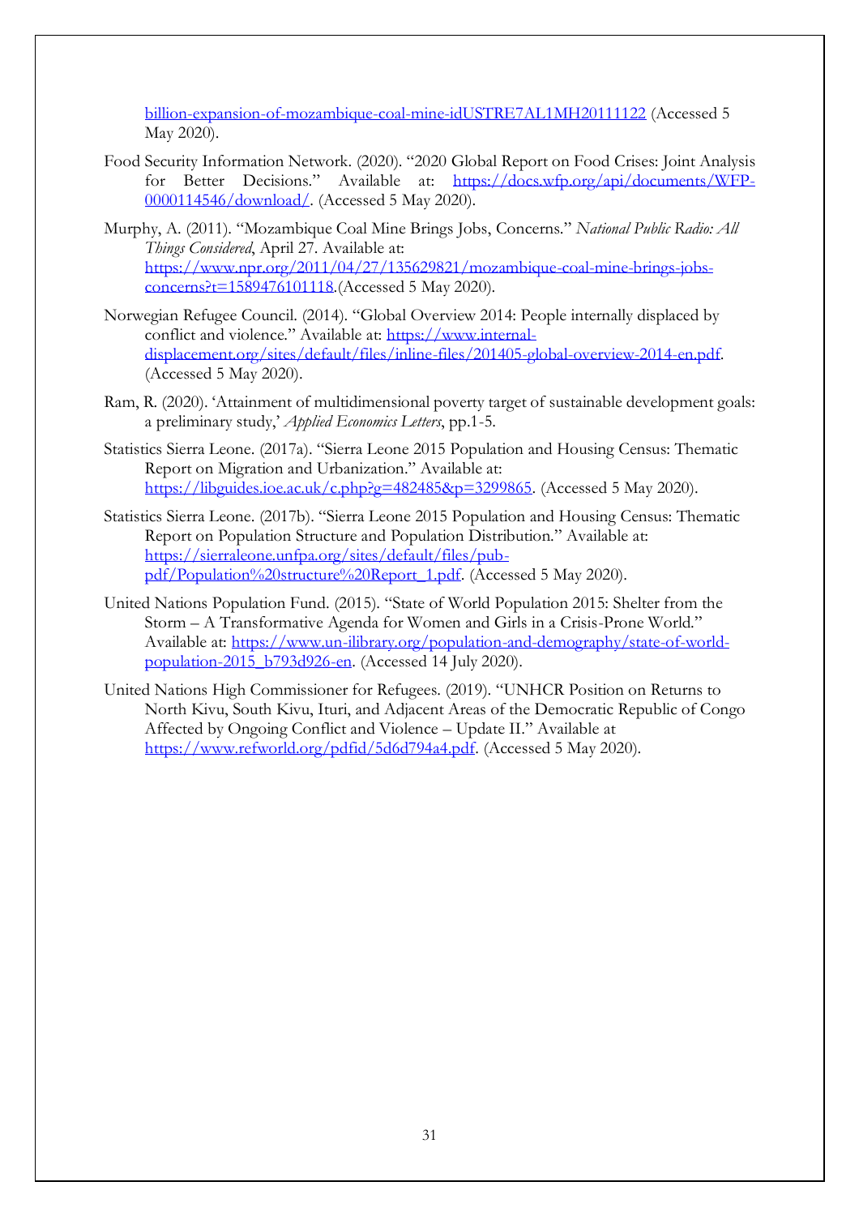billion-expansion-of-mozambique-coal-mine-idUSTRE7AL1MH20111122 (Accessed 5 May 2020).

Food Security Information Network. (2020). "2020 Global Report on Food Crises: Joint Analysis for Better Decisions." Available at: https://docs.wfp.org/api/documents/WFP-0000114546/download/. (Accessed 5 May 2020).

Murphy, A. (2011). "Mozambique Coal Mine Brings Jobs, Concerns." *National Public Radio: All Things Considered*, April 27. Available at: https://www.npr.org/2011/04/27/135629821/mozambique-coal-mine-brings-jobs-concerns?t=1589476101118.(Accessed 5 May 2020).

Norwegian Refugee Council. (2014). "Global Overview 2014: People internally displaced by conflict and violence." Available at: https://www.internal-displacement.org/sites/default/files/inline-files/201405-global-overview-2014-en.pdf. (Accessed 5 May 2020).

Ram, R. (2020). 'Attainment of multidimensional poverty target of sustainable development goals: a preliminary study,' *Applied Economics Letters*, pp.1-5.

Statistics Sierra Leone. (2017a). "Sierra Leone 2015 Population and Housing Census: Thematic Report on Migration and Urbanization." Available at: https://libguides.ioe.ac.uk/c.php?g=482485&p=3299865. (Accessed 5 May 2020).

Statistics Sierra Leone. (2017b). "Sierra Leone 2015 Population and Housing Census: Thematic Report on Population Structure and Population Distribution." Available at: https://sierraleone.unfpa.org/sites/default/files/pub-pdf/Population%20structure%20Report_1.pdf. (Accessed 5 May 2020).

United Nations Population Fund. (2015). "State of World Population 2015: Shelter from the Storm – A Transformative Agenda for Women and Girls in a Crisis-Prone World." Available at: https://www.un-ilibrary.org/population-and-demography/state-of-world-population-2015_b793d926-en. (Accessed 14 July 2020).

United Nations High Commissioner for Refugees. (2019). "UNHCR Position on Returns to North Kivu, South Kivu, Ituri, and Adjacent Areas of the Democratic Republic of Congo Affected by Ongoing Conflict and Violence – Update II." Available at https://www.refworld.org/pdfid/5d6d794a4.pdf. (Accessed 5 May 2020).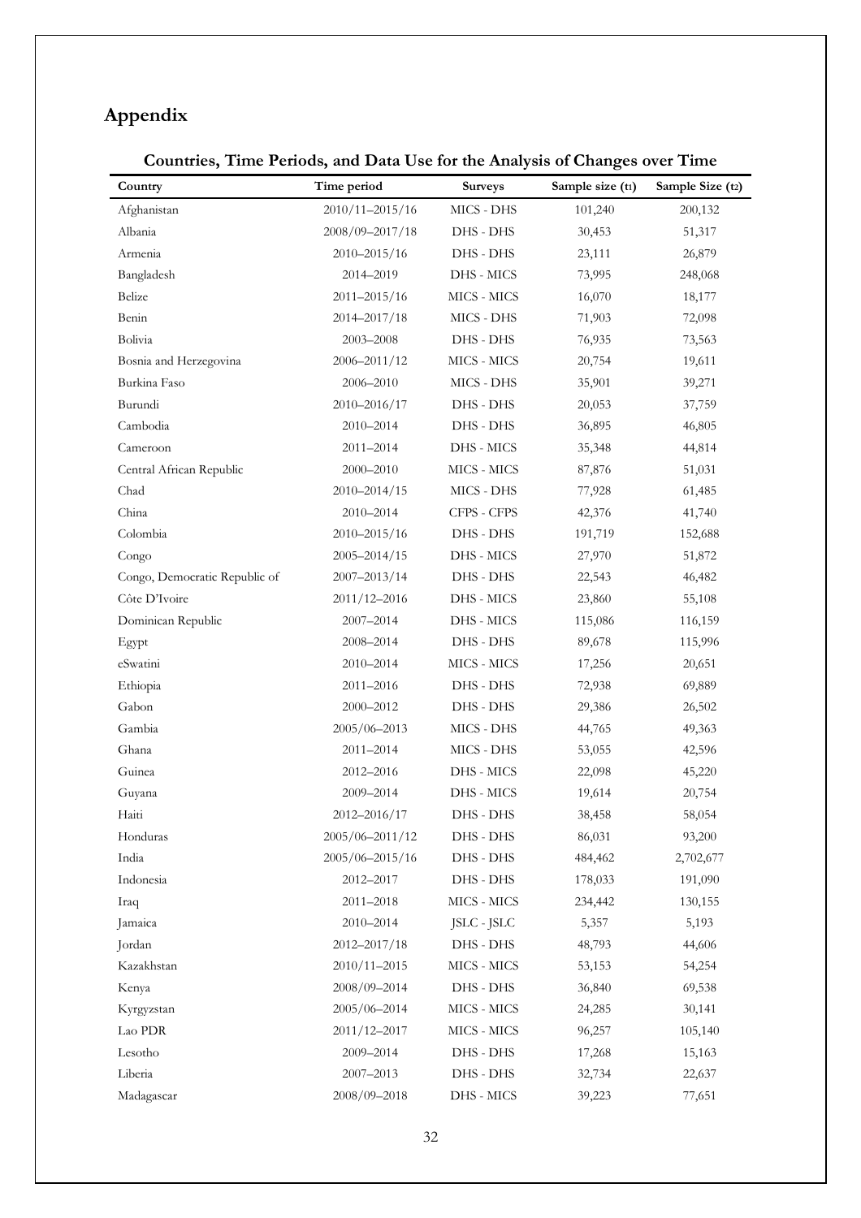# Appendix

**Countries, Time Periods, and Data Use for the Analysis of Changes over Time**

| Country | Time period | Surveys | Sample size ($t_1$) | Sample Size ($t_2$) |
|---|---|---|---|---|
| Afghanistan | 2010/11–2015/16 | MICS - DHS | 101,240 | 200,132 |
| Albania | 2008/09–2017/18 | DHS - DHS | 30,453 | 51,317 |
| Armenia | 2010–2015/16 | DHS - DHS | 23,111 | 26,879 |
| Bangladesh | 2014–2019 | DHS - MICS | 73,995 | 248,068 |
| Belize | 2011–2015/16 | MICS - MICS | 16,070 | 18,177 |
| Benin | 2014–2017/18 | MICS - DHS | 71,903 | 72,098 |
| Bolivia | 2003–2008 | DHS - DHS | 76,935 | 73,563 |
| Bosnia and Herzegovina | 2006–2011/12 | MICS - MICS | 20,754 | 19,611 |
| Burkina Faso | 2006–2010 | MICS - DHS | 35,901 | 39,271 |
| Burundi | 2010–2016/17 | DHS - DHS | 20,053 | 37,759 |
| Cambodia | 2010–2014 | DHS - DHS | 36,895 | 46,805 |
| Cameroon | 2011–2014 | DHS - MICS | 35,348 | 44,814 |
| Central African Republic | 2000–2010 | MICS - MICS | 87,876 | 51,031 |
| Chad | 2010–2014/15 | MICS - DHS | 77,928 | 61,485 |
| China | 2010–2014 | CFPS - CFPS | 42,376 | 41,740 |
| Colombia | 2010–2015/16 | DHS - DHS | 191,719 | 152,688 |
| Congo | 2005–2014/15 | DHS - MICS | 27,970 | 51,872 |
| Congo, Democratic Republic of | 2007–2013/14 | DHS - DHS | 22,543 | 46,482 |
| Côte D'Ivoire | 2011/12–2016 | DHS - MICS | 23,860 | 55,108 |
| Dominican Republic | 2007–2014 | DHS - MICS | 115,086 | 116,159 |
| Egypt | 2008–2014 | DHS - DHS | 89,678 | 115,996 |
| eSwatini | 2010–2014 | MICS - MICS | 17,256 | 20,651 |
| Ethiopia | 2011–2016 | DHS - DHS | 72,938 | 69,889 |
| Gabon | 2000–2012 | DHS - DHS | 29,386 | 26,502 |
| Gambia | 2005/06–2013 | MICS - DHS | 44,765 | 49,363 |
| Ghana | 2011–2014 | MICS - DHS | 53,055 | 42,596 |
| Guinea | 2012–2016 | DHS - MICS | 22,098 | 45,220 |
| Guyana | 2009–2014 | DHS - MICS | 19,614 | 20,754 |
| Haiti | 2012–2016/17 | DHS - DHS | 38,458 | 58,054 |
| Honduras | 2005/06–2011/12 | DHS - DHS | 86,031 | 93,200 |
| India | 2005/06–2015/16 | DHS - DHS | 484,462 | 2,702,677 |
| Indonesia | 2012–2017 | DHS - DHS | 178,033 | 191,090 |
| Iraq | 2011–2018 | MICS - MICS | 234,442 | 130,155 |
| Jamaica | 2010–2014 | JSLC - JSLC | 5,357 | 5,193 |
| Jordan | 2012–2017/18 | DHS - DHS | 48,793 | 44,606 |
| Kazakhstan | 2010/11–2015 | MICS - MICS | 53,153 | 54,254 |
| Kenya | 2008/09–2014 | DHS - DHS | 36,840 | 69,538 |
| Kyrgyzstan | 2005/06–2014 | MICS - MICS | 24,285 | 30,141 |
| Lao PDR | 2011/12–2017 | MICS - MICS | 96,257 | 105,140 |
| Lesotho | 2009–2014 | DHS - DHS | 17,268 | 15,163 |
| Liberia | 2007–2013 | DHS - DHS | 32,734 | 22,637 |
| Madagascar | 2008/09–2018 | DHS - MICS | 39,223 | 77,651 |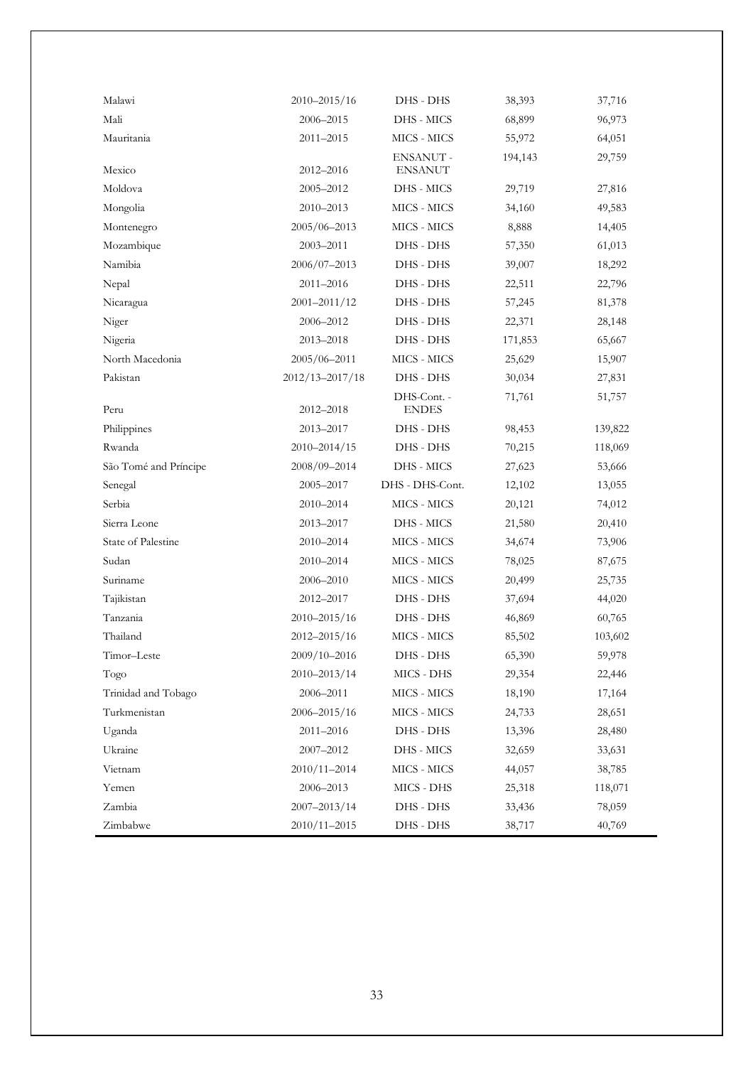| | | | | |
|---|---|---|---|---|
| Malawi | 2010–2015/16 | DHS - DHS | 38,393 | 37,716 |
| Mali | 2006–2015 | DHS - MICS | 68,899 | 96,973 |
| Mauritania | 2011–2015 | MICS - MICS | 55,972 | 64,051 |
| Mexico | 2012–2016 | ENSANUT - ENSANUT | 194,143 | 29,759 |
| Moldova | 2005–2012 | DHS - MICS | 29,719 | 27,816 |
| Mongolia | 2010–2013 | MICS - MICS | 34,160 | 49,583 |
| Montenegro | 2005/06–2013 | MICS - MICS | 8,888 | 14,405 |
| Mozambique | 2003–2011 | DHS - DHS | 57,350 | 61,013 |
| Namibia | 2006/07–2013 | DHS - DHS | 39,007 | 18,292 |
| Nepal | 2011–2016 | DHS - DHS | 22,511 | 22,796 |
| Nicaragua | 2001–2011/12 | DHS - DHS | 57,245 | 81,378 |
| Niger | 2006–2012 | DHS - DHS | 22,371 | 28,148 |
| Nigeria | 2013–2018 | DHS - DHS | 171,853 | 65,667 |
| North Macedonia | 2005/06–2011 | MICS - MICS | 25,629 | 15,907 |
| Pakistan | 2012/13–2017/18 | DHS - DHS | 30,034 | 27,831 |
| Peru | 2012–2018 | DHS-Cont. - ENDES | 71,761 | 51,757 |
| Philippines | 2013–2017 | DHS - DHS | 98,453 | 139,822 |
| Rwanda | 2010–2014/15 | DHS - DHS | 70,215 | 118,069 |
| São Tomé and Príncipe | 2008/09–2014 | DHS - MICS | 27,623 | 53,666 |
| Senegal | 2005–2017 | DHS - DHS-Cont. | 12,102 | 13,055 |
| Serbia | 2010–2014 | MICS - MICS | 20,121 | 74,012 |
| Sierra Leone | 2013–2017 | DHS - MICS | 21,580 | 20,410 |
| State of Palestine | 2010–2014 | MICS - MICS | 34,674 | 73,906 |
| Sudan | 2010–2014 | MICS - MICS | 78,025 | 87,675 |
| Suriname | 2006–2010 | MICS - MICS | 20,499 | 25,735 |
| Tajikistan | 2012–2017 | DHS - DHS | 37,694 | 44,020 |
| Tanzania | 2010–2015/16 | DHS - DHS | 46,869 | 60,765 |
| Thailand | 2012–2015/16 | MICS - MICS | 85,502 | 103,602 |
| Timor–Leste | 2009/10–2016 | DHS - DHS | 65,390 | 59,978 |
| Togo | 2010–2013/14 | MICS - DHS | 29,354 | 22,446 |
| Trinidad and Tobago | 2006–2011 | MICS - MICS | 18,190 | 17,164 |
| Turkmenistan | 2006–2015/16 | MICS - MICS | 24,733 | 28,651 |
| Uganda | 2011–2016 | DHS - DHS | 13,396 | 28,480 |
| Ukraine | 2007–2012 | DHS - MICS | 32,659 | 33,631 |
| Vietnam | 2010/11–2014 | MICS - MICS | 44,057 | 38,785 |
| Yemen | 2006–2013 | MICS - DHS | 25,318 | 118,071 |
| Zambia | 2007–2013/14 | DHS - DHS | 33,436 | 78,059 |
| Zimbabwe | 2010/11–2015 | DHS - DHS | 38,717 | 40,769 |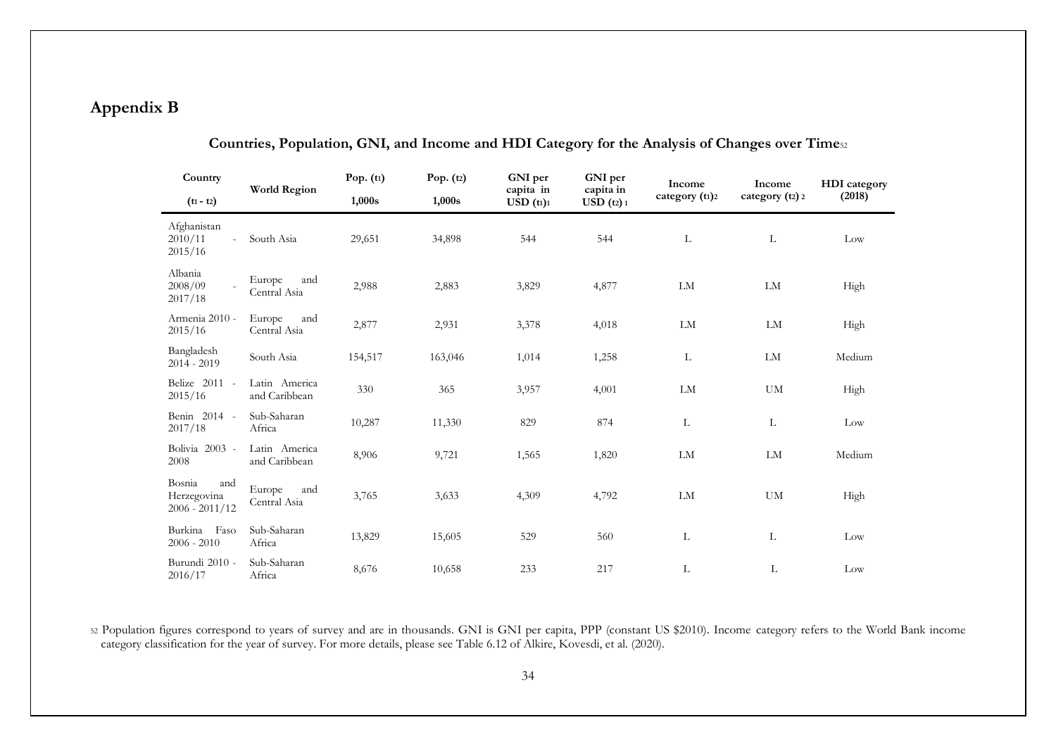# Appendix B

**Countries, Population, GNI, and Income and HDI Category for the Analysis of Changes over Time**[52]

| Country ($t_1$ - $t_2$) | World Region | Pop. ($t_1$) 1,000s | Pop. ($t_2$) 1,000s | GNI per capita in USD ($t_1$)[1] | GNI per capita in USD ($t_2$)[1] | Income category ($t_1$)[2] | Income category ($t_2$)[2] | HDI category (2018) |
|---|---|---|---|---|---|---|---|---|
| Afghanistan 2010/11 - 2015/16 | South Asia | 29,651 | 34,898 | 544 | 544 | L | L | Low |
| Albania 2008/09 - 2017/18 | Europe and Central Asia | 2,988 | 2,883 | 3,829 | 4,877 | LM | LM | High |
| Armenia 2010 - 2015/16 | Europe and Central Asia | 2,877 | 2,931 | 3,378 | 4,018 | LM | LM | High |
| Bangladesh 2014 - 2019 | South Asia | 154,517 | 163,046 | 1,014 | 1,258 | L | LM | Medium |
| Belize 2011 - 2015/16 | Latin America and Caribbean | 330 | 365 | 3,957 | 4,001 | LM | UM | High |
| Benin 2014 - 2017/18 | Sub-Saharan Africa | 10,287 | 11,330 | 829 | 874 | L | L | Low |
| Bolivia 2003 - 2008 | Latin America and Caribbean | 8,906 | 9,721 | 1,565 | 1,820 | LM | LM | Medium |
| Bosnia and Herzegovina 2006 - 2011/12 | Europe and Central Asia | 3,765 | 3,633 | 4,309 | 4,792 | LM | UM | High |
| Burkina Faso 2006 - 2010 | Sub-Saharan Africa | 13,829 | 15,605 | 529 | 560 | L | L | Low |
| Burundi 2010 - 2016/17 | Sub-Saharan Africa | 8,676 | 10,658 | 233 | 217 | L | L | Low |

[52] Population figures correspond to years of survey and are in thousands. GNI is GNI per capita, PPP (constant US $2010). Income category refers to the World Bank income category classification for the year of survey. For more details, please see Table 6.12 of Alkire, Kovesdi, et al. (2020).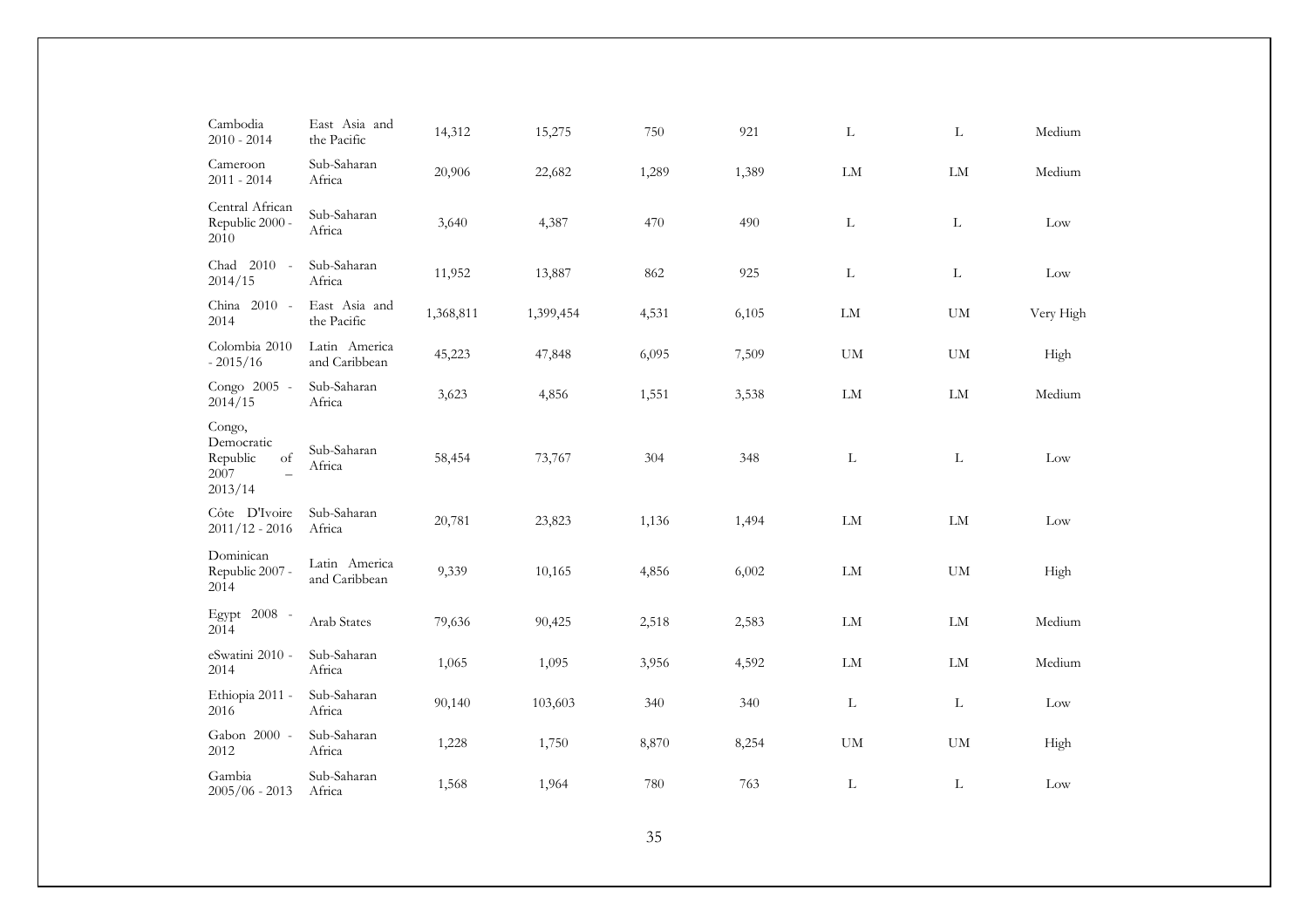| | | | | | | | | |
|---|---|---|---|---|---|---|---|---|
| Cambodia 2010 - 2014 | East Asia and the Pacific | 14,312 | 15,275 | 750 | 921 | L | L | Medium |
| Cameroon 2011 - 2014 | Sub-Saharan Africa | 20,906 | 22,682 | 1,289 | 1,389 | LM | LM | Medium |
| Central African Republic 2000 - 2010 | Sub-Saharan Africa | 3,640 | 4,387 | 470 | 490 | L | L | Low |
| Chad 2010 - 2014/15 | Sub-Saharan Africa | 11,952 | 13,887 | 862 | 925 | L | L | Low |
| China 2010 - 2014 | East Asia and the Pacific | 1,368,811 | 1,399,454 | 4,531 | 6,105 | LM | UM | Very High |
| Colombia 2010 - 2015/16 | Latin America and Caribbean | 45,223 | 47,848 | 6,095 | 7,509 | UM | UM | High |
| Congo 2005 - 2014/15 | Sub-Saharan Africa | 3,623 | 4,856 | 1,551 | 3,538 | LM | LM | Medium |
| Congo, Democratic Republic of 2007 – 2013/14 | Sub-Saharan Africa | 58,454 | 73,767 | 304 | 348 | L | L | Low |
| Côte D'Ivoire 2011/12 - 2016 | Sub-Saharan Africa | 20,781 | 23,823 | 1,136 | 1,494 | LM | LM | Low |
| Dominican Republic 2007 - 2014 | Latin America and Caribbean | 9,339 | 10,165 | 4,856 | 6,002 | LM | UM | High |
| Egypt 2008 - 2014 | Arab States | 79,636 | 90,425 | 2,518 | 2,583 | LM | LM | Medium |
| eSwatini 2010 - 2014 | Sub-Saharan Africa | 1,065 | 1,095 | 3,956 | 4,592 | LM | LM | Medium |
| Ethiopia 2011 - 2016 | Sub-Saharan Africa | 90,140 | 103,603 | 340 | 340 | L | L | Low |
| Gabon 2000 - 2012 | Sub-Saharan Africa | 1,228 | 1,750 | 8,870 | 8,254 | UM | UM | High |
| Gambia 2005/06 - 2013 | Sub-Saharan Africa | 1,568 | 1,964 | 780 | 763 | L | L | Low |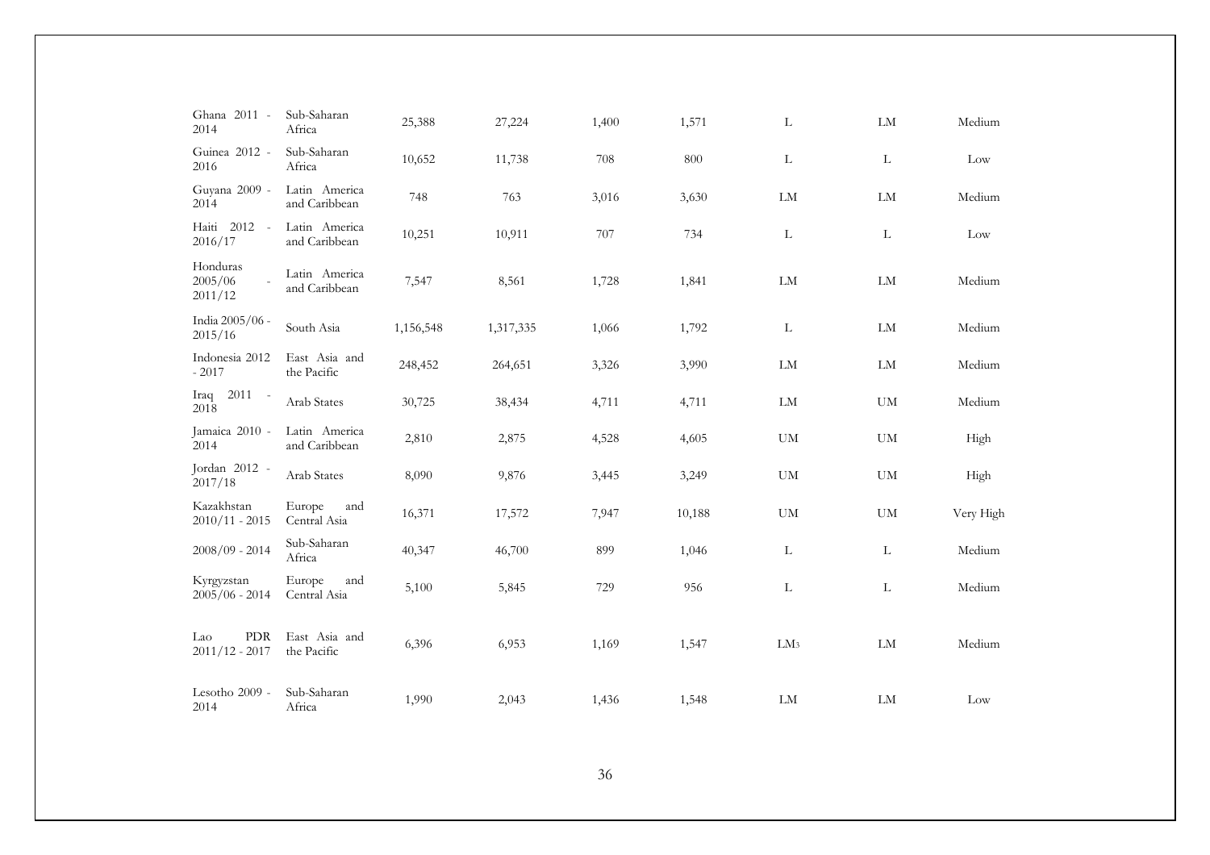| Ghana 2011 - 2014 | Sub-Saharan Africa | 25,388 | 27,224 | 1,400 | 1,571 | L | LM | Medium |
|---|---|---|---|---|---|---|---|---|
| Guinea 2012 - 2016 | Sub-Saharan Africa | 10,652 | 11,738 | 708 | 800 | L | L | Low |
| Guyana 2009 - 2014 | Latin America and Caribbean | 748 | 763 | 3,016 | 3,630 | LM | LM | Medium |
| Haiti 2012 - 2016/17 | Latin America and Caribbean | 10,251 | 10,911 | 707 | 734 | L | L | Low |
| Honduras 2005/06 - 2011/12 | Latin America and Caribbean | 7,547 | 8,561 | 1,728 | 1,841 | LM | LM | Medium |
| India 2005/06 - 2015/16 | South Asia | 1,156,548 | 1,317,335 | 1,066 | 1,792 | L | LM | Medium |
| Indonesia 2012 - 2017 | East Asia and the Pacific | 248,452 | 264,651 | 3,326 | 3,990 | LM | LM | Medium |
| Iraq 2011 - 2018 | Arab States | 30,725 | 38,434 | 4,711 | 4,711 | LM | UM | Medium |
| Jamaica 2010 - 2014 | Latin America and Caribbean | 2,810 | 2,875 | 4,528 | 4,605 | UM | UM | High |
| Jordan 2012 - 2017/18 | Arab States | 8,090 | 9,876 | 3,445 | 3,249 | UM | UM | High |
| Kazakhstan 2010/11 - 2015 | Europe and Central Asia | 16,371 | 17,572 | 7,947 | 10,188 | UM | UM | Very High |
| 2008/09 - 2014 | Sub-Saharan Africa | 40,347 | 46,700 | 899 | 1,046 | L | L | Medium |
| Kyrgyzstan 2005/06 - 2014 | Europe and Central Asia | 5,100 | 5,845 | 729 | 956 | L | L | Medium |
| Lao PDR 2011/12 - 2017 | East Asia and the Pacific | 6,396 | 6,953 | 1,169 | 1,547 | LM[3] | LM | Medium |
| Lesotho 2009 - 2014 | Sub-Saharan Africa | 1,990 | 2,043 | 1,436 | 1,548 | LM | LM | Low |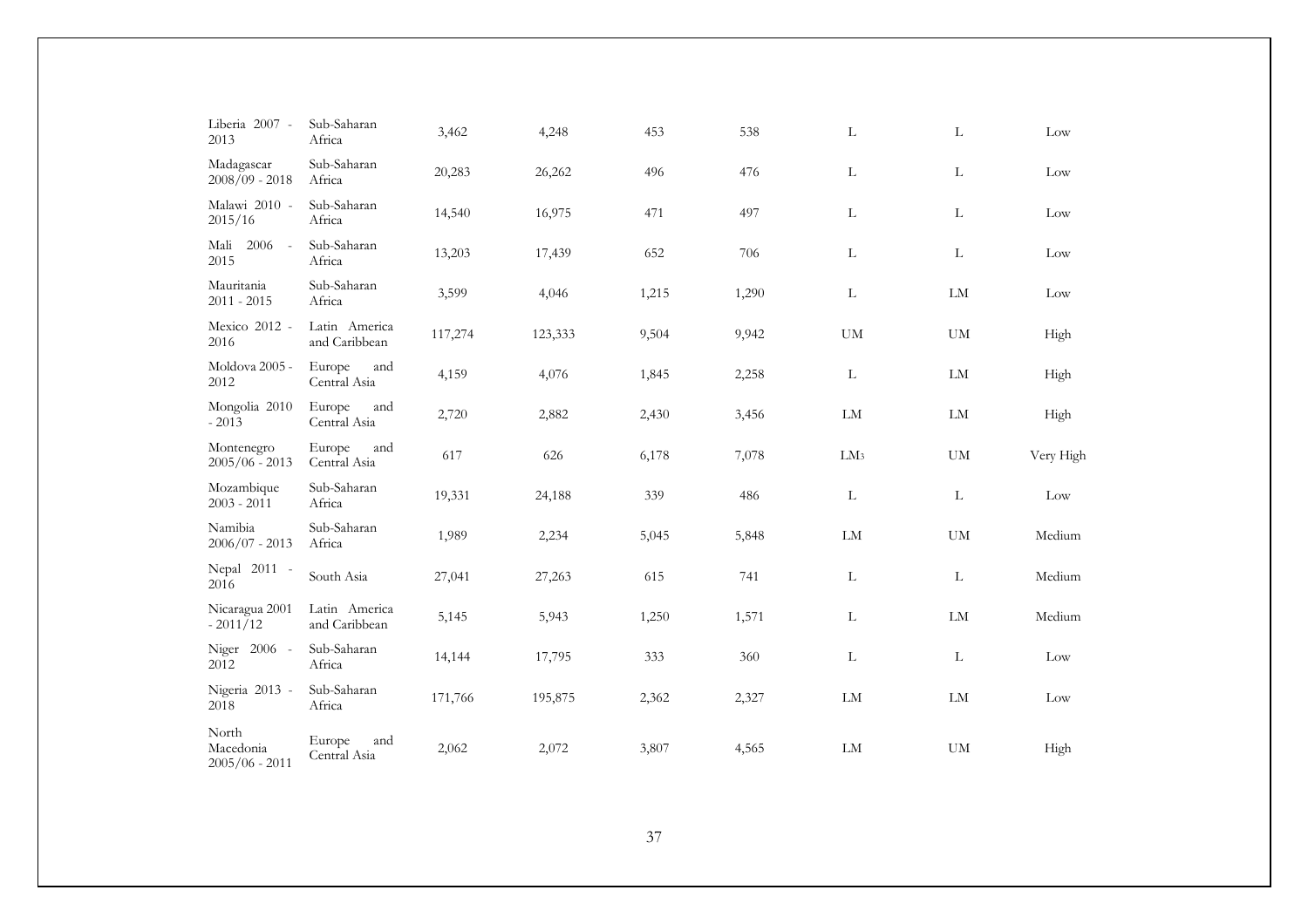| | | | | | | | | |
|---|---|---|---|---|---|---|---|---|
| Liberia 2007 - 2013 | Sub-Saharan Africa | 3,462 | 4,248 | 453 | 538 | L | L | Low |
| Madagascar 2008/09 - 2018 | Sub-Saharan Africa | 20,283 | 26,262 | 496 | 476 | L | L | Low |
| Malawi 2010 - 2015/16 | Sub-Saharan Africa | 14,540 | 16,975 | 471 | 497 | L | L | Low |
| Mali 2006 - 2015 | Sub-Saharan Africa | 13,203 | 17,439 | 652 | 706 | L | L | Low |
| Mauritania 2011 - 2015 | Sub-Saharan Africa | 3,599 | 4,046 | 1,215 | 1,290 | L | LM | Low |
| Mexico 2012 - 2016 | Latin America and Caribbean | 117,274 | 123,333 | 9,504 | 9,942 | UM | UM | High |
| Moldova 2005 - 2012 | Europe and Central Asia | 4,159 | 4,076 | 1,845 | 2,258 | L | LM | High |
| Mongolia 2010 - 2013 | Europe and Central Asia | 2,720 | 2,882 | 2,430 | 3,456 | LM | LM | High |
| Montenegro 2005/06 - 2013 | Europe and Central Asia | 617 | 626 | 6,178 | 7,078 | LM3 | UM | Very High |
| Mozambique 2003 - 2011 | Sub-Saharan Africa | 19,331 | 24,188 | 339 | 486 | L | L | Low |
| Namibia 2006/07 - 2013 | Sub-Saharan Africa | 1,989 | 2,234 | 5,045 | 5,848 | LM | UM | Medium |
| Nepal 2011 - 2016 | South Asia | 27,041 | 27,263 | 615 | 741 | L | L | Medium |
| Nicaragua 2001 - 2011/12 | Latin America and Caribbean | 5,145 | 5,943 | 1,250 | 1,571 | L | LM | Medium |
| Niger 2006 - 2012 | Sub-Saharan Africa | 14,144 | 17,795 | 333 | 360 | L | L | Low |
| Nigeria 2013 - 2018 | Sub-Saharan Africa | 171,766 | 195,875 | 2,362 | 2,327 | LM | LM | Low |
| North Macedonia 2005/06 - 2011 | Europe and Central Asia | 2,062 | 2,072 | 3,807 | 4,565 | LM | UM | High |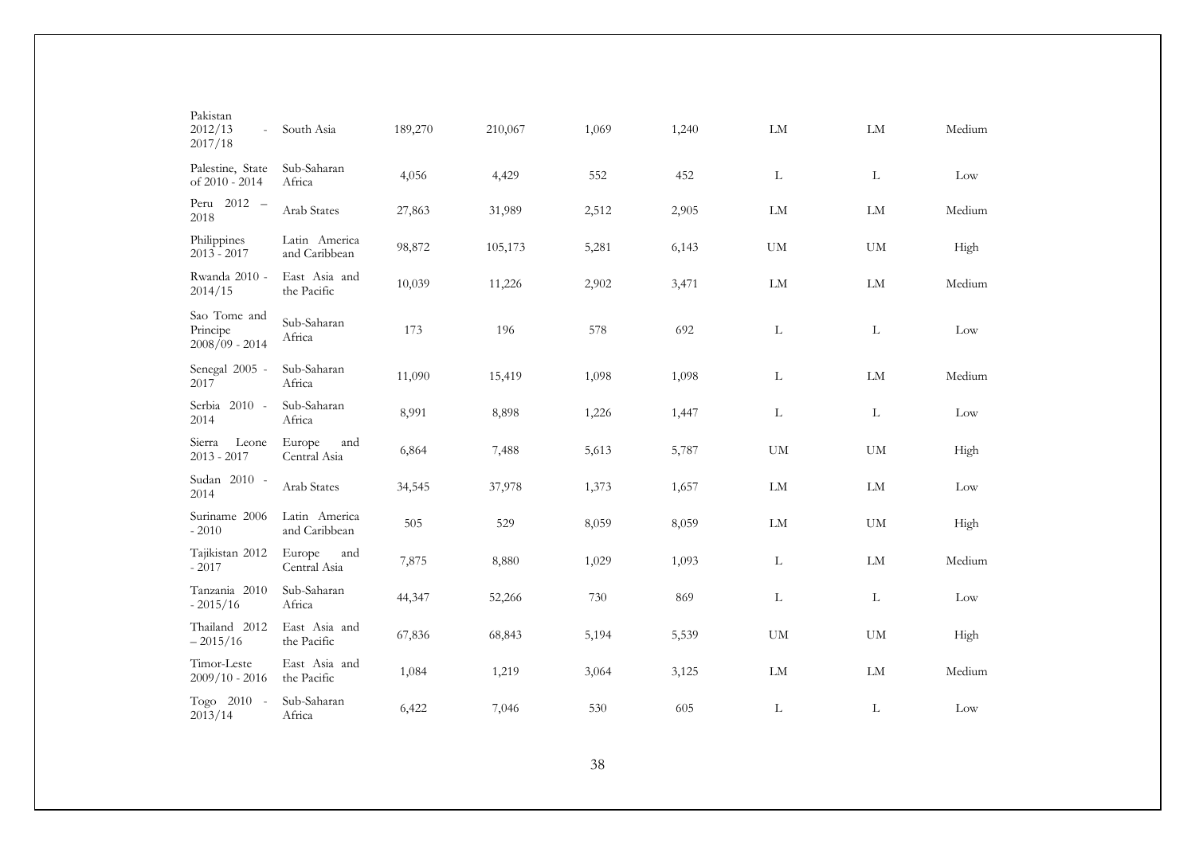| | | | | | | | | |
|---|---|---|---|---|---|---|---|---|
| Pakistan 2012/13 - 2017/18 | South Asia | 189,270 | 210,067 | 1,069 | 1,240 | LM | LM | Medium |
| Palestine, State of 2010 - 2014 | Sub-Saharan Africa | 4,056 | 4,429 | 552 | 452 | L | L | Low |
| Peru 2012 – 2018 | Arab States | 27,863 | 31,989 | 2,512 | 2,905 | LM | LM | Medium |
| Philippines 2013 - 2017 | Latin America and Caribbean | 98,872 | 105,173 | 5,281 | 6,143 | UM | UM | High |
| Rwanda 2010 - 2014/15 | East Asia and the Pacific | 10,039 | 11,226 | 2,902 | 3,471 | LM | LM | Medium |
| Sao Tome and Principe 2008/09 - 2014 | Sub-Saharan Africa | 173 | 196 | 578 | 692 | L | L | Low |
| Senegal 2005 - 2017 | Sub-Saharan Africa | 11,090 | 15,419 | 1,098 | 1,098 | L | LM | Medium |
| Serbia 2010 - 2014 | Sub-Saharan Africa | 8,991 | 8,898 | 1,226 | 1,447 | L | L | Low |
| Sierra Leone 2013 - 2017 | Europe and Central Asia | 6,864 | 7,488 | 5,613 | 5,787 | UM | UM | High |
| Sudan 2010 - 2014 | Arab States | 34,545 | 37,978 | 1,373 | 1,657 | LM | LM | Low |
| Suriname 2006 - 2010 | Latin America and Caribbean | 505 | 529 | 8,059 | 8,059 | LM | UM | High |
| Tajikistan 2012 - 2017 | Europe and Central Asia | 7,875 | 8,880 | 1,029 | 1,093 | L | LM | Medium |
| Tanzania 2010 - 2015/16 | Sub-Saharan Africa | 44,347 | 52,266 | 730 | 869 | L | L | Low |
| Thailand 2012 – 2015/16 | East Asia and the Pacific | 67,836 | 68,843 | 5,194 | 5,539 | UM | UM | High |
| Timor-Leste 2009/10 - 2016 | East Asia and the Pacific | 1,084 | 1,219 | 3,064 | 3,125 | LM | LM | Medium |
| Togo 2010 - 2013/14 | Sub-Saharan Africa | 6,422 | 7,046 | 530 | 605 | L | L | Low |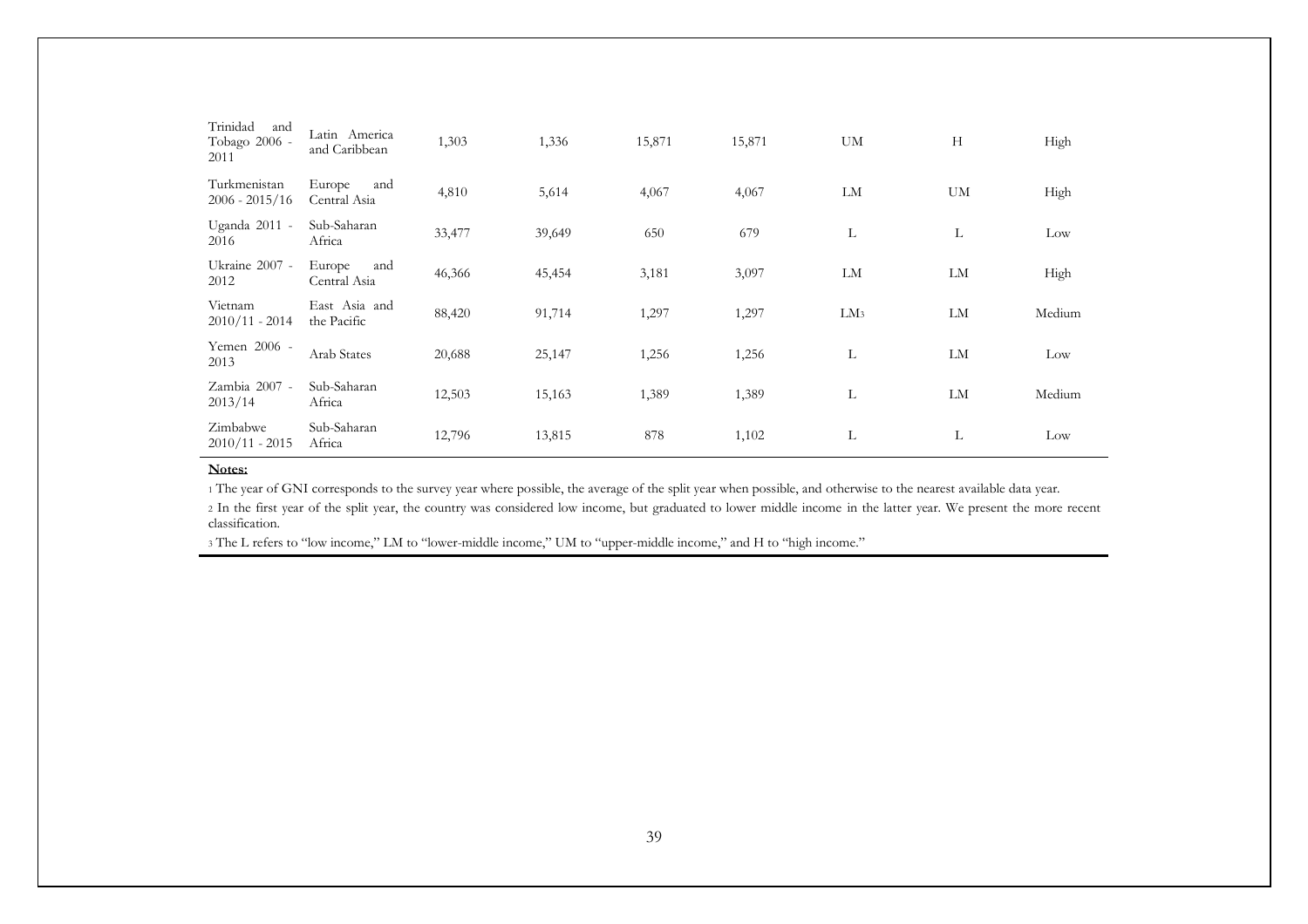| | | | | | | | | |
|---|---|---|---|---|---|---|---|---|
| Trinidad and Tobago 2006 - 2011 | Latin America and Caribbean | 1,303 | 1,336 | 15,871 | 15,871 | UM | H | High |
| Turkmenistan 2006 - 2015/16 | Europe and Central Asia | 4,810 | 5,614 | 4,067 | 4,067 | LM | UM | High |
| Uganda 2011 - 2016 | Sub-Saharan Africa | 33,477 | 39,649 | 650 | 679 | L | L | Low |
| Ukraine 2007 - 2012 | Europe and Central Asia | 46,366 | 45,454 | 3,181 | 3,097 | LM | LM | High |
| Vietnam 2010/11 - 2014 | East Asia and the Pacific | 88,420 | 91,714 | 1,297 | 1,297 | LM[3] | LM | Medium |
| Yemen 2006 - 2013 | Arab States | 20,688 | 25,147 | 1,256 | 1,256 | L | LM | Low |
| Zambia 2007 - 2013/14 | Sub-Saharan Africa | 12,503 | 15,163 | 1,389 | 1,389 | L | LM | Medium |
| Zimbabwe 2010/11 - 2015 | Sub-Saharan Africa | 12,796 | 13,815 | 878 | 1,102 | L | L | Low |

**Notes:**

[1] The year of GNI corresponds to the survey year where possible, the average of the split year when possible, and otherwise to the nearest available data year.

[2] In the first year of the split year, the country was considered low income, but graduated to lower middle income in the latter year. We present the more recent classification.

[3] The L refers to "low income," LM to "lower-middle income," UM to "upper-middle income," and H to "high income."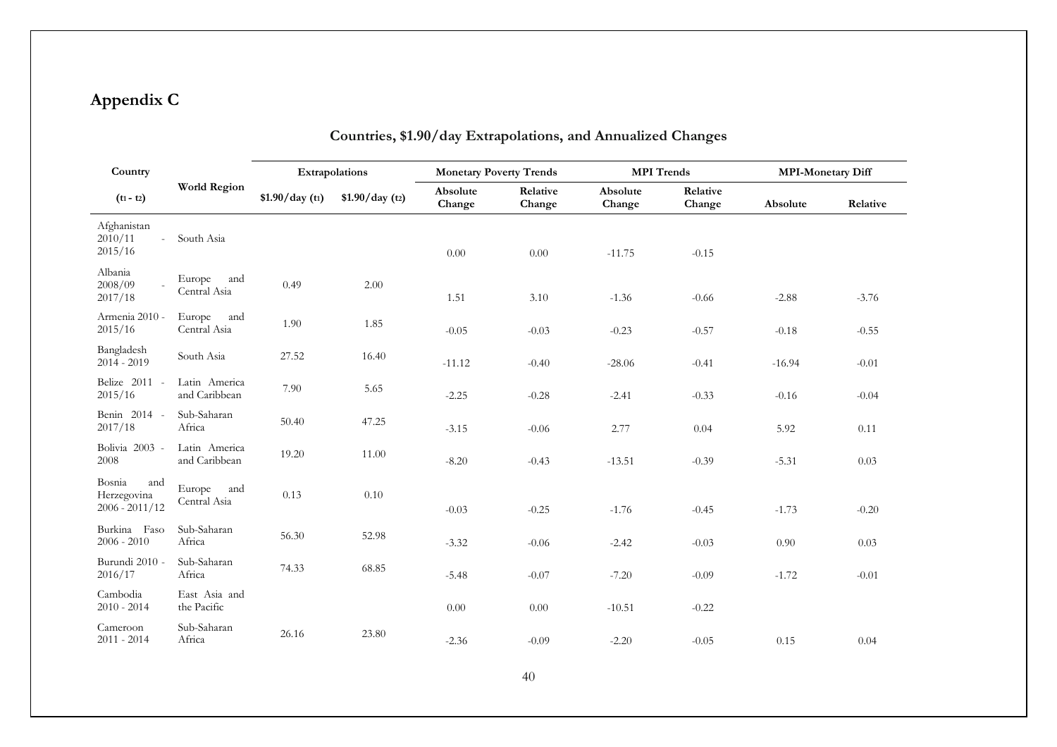# Appendix C

## Countries, \$1.90/day Extrapolations, and Annualized Changes

| Country | World Region | Extrapolations | | Monetary Poverty Trends | | MPI Trends | | MPI-Monetary Diff | |
|---|---|---|---|---|---|---|---|---|---|
| ($t_1$ - $t_2$) | | \$1.90/day ($t_1$) | \$1.90/day ($t_2$) | Absolute Change | Relative Change | Absolute Change | Relative Change | Absolute | Relative |
| Afghanistan 2010/11 - 2015/16 | South Asia | | | 0.00 | 0.00 | -11.75 | -0.15 | | |
| Albania 2008/09 - 2017/18 | Europe and Central Asia | 0.49 | 2.00 | 1.51 | 3.10 | -1.36 | -0.66 | -2.88 | -3.76 |
| Armenia 2010 - 2015/16 | Europe and Central Asia | 1.90 | 1.85 | -0.05 | -0.03 | -0.23 | -0.57 | -0.18 | -0.55 |
| Bangladesh 2014 - 2019 | South Asia | 27.52 | 16.40 | -11.12 | -0.40 | -28.06 | -0.41 | -16.94 | -0.01 |
| Belize 2011 - 2015/16 | Latin America and Caribbean | 7.90 | 5.65 | -2.25 | -0.28 | -2.41 | -0.33 | -0.16 | -0.04 |
| Benin 2014 - 2017/18 | Sub-Saharan Africa | 50.40 | 47.25 | -3.15 | -0.06 | 2.77 | 0.04 | 5.92 | 0.11 |
| Bolivia 2003 - 2008 | Latin America and Caribbean | 19.20 | 11.00 | -8.20 | -0.43 | -13.51 | -0.39 | -5.31 | 0.03 |
| Bosnia and Herzegovina 2006 - 2011/12 | Europe and Central Asia | 0.13 | 0.10 | -0.03 | -0.25 | -1.76 | -0.45 | -1.73 | -0.20 |
| Burkina Faso 2006 - 2010 | Sub-Saharan Africa | 56.30 | 52.98 | -3.32 | -0.06 | -2.42 | -0.03 | 0.90 | 0.03 |
| Burundi 2010 - 2016/17 | Sub-Saharan Africa | 74.33 | 68.85 | -5.48 | -0.07 | -7.20 | -0.09 | -1.72 | -0.01 |
| Cambodia 2010 - 2014 | East Asia and the Pacific | | | 0.00 | 0.00 | -10.51 | -0.22 | | |
| Cameroon 2011 - 2014 | Sub-Saharan Africa | 26.16 | 23.80 | -2.36 | -0.09 | -2.20 | -0.05 | 0.15 | 0.04 |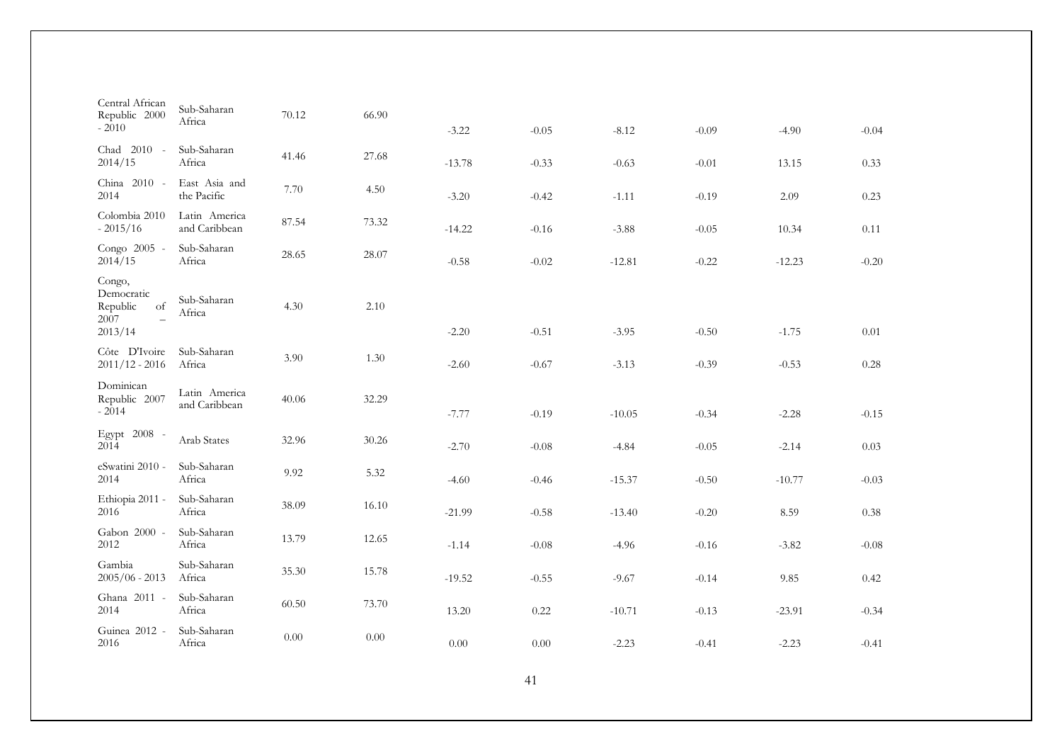| | | | | | | | | | |
|---|---|---|---|---|---|---|---|---|---|
| Central African Republic 2000 - 2010 | Sub-Saharan Africa | 70.12 | 66.90 | -3.22 | -0.05 | -8.12 | -0.09 | -4.90 | -0.04 |
| Chad 2010 - 2014/15 | Sub-Saharan Africa | 41.46 | 27.68 | -13.78 | -0.33 | -0.63 | -0.01 | 13.15 | 0.33 |
| China 2010 - 2014 | East Asia and the Pacific | 7.70 | 4.50 | -3.20 | -0.42 | -1.11 | -0.19 | 2.09 | 0.23 |
| Colombia 2010 - 2015/16 | Latin America and Caribbean | 87.54 | 73.32 | -14.22 | -0.16 | -3.88 | -0.05 | 10.34 | 0.11 |
| Congo 2005 - 2014/15 | Sub-Saharan Africa | 28.65 | 28.07 | -0.58 | -0.02 | -12.81 | -0.22 | -12.23 | -0.20 |
| Congo, Democratic Republic of 2007 – 2013/14 | Sub-Saharan Africa | 4.30 | 2.10 | -2.20 | -0.51 | -3.95 | -0.50 | -1.75 | 0.01 |
| Côte D'Ivoire 2011/12 - 2016 | Sub-Saharan Africa | 3.90 | 1.30 | -2.60 | -0.67 | -3.13 | -0.39 | -0.53 | 0.28 |
| Dominican Republic 2007 - 2014 | Latin America and Caribbean | 40.06 | 32.29 | -7.77 | -0.19 | -10.05 | -0.34 | -2.28 | -0.15 |
| Egypt 2008 - 2014 | Arab States | 32.96 | 30.26 | -2.70 | -0.08 | -4.84 | -0.05 | -2.14 | 0.03 |
| eSwatini 2010 - 2014 | Sub-Saharan Africa | 9.92 | 5.32 | -4.60 | -0.46 | -15.37 | -0.50 | -10.77 | -0.03 |
| Ethiopia 2011 - 2016 | Sub-Saharan Africa | 38.09 | 16.10 | -21.99 | -0.58 | -13.40 | -0.20 | 8.59 | 0.38 |
| Gabon 2000 - 2012 | Sub-Saharan Africa | 13.79 | 12.65 | -1.14 | -0.08 | -4.96 | -0.16 | -3.82 | -0.08 |
| Gambia 2005/06 - 2013 | Sub-Saharan Africa | 35.30 | 15.78 | -19.52 | -0.55 | -9.67 | -0.14 | 9.85 | 0.42 |
| Ghana 2011 - 2014 | Sub-Saharan Africa | 60.50 | 73.70 | 13.20 | 0.22 | -10.71 | -0.13 | -23.91 | -0.34 |
| Guinea 2012 - 2016 | Sub-Saharan Africa | 0.00 | 0.00 | 0.00 | 0.00 | -2.23 | -0.41 | -2.23 | -0.41 |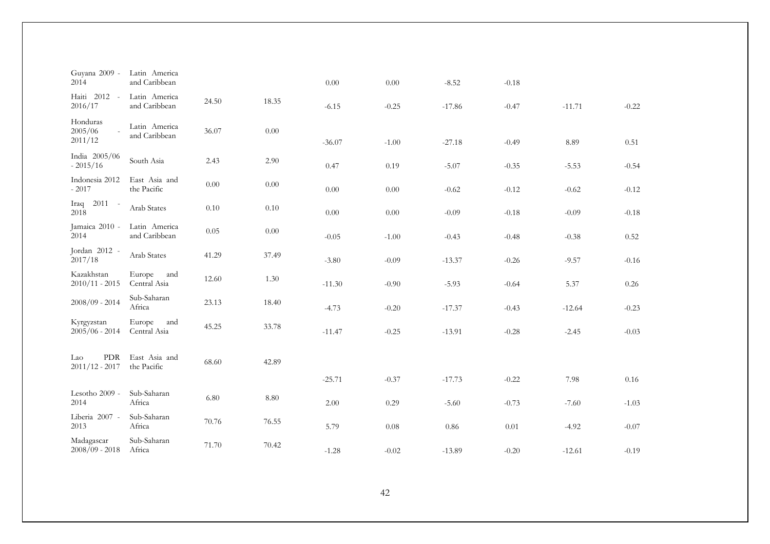| | | | | | | | | | |
|---|---|---|---|---|---|---|---|---|---|
| Guyana 2009 - 2014 | Latin America and Caribbean | | | 0.00 | 0.00 | -8.52 | -0.18 | | |
| Haiti 2012 - 2016/17 | Latin America and Caribbean | 24.50 | 18.35 | -6.15 | -0.25 | -17.86 | -0.47 | -11.71 | -0.22 |
| Honduras 2005/06 - 2011/12 | Latin America and Caribbean | 36.07 | 0.00 | -36.07 | -1.00 | -27.18 | -0.49 | 8.89 | 0.51 |
| India 2005/06 - 2015/16 | South Asia | 2.43 | 2.90 | 0.47 | 0.19 | -5.07 | -0.35 | -5.53 | -0.54 |
| Indonesia 2012 - 2017 | East Asia and the Pacific | 0.00 | 0.00 | 0.00 | 0.00 | -0.62 | -0.12 | -0.62 | -0.12 |
| Iraq 2011 - 2018 | Arab States | 0.10 | 0.10 | 0.00 | 0.00 | -0.09 | -0.18 | -0.09 | -0.18 |
| Jamaica 2010 - 2014 | Latin America and Caribbean | 0.05 | 0.00 | -0.05 | -1.00 | -0.43 | -0.48 | -0.38 | 0.52 |
| Jordan 2012 - 2017/18 | Arab States | 41.29 | 37.49 | -3.80 | -0.09 | -13.37 | -0.26 | -9.57 | -0.16 |
| Kazakhstan 2010/11 - 2015 | Europe and Central Asia | 12.60 | 1.30 | -11.30 | -0.90 | -5.93 | -0.64 | 5.37 | 0.26 |
| 2008/09 - 2014 | Sub-Saharan Africa | 23.13 | 18.40 | -4.73 | -0.20 | -17.37 | -0.43 | -12.64 | -0.23 |
| Kyrgyzstan 2005/06 - 2014 | Europe and Central Asia | 45.25 | 33.78 | -11.47 | -0.25 | -13.91 | -0.28 | -2.45 | -0.03 |
| Lao PDR 2011/12 - 2017 | East Asia and the Pacific | 68.60 | 42.89 | -25.71 | -0.37 | -17.73 | -0.22 | 7.98 | 0.16 |
| Lesotho 2009 - 2014 | Sub-Saharan Africa | 6.80 | 8.80 | 2.00 | 0.29 | -5.60 | -0.73 | -7.60 | -1.03 |
| Liberia 2007 - 2013 | Sub-Saharan Africa | 70.76 | 76.55 | 5.79 | 0.08 | 0.86 | 0.01 | -4.92 | -0.07 |
| Madagascar 2008/09 - 2018 | Sub-Saharan Africa | 71.70 | 70.42 | -1.28 | -0.02 | -13.89 | -0.20 | -12.61 | -0.19 |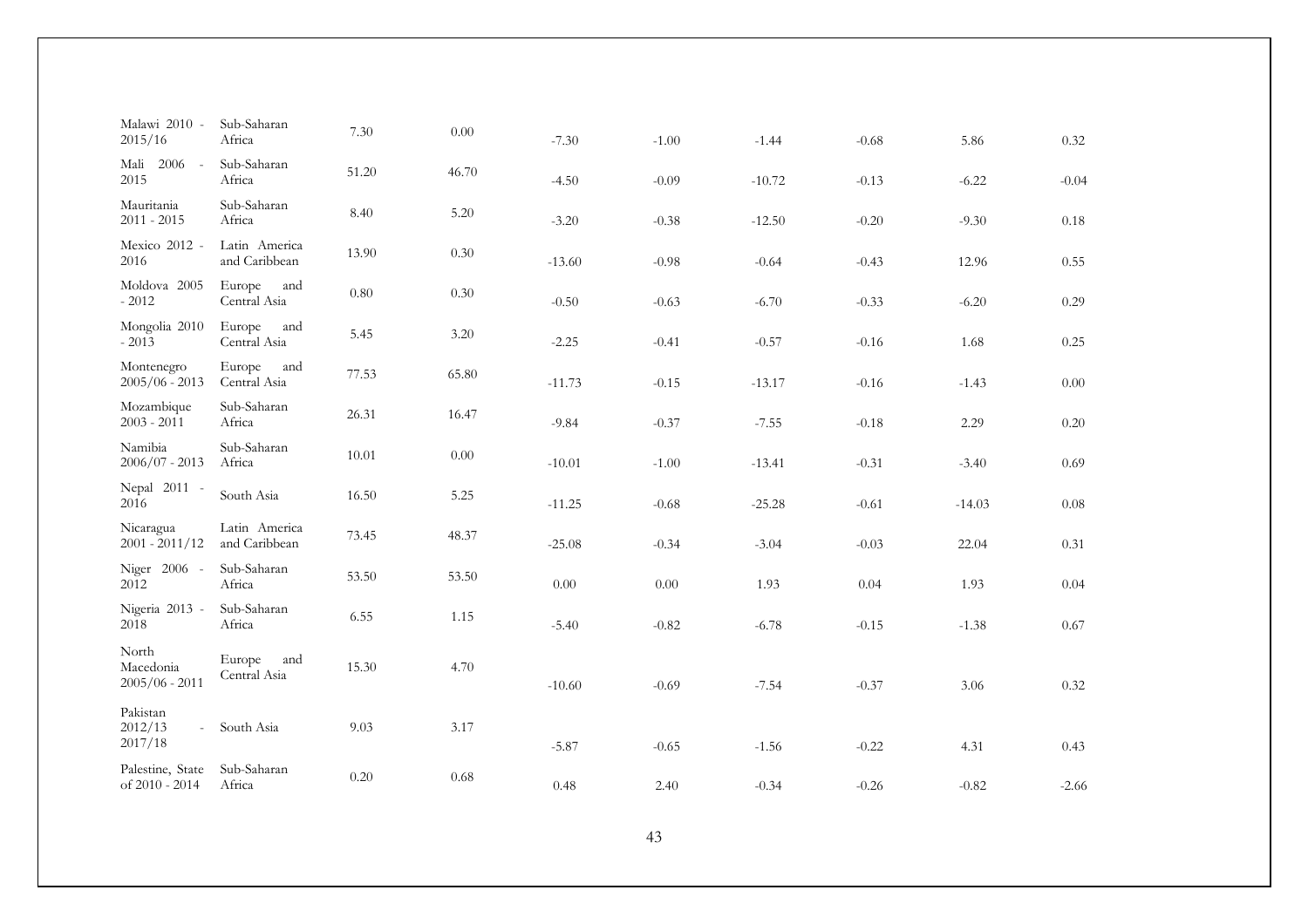| | | | | | | | | | |
|---|---|---|---|---|---|---|---|---|---|
| Malawi 2010 - 2015/16 | Sub-Saharan Africa | 7.30 | 0.00 | -7.30 | -1.00 | -1.44 | -0.68 | 5.86 | 0.32 |
| Mali 2006 - 2015 | Sub-Saharan Africa | 51.20 | 46.70 | -4.50 | -0.09 | -10.72 | -0.13 | -6.22 | -0.04 |
| Mauritania 2011 - 2015 | Sub-Saharan Africa | 8.40 | 5.20 | -3.20 | -0.38 | -12.50 | -0.20 | -9.30 | 0.18 |
| Mexico 2012 - 2016 | Latin America and Caribbean | 13.90 | 0.30 | -13.60 | -0.98 | -0.64 | -0.43 | 12.96 | 0.55 |
| Moldova 2005 - 2012 | Europe and Central Asia | 0.80 | 0.30 | -0.50 | -0.63 | -6.70 | -0.33 | -6.20 | 0.29 |
| Mongolia 2010 - 2013 | Europe and Central Asia | 5.45 | 3.20 | -2.25 | -0.41 | -0.57 | -0.16 | 1.68 | 0.25 |
| Montenegro 2005/06 - 2013 | Europe and Central Asia | 77.53 | 65.80 | -11.73 | -0.15 | -13.17 | -0.16 | -1.43 | 0.00 |
| Mozambique 2003 - 2011 | Sub-Saharan Africa | 26.31 | 16.47 | -9.84 | -0.37 | -7.55 | -0.18 | 2.29 | 0.20 |
| Namibia 2006/07 - 2013 | Sub-Saharan Africa | 10.01 | 0.00 | -10.01 | -1.00 | -13.41 | -0.31 | -3.40 | 0.69 |
| Nepal 2011 - 2016 | South Asia | 16.50 | 5.25 | -11.25 | -0.68 | -25.28 | -0.61 | -14.03 | 0.08 |
| Nicaragua 2001 - 2011/12 | Latin America and Caribbean | 73.45 | 48.37 | -25.08 | -0.34 | -3.04 | -0.03 | 22.04 | 0.31 |
| Niger 2006 - 2012 | Sub-Saharan Africa | 53.50 | 53.50 | 0.00 | 0.00 | 1.93 | 0.04 | 1.93 | 0.04 |
| Nigeria 2013 - 2018 | Sub-Saharan Africa | 6.55 | 1.15 | -5.40 | -0.82 | -6.78 | -0.15 | -1.38 | 0.67 |
| North Macedonia 2005/06 - 2011 | Europe and Central Asia | 15.30 | 4.70 | -10.60 | -0.69 | -7.54 | -0.37 | 3.06 | 0.32 |
| Pakistan 2012/13 - 2017/18 | South Asia | 9.03 | 3.17 | -5.87 | -0.65 | -1.56 | -0.22 | 4.31 | 0.43 |
| Palestine, State of 2010 - 2014 | Sub-Saharan Africa | 0.20 | 0.68 | 0.48 | 2.40 | -0.34 | -0.26 | -0.82 | -2.66 |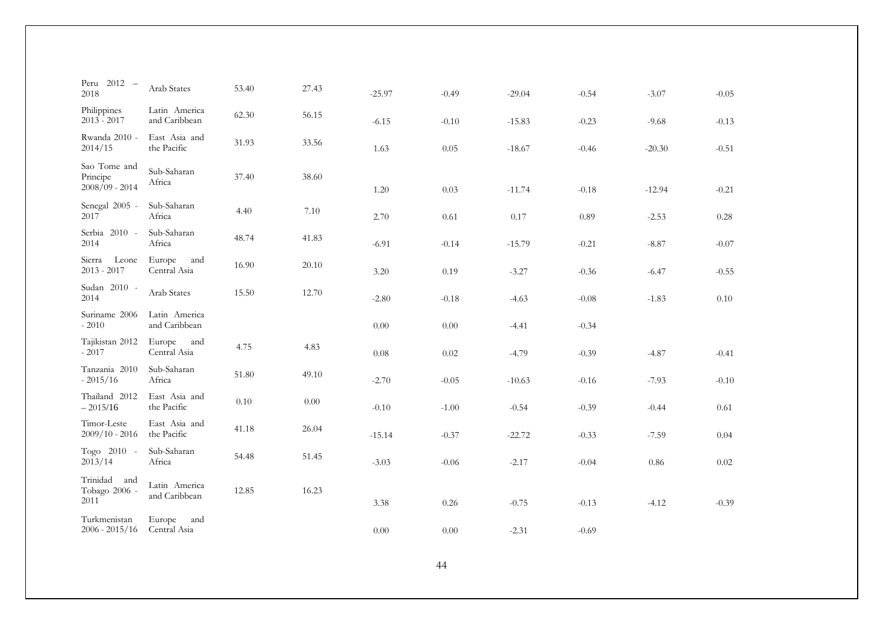| | | | | | | | | | |
|---|---|---|---|---|---|---|---|---|---|
| Peru 2012 – 2018 | Arab States | 53.40 | 27.43 | -25.97 | -0.49 | -29.04 | -0.54 | -3.07 | -0.05 |
| Philippines 2013 - 2017 | Latin America and Caribbean | 62.30 | 56.15 | -6.15 | -0.10 | -15.83 | -0.23 | -9.68 | -0.13 |
| Rwanda 2010 - 2014/15 | East Asia and the Pacific | 31.93 | 33.56 | 1.63 | 0.05 | -18.67 | -0.46 | -20.30 | -0.51 |
| Sao Tome and Principe 2008/09 - 2014 | Sub-Saharan Africa | 37.40 | 38.60 | 1.20 | 0.03 | -11.74 | -0.18 | -12.94 | -0.21 |
| Senegal 2005 - 2017 | Sub-Saharan Africa | 4.40 | 7.10 | 2.70 | 0.61 | 0.17 | 0.89 | -2.53 | 0.28 |
| Serbia 2010 - 2014 | Sub-Saharan Africa | 48.74 | 41.83 | -6.91 | -0.14 | -15.79 | -0.21 | -8.87 | -0.07 |
| Sierra Leone 2013 - 2017 | Europe and Central Asia | 16.90 | 20.10 | 3.20 | 0.19 | -3.27 | -0.36 | -6.47 | -0.55 |
| Sudan 2010 - 2014 | Arab States | 15.50 | 12.70 | -2.80 | -0.18 | -4.63 | -0.08 | -1.83 | 0.10 |
| Suriname 2006 - 2010 | Latin America and Caribbean | | | 0.00 | 0.00 | -4.41 | -0.34 | | |
| Tajikistan 2012 - 2017 | Europe and Central Asia | 4.75 | 4.83 | 0.08 | 0.02 | -4.79 | -0.39 | -4.87 | -0.41 |
| Tanzania 2010 - 2015/16 | Sub-Saharan Africa | 51.80 | 49.10 | -2.70 | -0.05 | -10.63 | -0.16 | -7.93 | -0.10 |
| Thailand 2012 – 2015/16 | East Asia and the Pacific | 0.10 | 0.00 | -0.10 | -1.00 | -0.54 | -0.39 | -0.44 | 0.61 |
| Timor-Leste 2009/10 - 2016 | East Asia and the Pacific | 41.18 | 26.04 | -15.14 | -0.37 | -22.72 | -0.33 | -7.59 | 0.04 |
| Togo 2010 - 2013/14 | Sub-Saharan Africa | 54.48 | 51.45 | -3.03 | -0.06 | -2.17 | -0.04 | 0.86 | 0.02 |
| Trinidad and Tobago 2006 - 2011 | Latin America and Caribbean | 12.85 | 16.23 | 3.38 | 0.26 | -0.75 | -0.13 | -4.12 | -0.39 |
| Turkmenistan 2006 - 2015/16 | Europe and Central Asia | | | 0.00 | 0.00 | -2.31 | -0.69 | | |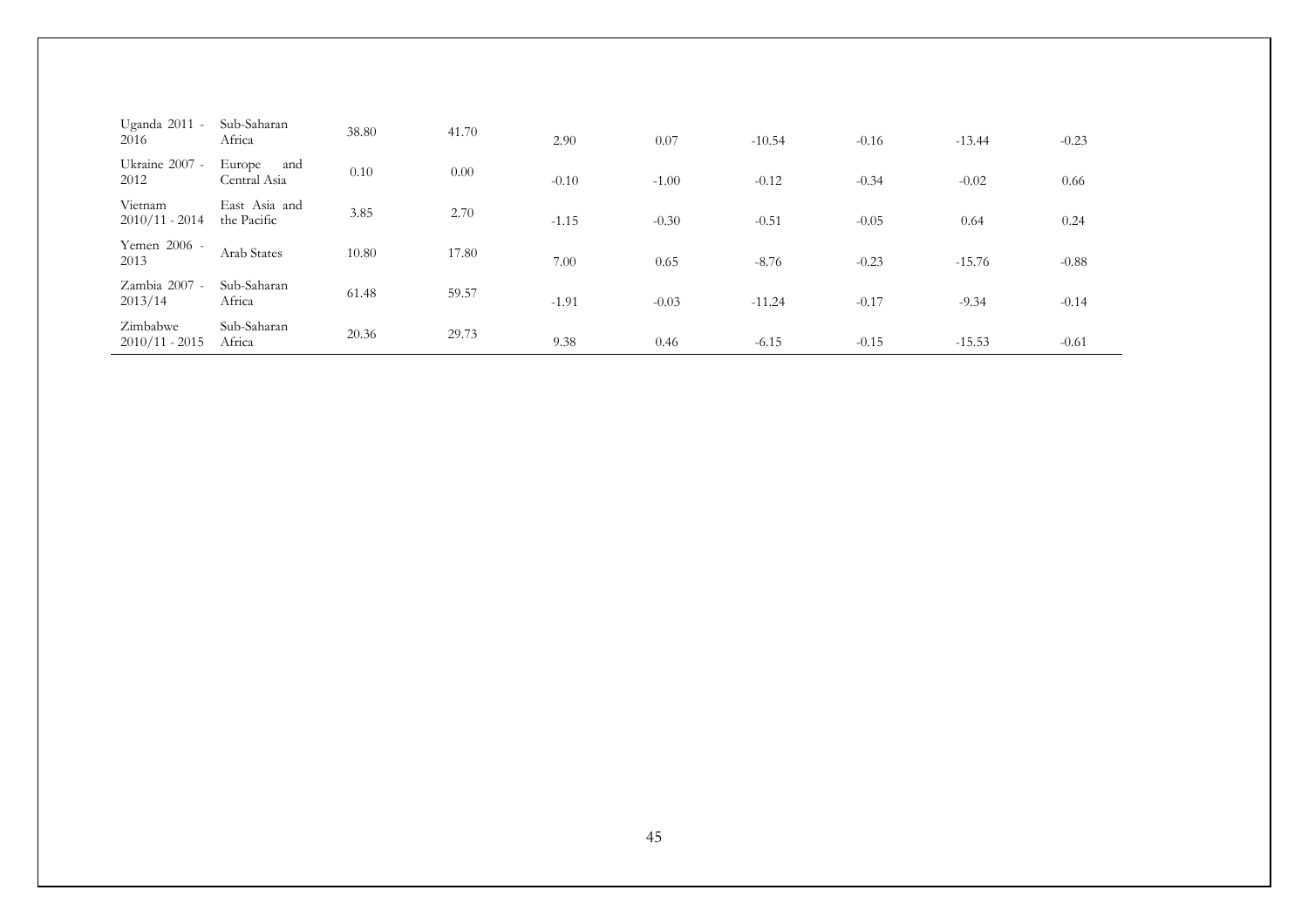| | | | | | | | | | |
|---|---|---|---|---|---|---|---|---|---|
| Uganda 2011 - 2016 | Sub-Saharan Africa | 38.80 | 41.70 | 2.90 | 0.07 | -10.54 | -0.16 | -13.44 | -0.23 |
| Ukraine 2007 - 2012 | Europe and Central Asia | 0.10 | 0.00 | -0.10 | -1.00 | -0.12 | -0.34 | -0.02 | 0.66 |
| Vietnam 2010/11 - 2014 | East Asia and the Pacific | 3.85 | 2.70 | -1.15 | -0.30 | -0.51 | -0.05 | 0.64 | 0.24 |
| Yemen 2006 - 2013 | Arab States | 10.80 | 17.80 | 7.00 | 0.65 | -8.76 | -0.23 | -15.76 | -0.88 |
| Zambia 2007 - 2013/14 | Sub-Saharan Africa | 61.48 | 59.57 | -1.91 | -0.03 | -11.24 | -0.17 | -9.34 | -0.14 |
| Zimbabwe 2010/11 - 2015 | Sub-Saharan Africa | 20.36 | 29.73 | 9.38 | 0.46 | -6.15 | -0.15 | -15.53 | -0.61 |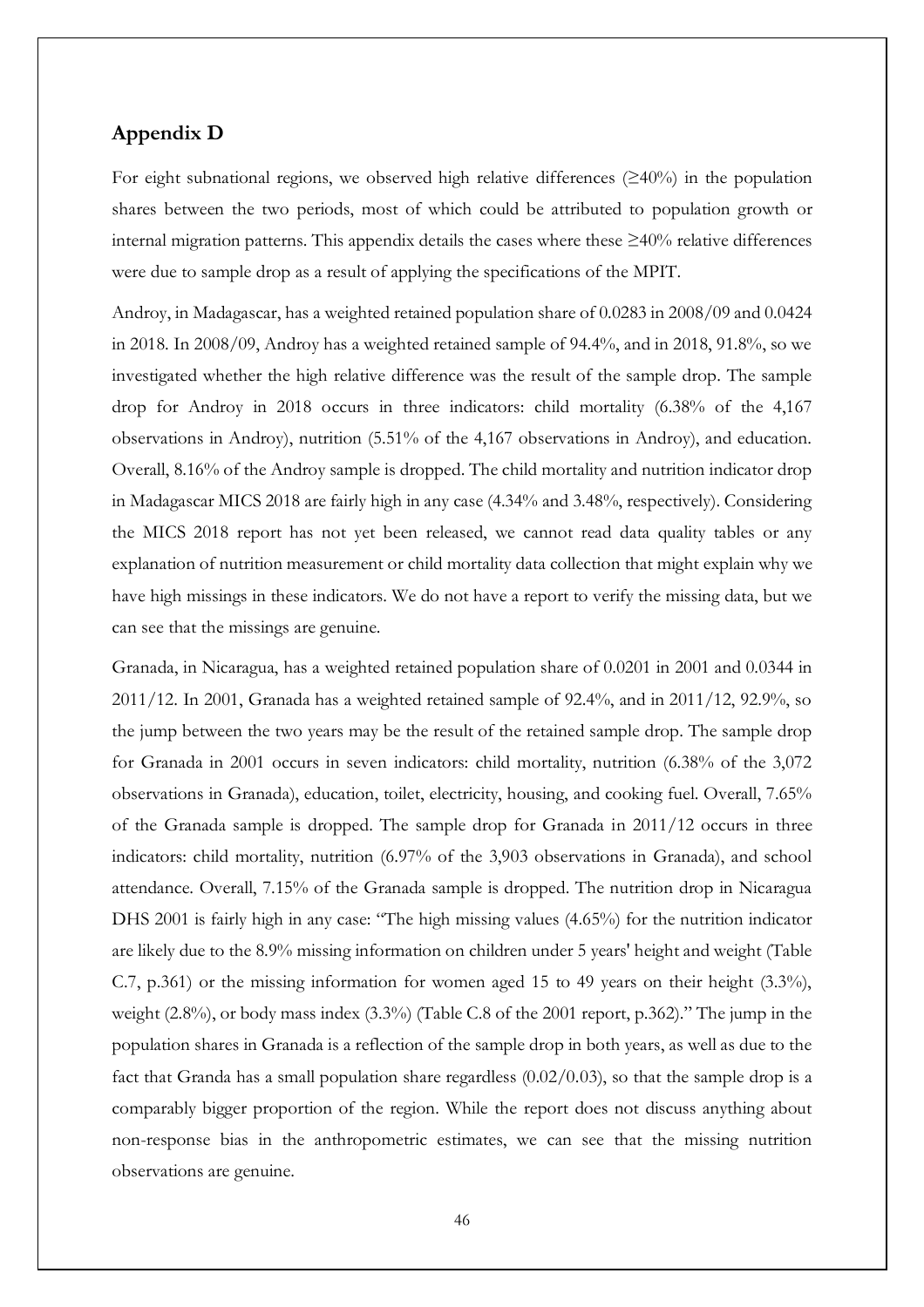## Appendix D

For eight subnational regions, we observed high relative differences (≥40%) in the population shares between the two periods, most of which could be attributed to population growth or internal migration patterns. This appendix details the cases where these ≥40% relative differences were due to sample drop as a result of applying the specifications of the MPIT.

Androy, in Madagascar, has a weighted retained population share of 0.0283 in 2008/09 and 0.0424 in 2018. In 2008/09, Androy has a weighted retained sample of 94.4%, and in 2018, 91.8%, so we investigated whether the high relative difference was the result of the sample drop. The sample drop for Androy in 2018 occurs in three indicators: child mortality (6.38% of the 4,167 observations in Androy), nutrition (5.51% of the 4,167 observations in Androy), and education. Overall, 8.16% of the Androy sample is dropped. The child mortality and nutrition indicator drop in Madagascar MICS 2018 are fairly high in any case (4.34% and 3.48%, respectively). Considering the MICS 2018 report has not yet been released, we cannot read data quality tables or any explanation of nutrition measurement or child mortality data collection that might explain why we have high missings in these indicators. We do not have a report to verify the missing data, but we can see that the missings are genuine.

Granada, in Nicaragua, has a weighted retained population share of 0.0201 in 2001 and 0.0344 in 2011/12. In 2001, Granada has a weighted retained sample of 92.4%, and in 2011/12, 92.9%, so the jump between the two years may be the result of the retained sample drop. The sample drop for Granada in 2001 occurs in seven indicators: child mortality, nutrition (6.38% of the 3,072 observations in Granada), education, toilet, electricity, housing, and cooking fuel. Overall, 7.65% of the Granada sample is dropped. The sample drop for Granada in 2011/12 occurs in three indicators: child mortality, nutrition (6.97% of the 3,903 observations in Granada), and school attendance. Overall, 7.15% of the Granada sample is dropped. The nutrition drop in Nicaragua DHS 2001 is fairly high in any case: "The high missing values (4.65%) for the nutrition indicator are likely due to the 8.9% missing information on children under 5 years' height and weight (Table C.7, p.361) or the missing information for women aged 15 to 49 years on their height (3.3%), weight (2.8%), or body mass index (3.3%) (Table C.8 of the 2001 report, p.362)." The jump in the population shares in Granada is a reflection of the sample drop in both years, as well as due to the fact that Granda has a small population share regardless (0.02/0.03), so that the sample drop is a comparably bigger proportion of the region. While the report does not discuss anything about non-response bias in the anthropometric estimates, we can see that the missing nutrition observations are genuine.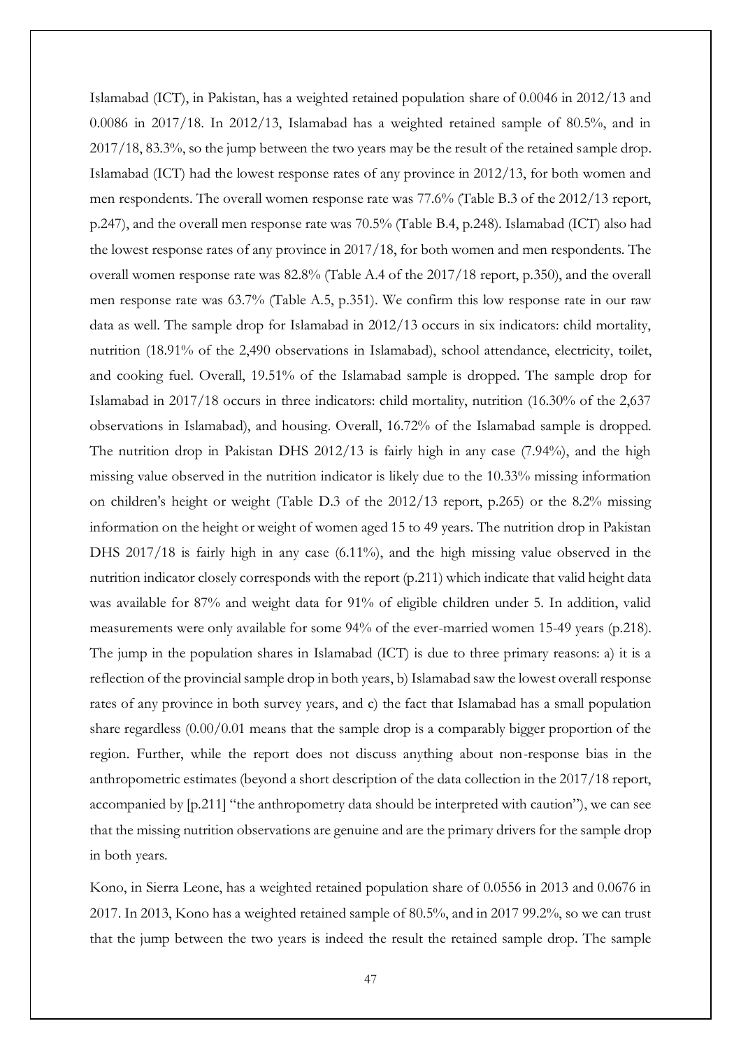Islamabad (ICT), in Pakistan, has a weighted retained population share of 0.0046 in 2012/13 and 0.0086 in 2017/18. In 2012/13, Islamabad has a weighted retained sample of 80.5%, and in 2017/18, 83.3%, so the jump between the two years may be the result of the retained sample drop. Islamabad (ICT) had the lowest response rates of any province in 2012/13, for both women and men respondents. The overall women response rate was 77.6% (Table B.3 of the 2012/13 report, p.247), and the overall men response rate was 70.5% (Table B.4, p.248). Islamabad (ICT) also had the lowest response rates of any province in 2017/18, for both women and men respondents. The overall women response rate was 82.8% (Table A.4 of the 2017/18 report, p.350), and the overall men response rate was 63.7% (Table A.5, p.351). We confirm this low response rate in our raw data as well. The sample drop for Islamabad in 2012/13 occurs in six indicators: child mortality, nutrition (18.91% of the 2,490 observations in Islamabad), school attendance, electricity, toilet, and cooking fuel. Overall, 19.51% of the Islamabad sample is dropped. The sample drop for Islamabad in 2017/18 occurs in three indicators: child mortality, nutrition (16.30% of the 2,637 observations in Islamabad), and housing. Overall, 16.72% of the Islamabad sample is dropped. The nutrition drop in Pakistan DHS 2012/13 is fairly high in any case (7.94%), and the high missing value observed in the nutrition indicator is likely due to the 10.33% missing information on children's height or weight (Table D.3 of the 2012/13 report, p.265) or the 8.2% missing information on the height or weight of women aged 15 to 49 years. The nutrition drop in Pakistan DHS 2017/18 is fairly high in any case (6.11%), and the high missing value observed in the nutrition indicator closely corresponds with the report (p.211) which indicate that valid height data was available for 87% and weight data for 91% of eligible children under 5. In addition, valid measurements were only available for some 94% of the ever-married women 15-49 years (p.218). The jump in the population shares in Islamabad (ICT) is due to three primary reasons: a) it is a reflection of the provincial sample drop in both years, b) Islamabad saw the lowest overall response rates of any province in both survey years, and c) the fact that Islamabad has a small population share regardless (0.00/0.01 means that the sample drop is a comparably bigger proportion of the region. Further, while the report does not discuss anything about non-response bias in the anthropometric estimates (beyond a short description of the data collection in the 2017/18 report, accompanied by [p.211] "the anthropometry data should be interpreted with caution"), we can see that the missing nutrition observations are genuine and are the primary drivers for the sample drop in both years.

Kono, in Sierra Leone, has a weighted retained population share of 0.0556 in 2013 and 0.0676 in 2017. In 2013, Kono has a weighted retained sample of 80.5%, and in 2017 99.2%, so we can trust that the jump between the two years is indeed the result the retained sample drop. The sample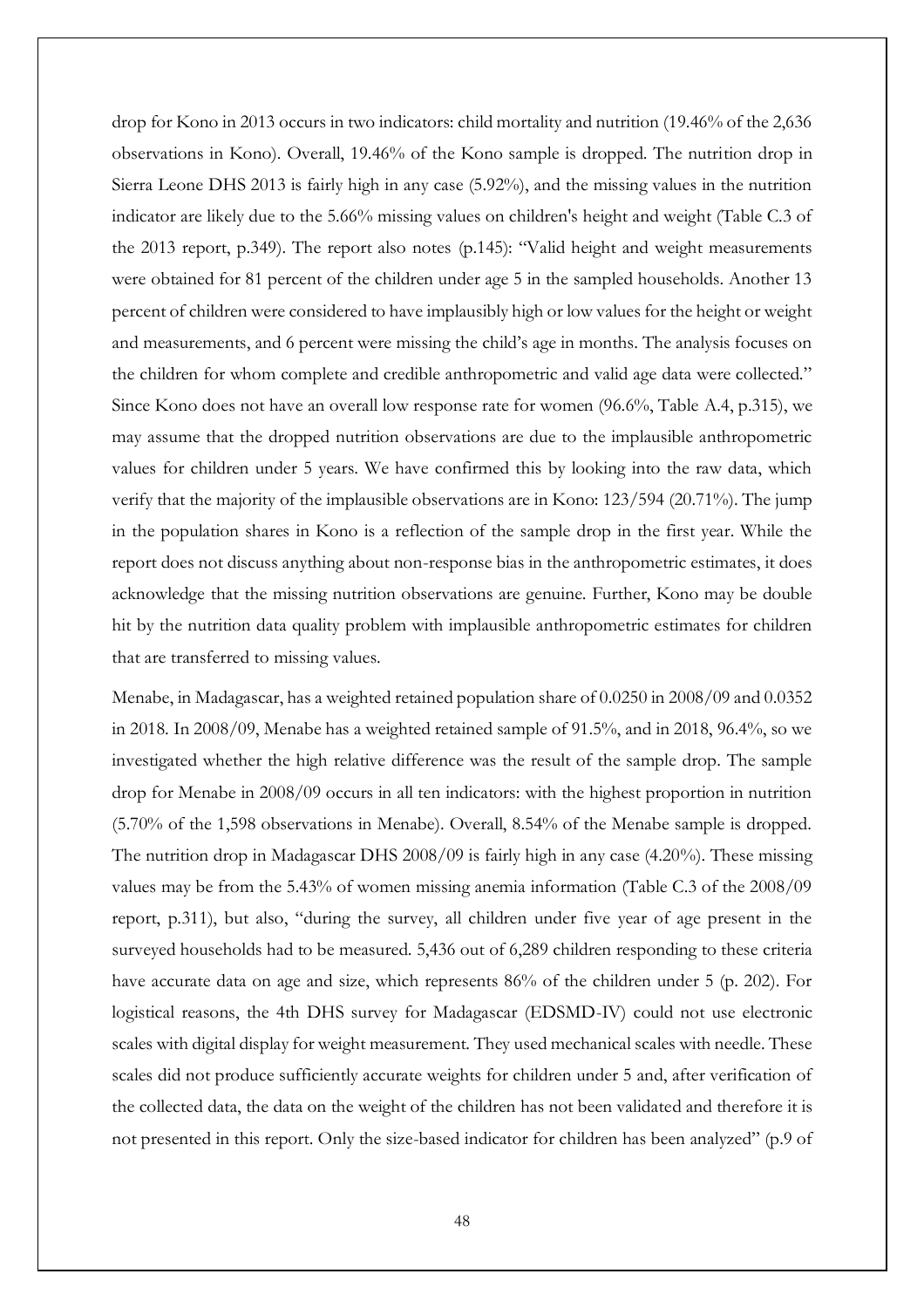drop for Kono in 2013 occurs in two indicators: child mortality and nutrition (19.46% of the 2,636 observations in Kono). Overall, 19.46% of the Kono sample is dropped. The nutrition drop in Sierra Leone DHS 2013 is fairly high in any case (5.92%), and the missing values in the nutrition indicator are likely due to the 5.66% missing values on children's height and weight (Table C.3 of the 2013 report, p.349). The report also notes (p.145): "Valid height and weight measurements were obtained for 81 percent of the children under age 5 in the sampled households. Another 13 percent of children were considered to have implausibly high or low values for the height or weight and measurements, and 6 percent were missing the child's age in months. The analysis focuses on the children for whom complete and credible anthropometric and valid age data were collected." Since Kono does not have an overall low response rate for women (96.6%, Table A.4, p.315), we may assume that the dropped nutrition observations are due to the implausible anthropometric values for children under 5 years. We have confirmed this by looking into the raw data, which verify that the majority of the implausible observations are in Kono: 123/594 (20.71%). The jump in the population shares in Kono is a reflection of the sample drop in the first year. While the report does not discuss anything about non-response bias in the anthropometric estimates, it does acknowledge that the missing nutrition observations are genuine. Further, Kono may be double hit by the nutrition data quality problem with implausible anthropometric estimates for children that are transferred to missing values.

Menabe, in Madagascar, has a weighted retained population share of 0.0250 in 2008/09 and 0.0352 in 2018. In 2008/09, Menabe has a weighted retained sample of 91.5%, and in 2018, 96.4%, so we investigated whether the high relative difference was the result of the sample drop. The sample drop for Menabe in 2008/09 occurs in all ten indicators: with the highest proportion in nutrition (5.70% of the 1,598 observations in Menabe). Overall, 8.54% of the Menabe sample is dropped. The nutrition drop in Madagascar DHS 2008/09 is fairly high in any case (4.20%). These missing values may be from the 5.43% of women missing anemia information (Table C.3 of the 2008/09 report, p.311), but also, "during the survey, all children under five year of age present in the surveyed households had to be measured. 5,436 out of 6,289 children responding to these criteria have accurate data on age and size, which represents 86% of the children under 5 (p. 202). For logistical reasons, the 4th DHS survey for Madagascar (EDSMD-IV) could not use electronic scales with digital display for weight measurement. They used mechanical scales with needle. These scales did not produce sufficiently accurate weights for children under 5 and, after verification of the collected data, the data on the weight of the children has not been validated and therefore it is not presented in this report. Only the size-based indicator for children has been analyzed" (p.9 of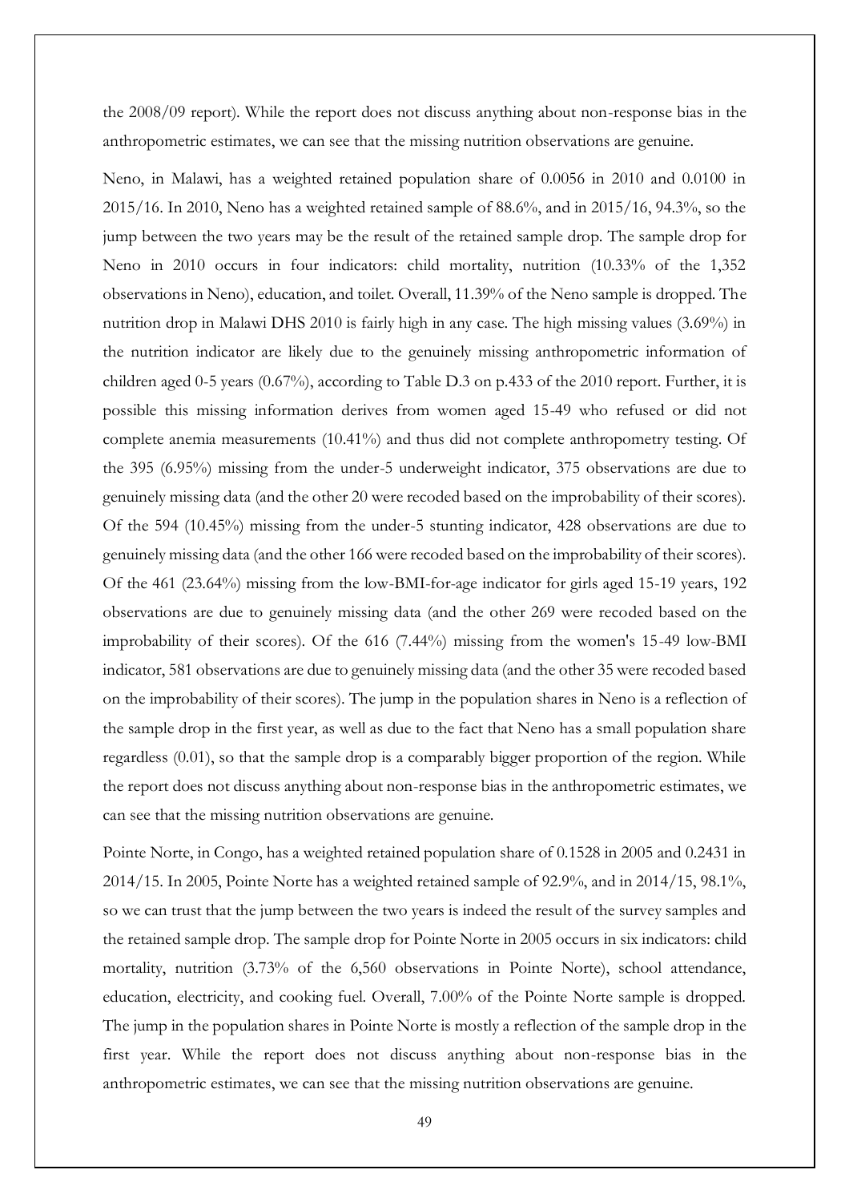the 2008/09 report). While the report does not discuss anything about non-response bias in the anthropometric estimates, we can see that the missing nutrition observations are genuine.

Neno, in Malawi, has a weighted retained population share of 0.0056 in 2010 and 0.0100 in 2015/16. In 2010, Neno has a weighted retained sample of 88.6%, and in 2015/16, 94.3%, so the jump between the two years may be the result of the retained sample drop. The sample drop for Neno in 2010 occurs in four indicators: child mortality, nutrition (10.33% of the 1,352 observations in Neno), education, and toilet. Overall, 11.39% of the Neno sample is dropped. The nutrition drop in Malawi DHS 2010 is fairly high in any case. The high missing values (3.69%) in the nutrition indicator are likely due to the genuinely missing anthropometric information of children aged 0-5 years (0.67%), according to Table D.3 on p.433 of the 2010 report. Further, it is possible this missing information derives from women aged 15-49 who refused or did not complete anemia measurements (10.41%) and thus did not complete anthropometry testing. Of the 395 (6.95%) missing from the under-5 underweight indicator, 375 observations are due to genuinely missing data (and the other 20 were recoded based on the improbability of their scores). Of the 594 (10.45%) missing from the under-5 stunting indicator, 428 observations are due to genuinely missing data (and the other 166 were recoded based on the improbability of their scores). Of the 461 (23.64%) missing from the low-BMI-for-age indicator for girls aged 15-19 years, 192 observations are due to genuinely missing data (and the other 269 were recoded based on the improbability of their scores). Of the 616 (7.44%) missing from the women's 15-49 low-BMI indicator, 581 observations are due to genuinely missing data (and the other 35 were recoded based on the improbability of their scores). The jump in the population shares in Neno is a reflection of the sample drop in the first year, as well as due to the fact that Neno has a small population share regardless (0.01), so that the sample drop is a comparably bigger proportion of the region. While the report does not discuss anything about non-response bias in the anthropometric estimates, we can see that the missing nutrition observations are genuine.

Pointe Norte, in Congo, has a weighted retained population share of 0.1528 in 2005 and 0.2431 in 2014/15. In 2005, Pointe Norte has a weighted retained sample of 92.9%, and in 2014/15, 98.1%, so we can trust that the jump between the two years is indeed the result of the survey samples and the retained sample drop. The sample drop for Pointe Norte in 2005 occurs in six indicators: child mortality, nutrition (3.73% of the 6,560 observations in Pointe Norte), school attendance, education, electricity, and cooking fuel. Overall, 7.00% of the Pointe Norte sample is dropped. The jump in the population shares in Pointe Norte is mostly a reflection of the sample drop in the first year. While the report does not discuss anything about non-response bias in the anthropometric estimates, we can see that the missing nutrition observations are genuine.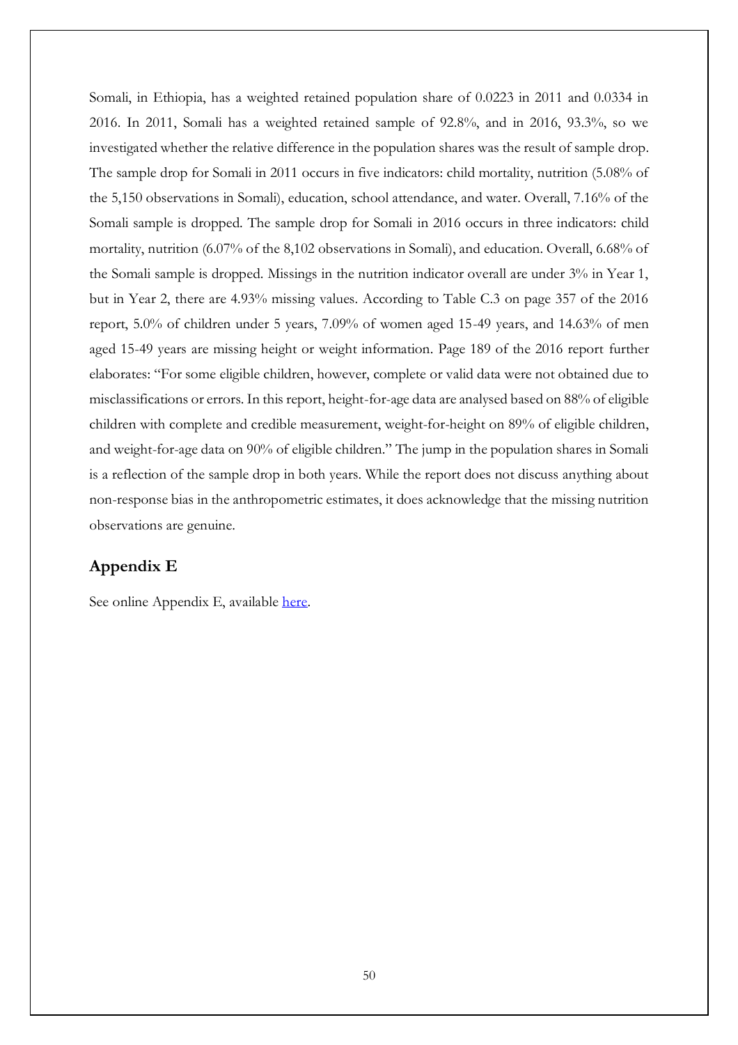Somali, in Ethiopia, has a weighted retained population share of 0.0223 in 2011 and 0.0334 in 2016. In 2011, Somali has a weighted retained sample of 92.8%, and in 2016, 93.3%, so we investigated whether the relative difference in the population shares was the result of sample drop. The sample drop for Somali in 2011 occurs in five indicators: child mortality, nutrition (5.08% of the 5,150 observations in Somali), education, school attendance, and water. Overall, 7.16% of the Somali sample is dropped. The sample drop for Somali in 2016 occurs in three indicators: child mortality, nutrition (6.07% of the 8,102 observations in Somali), and education. Overall, 6.68% of the Somali sample is dropped. Missings in the nutrition indicator overall are under 3% in Year 1, but in Year 2, there are 4.93% missing values. According to Table C.3 on page 357 of the 2016 report, 5.0% of children under 5 years, 7.09% of women aged 15-49 years, and 14.63% of men aged 15-49 years are missing height or weight information. Page 189 of the 2016 report further elaborates: "For some eligible children, however, complete or valid data were not obtained due to misclassifications or errors. In this report, height-for-age data are analysed based on 88% of eligible children with complete and credible measurement, weight-for-height on 89% of eligible children, and weight-for-age data on 90% of eligible children." The jump in the population shares in Somali is a reflection of the sample drop in both years. While the report does not discuss anything about non-response bias in the anthropometric estimates, it does acknowledge that the missing nutrition observations are genuine.

## Appendix E

See online Appendix E, available here.